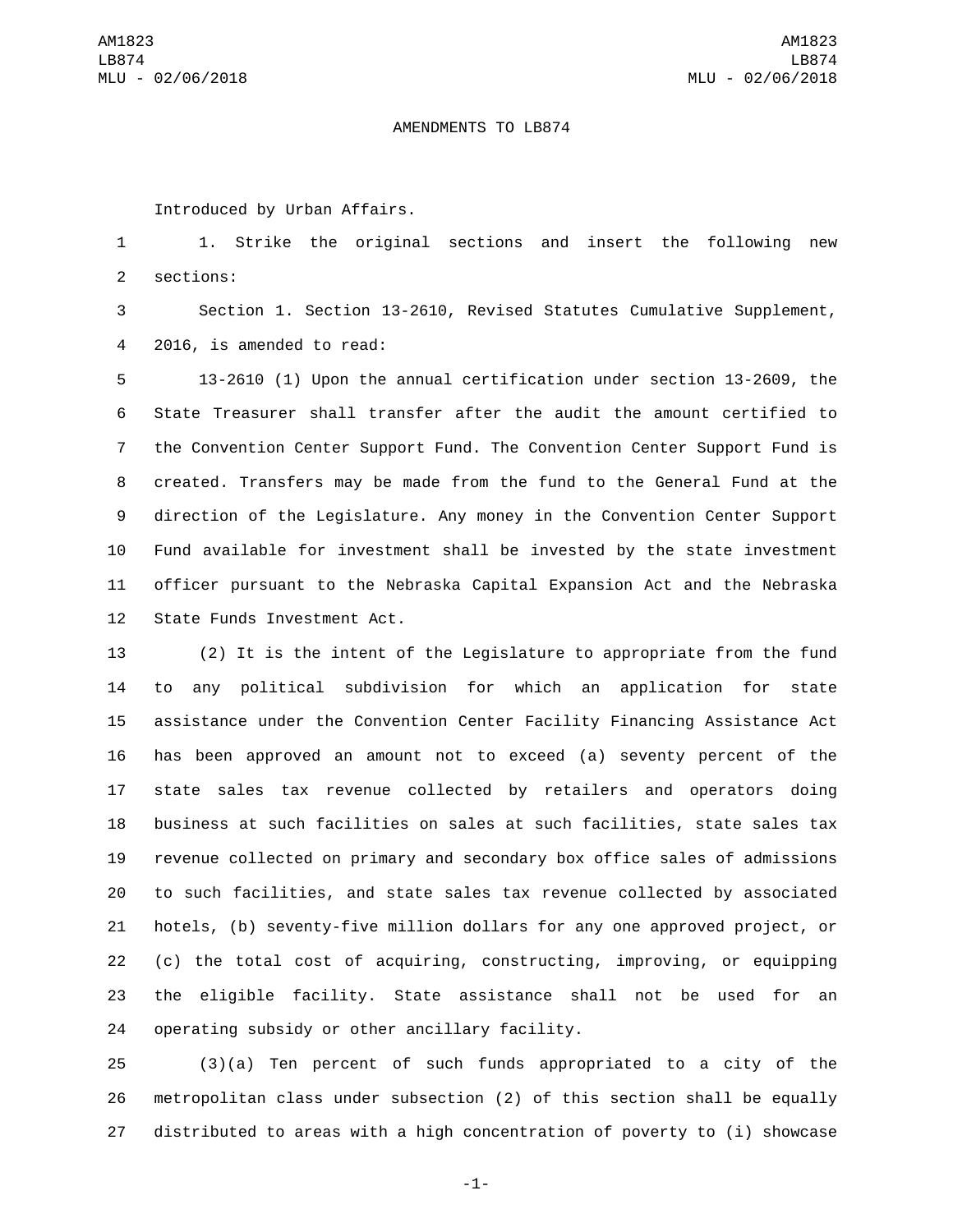AMENDMENTS TO LB874

Introduced by Urban Affairs.

1. Strike the original sections and insert the following new sections:

Section 1. Section 13-2610, Revised Statutes Cumulative Supplement, 2016, is amended to read:

13-2610 (1) Upon the annual certification under section 13-2609, the State Treasurer shall transfer after the audit the amount certified to the Convention Center Support Fund. The Convention Center Support Fund is created. Transfers may be made from the fund to the General Fund at the direction of the Legislature. Any money in the Convention Center Support Fund available for investment shall be invested by the state investment officer pursuant to the Nebraska Capital Expansion Act and the Nebraska State Funds Investment Act.

(2) It is the intent of the Legislature to appropriate from the fund to any political subdivision for which an application for state assistance under the Convention Center Facility Financing Assistance Act has been approved an amount not to exceed (a) seventy percent of the state sales tax revenue collected by retailers and operators doing business at such facilities on sales at such facilities, state sales tax revenue collected on primary and secondary box office sales of admissions to such facilities, and state sales tax revenue collected by associated hotels, (b) seventy-five million dollars for any one approved project, or (c) the total cost of acquiring, constructing, improving, or equipping the eligible facility. State assistance shall not be used for an operating subsidy or other ancillary facility.

(3)(a) Ten percent of such funds appropriated to a city of the metropolitan class under subsection (2) of this section shall be equally distributed to areas with a high concentration of poverty to (i) showcase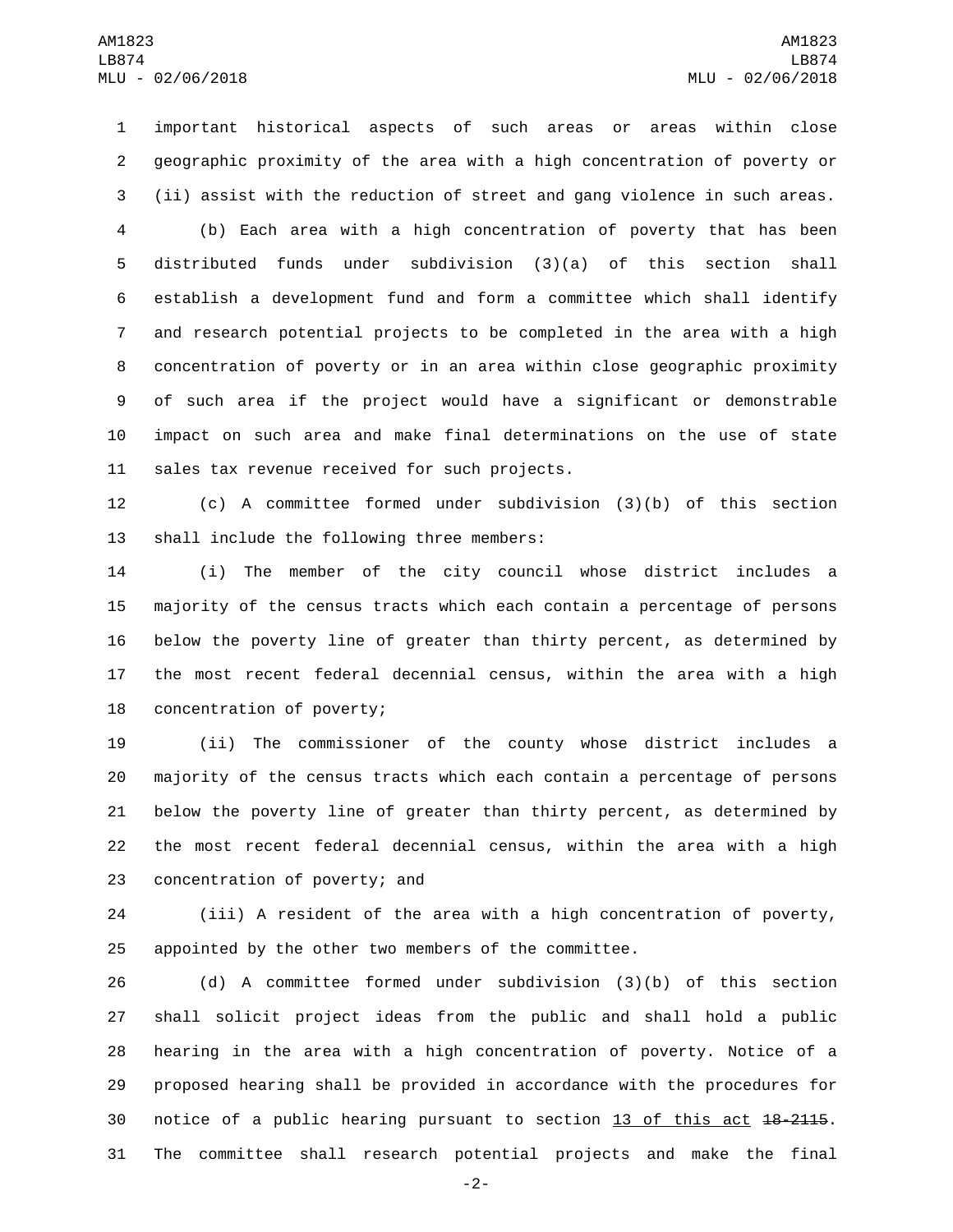important historical aspects of such areas or areas within close geographic proximity of the area with a high concentration of poverty or (ii) assist with the reduction of street and gang violence in such areas.

(b) Each area with a high concentration of poverty that has been distributed funds under subdivision (3)(a) of this section shall establish a development fund and form a committee which shall identify and research potential projects to be completed in the area with a high concentration of poverty or in an area within close geographic proximity of such area if the project would have a significant or demonstrable impact on such area and make final determinations on the use of state sales tax revenue received for such projects.

(c) A committee formed under subdivision (3)(b) of this section shall include the following three members:

(i) The member of the city council whose district includes a majority of the census tracts which each contain a percentage of persons below the poverty line of greater than thirty percent, as determined by the most recent federal decennial census, within the area with a high concentration of poverty;

(ii) The commissioner of the county whose district includes a majority of the census tracts which each contain a percentage of persons below the poverty line of greater than thirty percent, as determined by the most recent federal decennial census, within the area with a high concentration of poverty; and

(iii) A resident of the area with a high concentration of poverty, appointed by the other two members of the committee.

(d) A committee formed under subdivision (3)(b) of this section shall solicit project ideas from the public and shall hold a public hearing in the area with a high concentration of poverty. Notice of a proposed hearing shall be provided in accordance with the procedures for notice of a public hearing pursuant to section <u>13 of this act</u> ~~18-2115~~. The committee shall research potential projects and make the final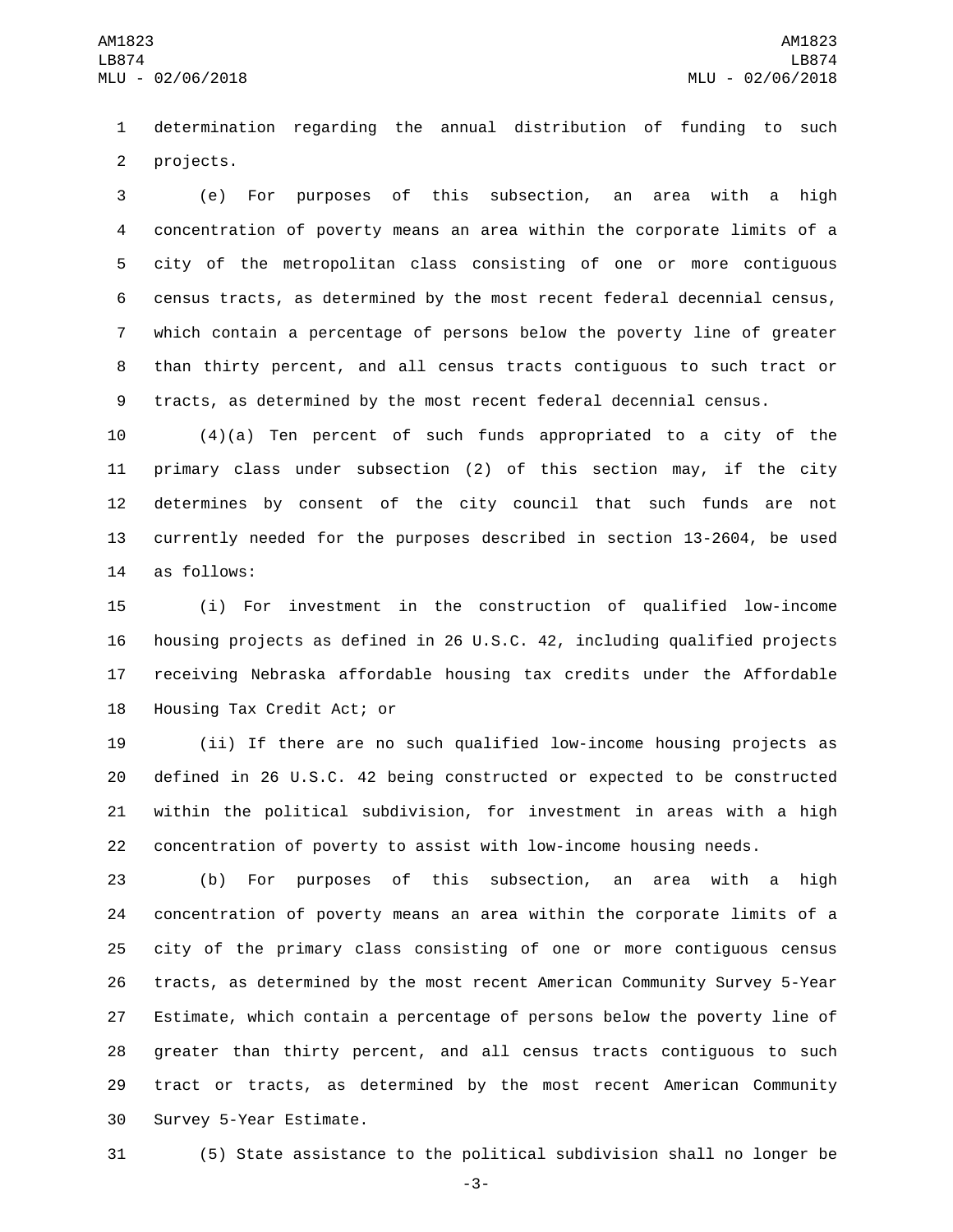determination regarding the annual distribution of funding to such projects.

(e) For purposes of this subsection, an area with a high concentration of poverty means an area within the corporate limits of a city of the metropolitan class consisting of one or more contiguous census tracts, as determined by the most recent federal decennial census, which contain a percentage of persons below the poverty line of greater than thirty percent, and all census tracts contiguous to such tract or tracts, as determined by the most recent federal decennial census.

(4)(a) Ten percent of such funds appropriated to a city of the primary class under subsection (2) of this section may, if the city determines by consent of the city council that such funds are not currently needed for the purposes described in section 13-2604, be used as follows:

(i) For investment in the construction of qualified low-income housing projects as defined in 26 U.S.C. 42, including qualified projects receiving Nebraska affordable housing tax credits under the Affordable Housing Tax Credit Act; or

(ii) If there are no such qualified low-income housing projects as defined in 26 U.S.C. 42 being constructed or expected to be constructed within the political subdivision, for investment in areas with a high concentration of poverty to assist with low-income housing needs.

(b) For purposes of this subsection, an area with a high concentration of poverty means an area within the corporate limits of a city of the primary class consisting of one or more contiguous census tracts, as determined by the most recent American Community Survey 5-Year Estimate, which contain a percentage of persons below the poverty line of greater than thirty percent, and all census tracts contiguous to such tract or tracts, as determined by the most recent American Community Survey 5-Year Estimate.

(5) State assistance to the political subdivision shall no longer be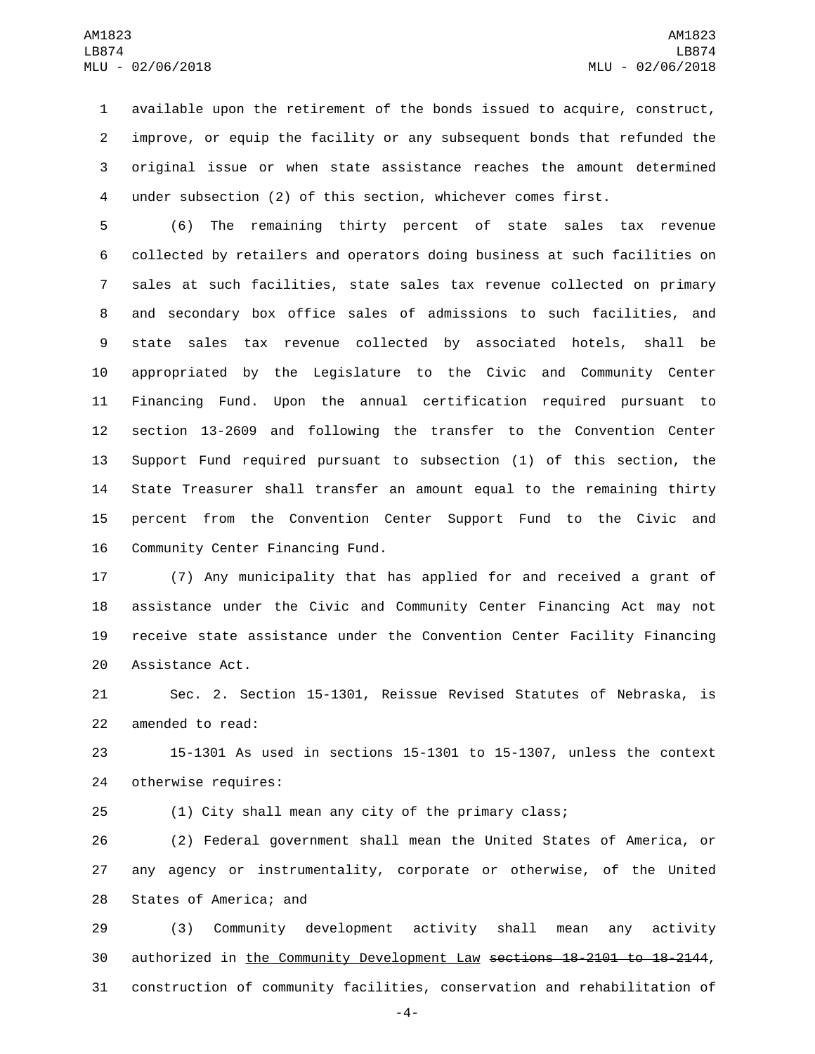available upon the retirement of the bonds issued to acquire, construct, improve, or equip the facility or any subsequent bonds that refunded the original issue or when state assistance reaches the amount determined under subsection (2) of this section, whichever comes first.

(6) The remaining thirty percent of state sales tax revenue collected by retailers and operators doing business at such facilities on sales at such facilities, state sales tax revenue collected on primary and secondary box office sales of admissions to such facilities, and state sales tax revenue collected by associated hotels, shall be appropriated by the Legislature to the Civic and Community Center Financing Fund. Upon the annual certification required pursuant to section 13-2609 and following the transfer to the Convention Center Support Fund required pursuant to subsection (1) of this section, the State Treasurer shall transfer an amount equal to the remaining thirty percent from the Convention Center Support Fund to the Civic and Community Center Financing Fund.

(7) Any municipality that has applied for and received a grant of assistance under the Civic and Community Center Financing Act may not receive state assistance under the Convention Center Facility Financing Assistance Act.

Sec. 2. Section 15-1301, Reissue Revised Statutes of Nebraska, is amended to read:

15-1301 As used in sections 15-1301 to 15-1307, unless the context otherwise requires:

(1) City shall mean any city of the primary class;

(2) Federal government shall mean the United States of America, or any agency or instrumentality, corporate or otherwise, of the United States of America; and

(3) Community development activity shall mean any activity authorized in <u>the Community Development Law</u> ~~sections 18-2101 to 18-2144~~, construction of community facilities, conservation and rehabilitation of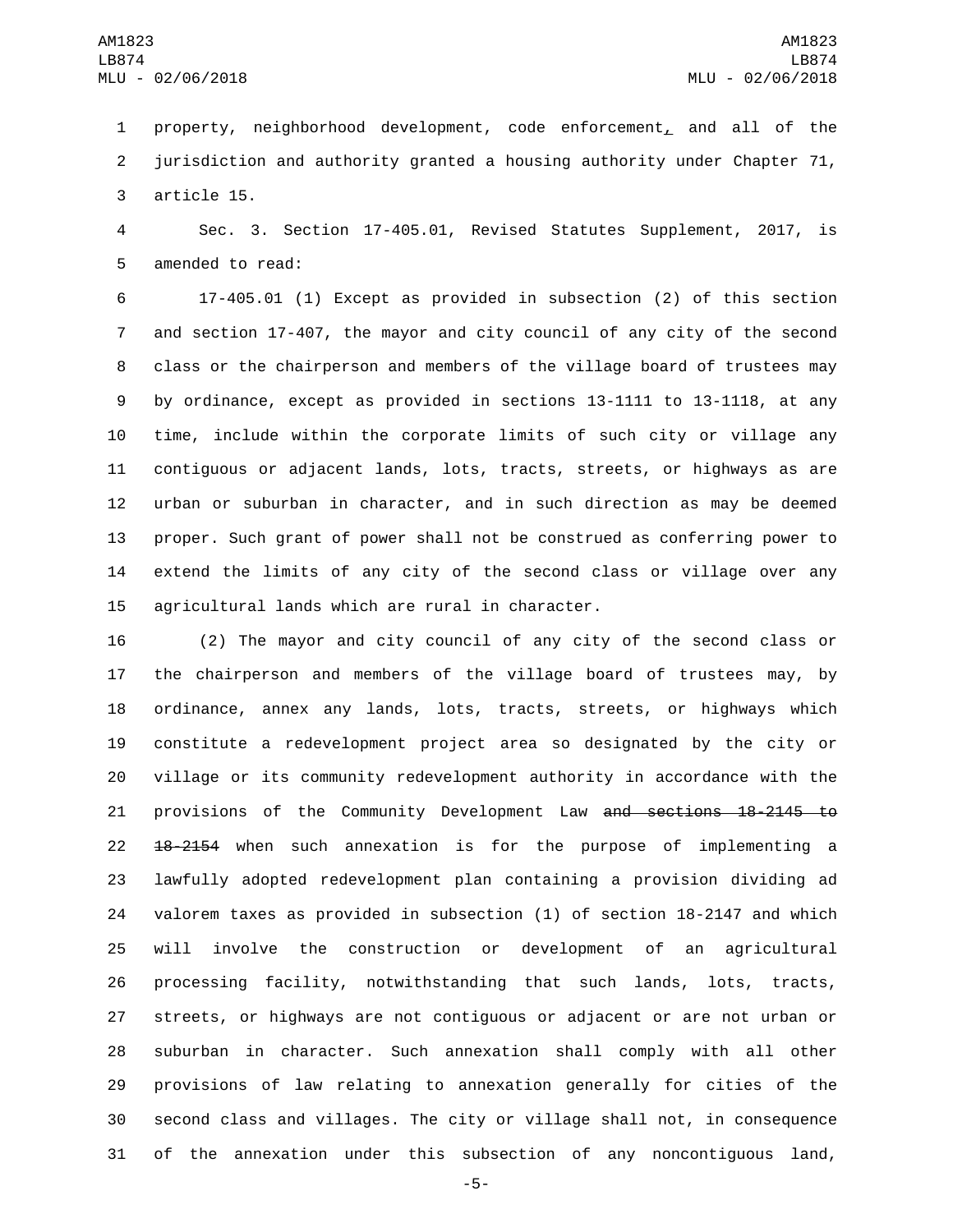property, neighborhood development, code enforcement, and all of the jurisdiction and authority granted a housing authority under Chapter 71, article 15.

Sec. 3. Section 17-405.01, Revised Statutes Supplement, 2017, is amended to read:

17-405.01 (1) Except as provided in subsection (2) of this section and section 17-407, the mayor and city council of any city of the second class or the chairperson and members of the village board of trustees may by ordinance, except as provided in sections 13-1111 to 13-1118, at any time, include within the corporate limits of such city or village any contiguous or adjacent lands, lots, tracts, streets, or highways as are urban or suburban in character, and in such direction as may be deemed proper. Such grant of power shall not be construed as conferring power to extend the limits of any city of the second class or village over any agricultural lands which are rural in character.

(2) The mayor and city council of any city of the second class or the chairperson and members of the village board of trustees may, by ordinance, annex any lands, lots, tracts, streets, or highways which constitute a redevelopment project area so designated by the city or village or its community redevelopment authority in accordance with the provisions of the Community Development Law ~~and sections 18-2145 to 18-2154~~ when such annexation is for the purpose of implementing a lawfully adopted redevelopment plan containing a provision dividing ad valorem taxes as provided in subsection (1) of section 18-2147 and which will involve the construction or development of an agricultural processing facility, notwithstanding that such lands, lots, tracts, streets, or highways are not contiguous or adjacent or are not urban or suburban in character. Such annexation shall comply with all other provisions of law relating to annexation generally for cities of the second class and villages. The city or village shall not, in consequence of the annexation under this subsection of any noncontiguous land,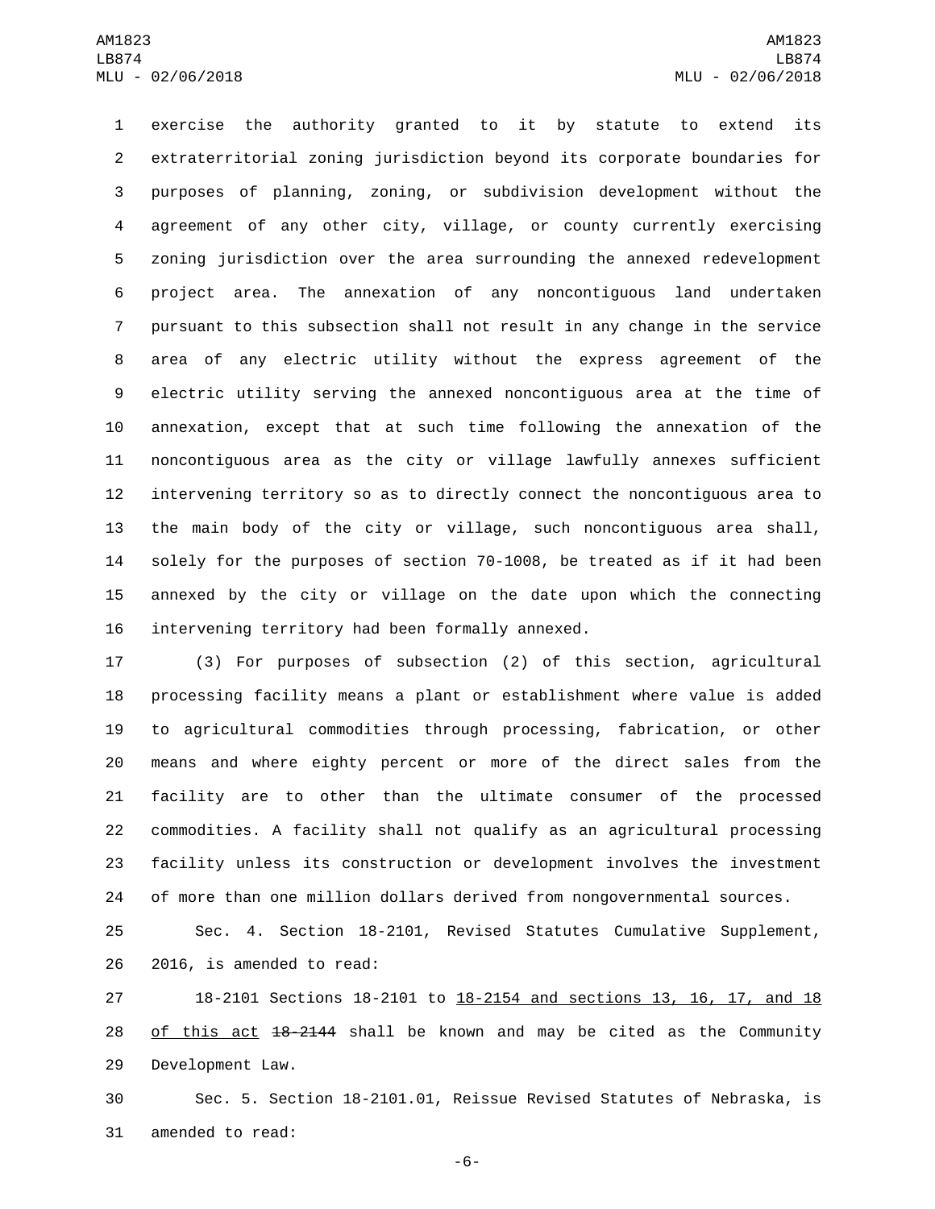exercise the authority granted to it by statute to extend its extraterritorial zoning jurisdiction beyond its corporate boundaries for purposes of planning, zoning, or subdivision development without the agreement of any other city, village, or county currently exercising zoning jurisdiction over the area surrounding the annexed redevelopment project area. The annexation of any noncontiguous land undertaken pursuant to this subsection shall not result in any change in the service area of any electric utility without the express agreement of the electric utility serving the annexed noncontiguous area at the time of annexation, except that at such time following the annexation of the noncontiguous area as the city or village lawfully annexes sufficient intervening territory so as to directly connect the noncontiguous area to the main body of the city or village, such noncontiguous area shall, solely for the purposes of section 70-1008, be treated as if it had been annexed by the city or village on the date upon which the connecting intervening territory had been formally annexed.

(3) For purposes of subsection (2) of this section, agricultural processing facility means a plant or establishment where value is added to agricultural commodities through processing, fabrication, or other means and where eighty percent or more of the direct sales from the facility are to other than the ultimate consumer of the processed commodities. A facility shall not qualify as an agricultural processing facility unless its construction or development involves the investment of more than one million dollars derived from nongovernmental sources.

Sec. 4. Section 18-2101, Revised Statutes Cumulative Supplement, 2016, is amended to read:

18-2101 Sections 18-2101 to 18-2154 and sections 13, 16, 17, and 18 of this act ~~18-2144~~ shall be known and may be cited as the Community Development Law.

Sec. 5. Section 18-2101.01, Reissue Revised Statutes of Nebraska, is amended to read: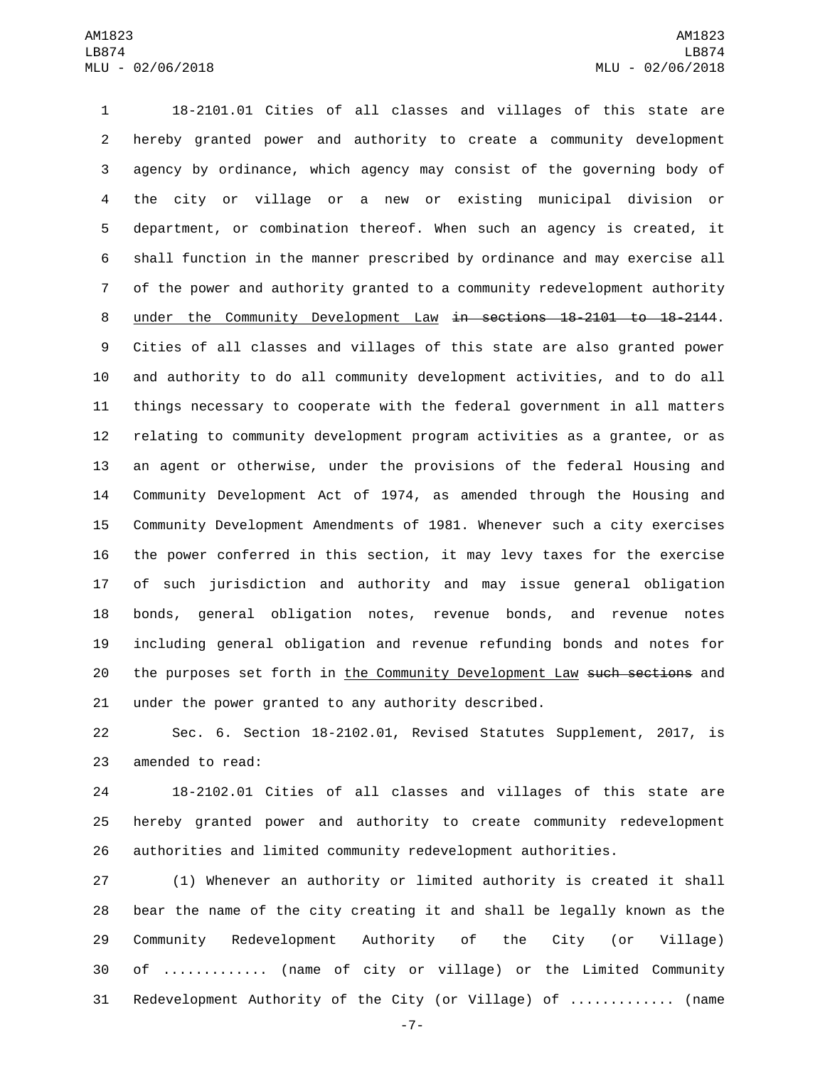18-2101.01 Cities of all classes and villages of this state are hereby granted power and authority to create a community development agency by ordinance, which agency may consist of the governing body of the city or village or a new or existing municipal division or department, or combination thereof. When such an agency is created, it shall function in the manner prescribed by ordinance and may exercise all of the power and authority granted to a community redevelopment authority <u>under the Community Development Law</u> ~~in sections 18-2101 to 18-2144~~. Cities of all classes and villages of this state are also granted power and authority to do all community development activities, and to do all things necessary to cooperate with the federal government in all matters relating to community development program activities as a grantee, or as an agent or otherwise, under the provisions of the federal Housing and Community Development Act of 1974, as amended through the Housing and Community Development Amendments of 1981. Whenever such a city exercises the power conferred in this section, it may levy taxes for the exercise of such jurisdiction and authority and may issue general obligation bonds, general obligation notes, revenue bonds, and revenue notes including general obligation and revenue refunding bonds and notes for the purposes set forth in <u>the Community Development Law</u> ~~such sections~~ and under the power granted to any authority described.

Sec. 6. Section 18-2102.01, Revised Statutes Supplement, 2017, is amended to read:

18-2102.01 Cities of all classes and villages of this state are hereby granted power and authority to create community redevelopment authorities and limited community redevelopment authorities.

(1) Whenever an authority or limited authority is created it shall bear the name of the city creating it and shall be legally known as the Community Redevelopment Authority of the City (or Village) of ............ (name of city or village) or the Limited Community Redevelopment Authority of the City (or Village) of ............ (name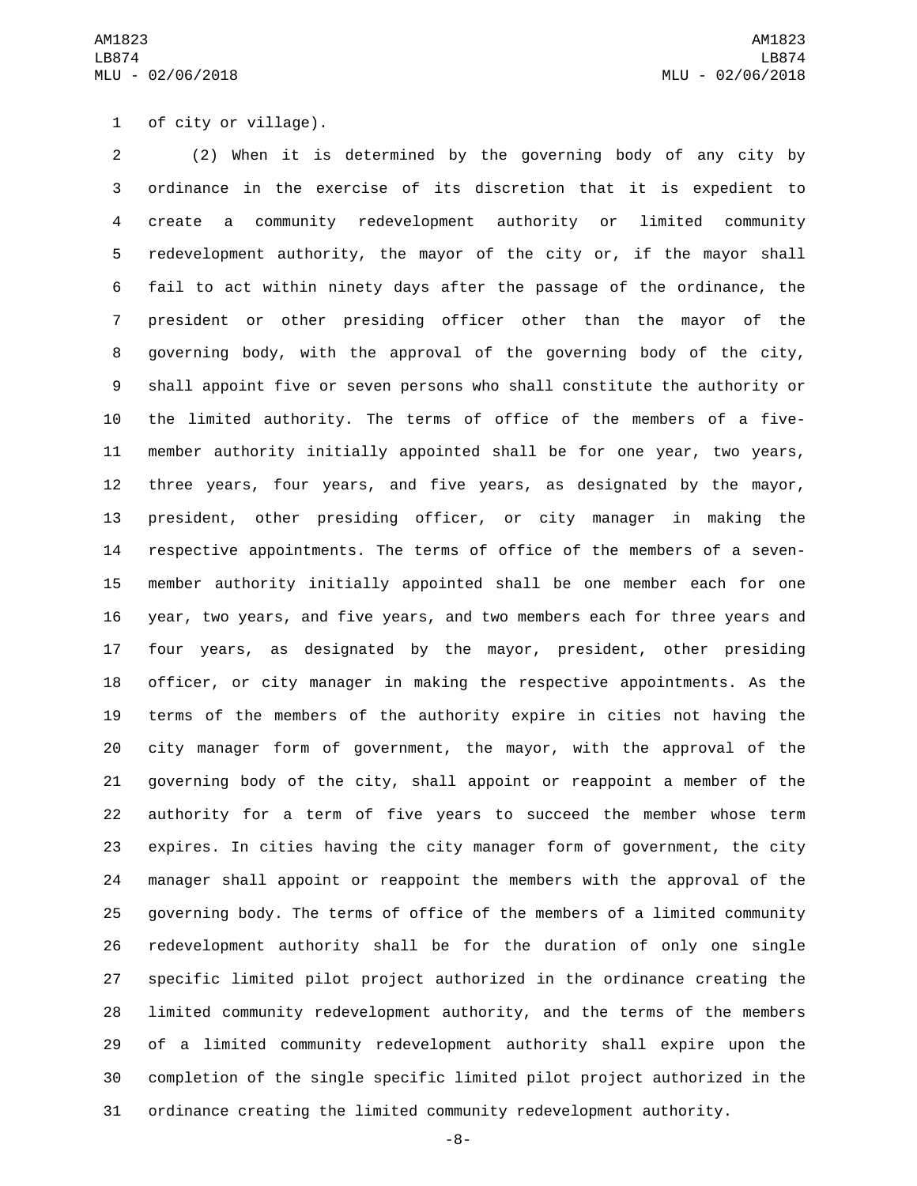of city or village).

(2) When it is determined by the governing body of any city by ordinance in the exercise of its discretion that it is expedient to create a community redevelopment authority or limited community redevelopment authority, the mayor of the city or, if the mayor shall fail to act within ninety days after the passage of the ordinance, the president or other presiding officer other than the mayor of the governing body, with the approval of the governing body of the city, shall appoint five or seven persons who shall constitute the authority or the limited authority. The terms of office of the members of a five-member authority initially appointed shall be for one year, two years, three years, four years, and five years, as designated by the mayor, president, other presiding officer, or city manager in making the respective appointments. The terms of office of the members of a seven-member authority initially appointed shall be one member each for one year, two years, and five years, and two members each for three years and four years, as designated by the mayor, president, other presiding officer, or city manager in making the respective appointments. As the terms of the members of the authority expire in cities not having the city manager form of government, the mayor, with the approval of the governing body of the city, shall appoint or reappoint a member of the authority for a term of five years to succeed the member whose term expires. In cities having the city manager form of government, the city manager shall appoint or reappoint the members with the approval of the governing body. The terms of office of the members of a limited community redevelopment authority shall be for the duration of only one single specific limited pilot project authorized in the ordinance creating the limited community redevelopment authority, and the terms of the members of a limited community redevelopment authority shall expire upon the completion of the single specific limited pilot project authorized in the ordinance creating the limited community redevelopment authority.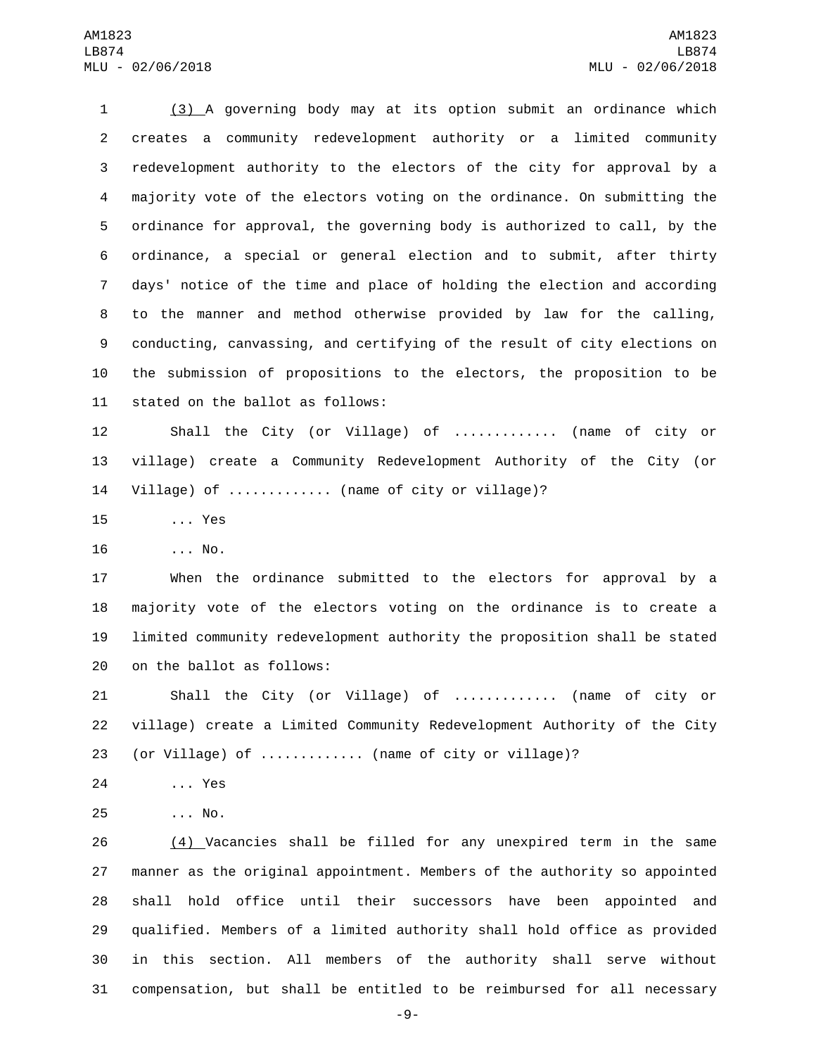(3) A governing body may at its option submit an ordinance which creates a community redevelopment authority or a limited community redevelopment authority to the electors of the city for approval by a majority vote of the electors voting on the ordinance. On submitting the ordinance for approval, the governing body is authorized to call, by the ordinance, a special or general election and to submit, after thirty days' notice of the time and place of holding the election and according to the manner and method otherwise provided by law for the calling, conducting, canvassing, and certifying of the result of city elections on the submission of propositions to the electors, the proposition to be stated on the ballot as follows:

Shall the City (or Village) of ............ (name of city or village) create a Community Redevelopment Authority of the City (or Village) of ............ (name of city or village)?

... Yes

... No.

When the ordinance submitted to the electors for approval by a majority vote of the electors voting on the ordinance is to create a limited community redevelopment authority the proposition shall be stated on the ballot as follows:

Shall the City (or Village) of ............ (name of city or village) create a Limited Community Redevelopment Authority of the City (or Village) of ............ (name of city or village)?

... Yes

... No.

(4) Vacancies shall be filled for any unexpired term in the same manner as the original appointment. Members of the authority so appointed shall hold office until their successors have been appointed and qualified. Members of a limited authority shall hold office as provided in this section. All members of the authority shall serve without compensation, but shall be entitled to be reimbursed for all necessary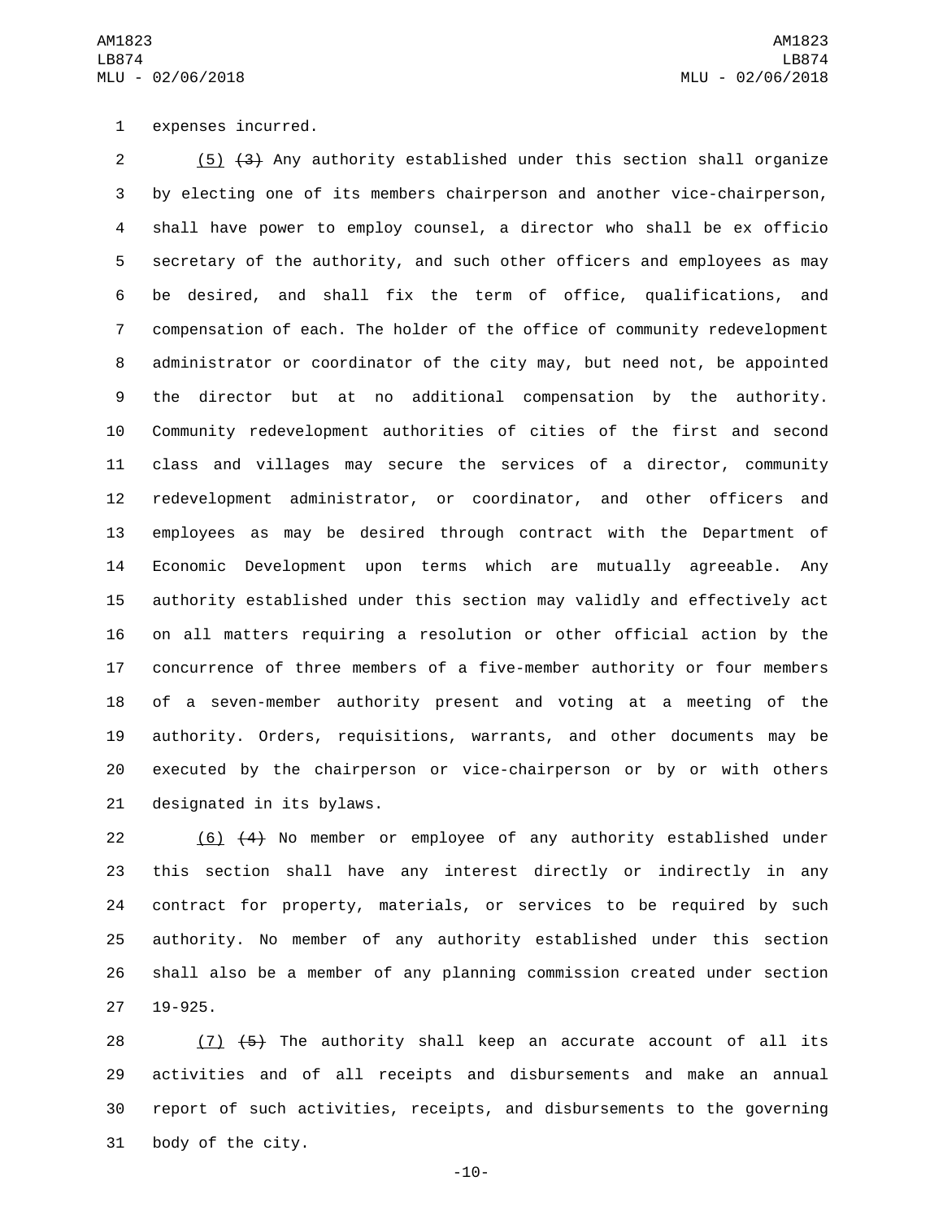expenses incurred.

(5) ~~(3)~~ Any authority established under this section shall organize by electing one of its members chairperson and another vice-chairperson, shall have power to employ counsel, a director who shall be ex officio secretary of the authority, and such other officers and employees as may be desired, and shall fix the term of office, qualifications, and compensation of each. The holder of the office of community redevelopment administrator or coordinator of the city may, but need not, be appointed the director but at no additional compensation by the authority. Community redevelopment authorities of cities of the first and second class and villages may secure the services of a director, community redevelopment administrator, or coordinator, and other officers and employees as may be desired through contract with the Department of Economic Development upon terms which are mutually agreeable. Any authority established under this section may validly and effectively act on all matters requiring a resolution or other official action by the concurrence of three members of a five-member authority or four members of a seven-member authority present and voting at a meeting of the authority. Orders, requisitions, warrants, and other documents may be executed by the chairperson or vice-chairperson or by or with others designated in its bylaws.

(6) ~~(4)~~ No member or employee of any authority established under this section shall have any interest directly or indirectly in any contract for property, materials, or services to be required by such authority. No member of any authority established under this section shall also be a member of any planning commission created under section 19-925.

(7) ~~(5)~~ The authority shall keep an accurate account of all its activities and of all receipts and disbursements and make an annual report of such activities, receipts, and disbursements to the governing body of the city.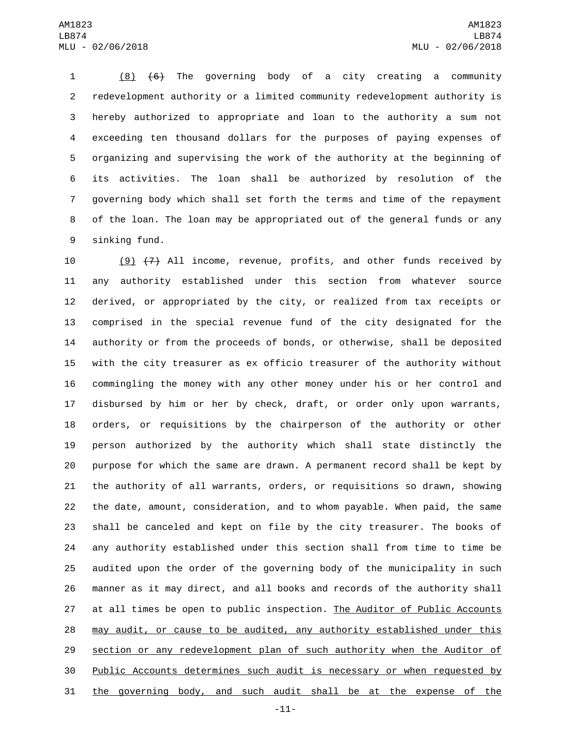(8) ~~(6)~~ The governing body of a city creating a community redevelopment authority or a limited community redevelopment authority is hereby authorized to appropriate and loan to the authority a sum not exceeding ten thousand dollars for the purposes of paying expenses of organizing and supervising the work of the authority at the beginning of its activities. The loan shall be authorized by resolution of the governing body which shall set forth the terms and time of the repayment of the loan. The loan may be appropriated out of the general funds or any sinking fund.

(9) ~~(7)~~ All income, revenue, profits, and other funds received by any authority established under this section from whatever source derived, or appropriated by the city, or realized from tax receipts or comprised in the special revenue fund of the city designated for the authority or from the proceeds of bonds, or otherwise, shall be deposited with the city treasurer as ex officio treasurer of the authority without commingling the money with any other money under his or her control and disbursed by him or her by check, draft, or order only upon warrants, orders, or requisitions by the chairperson of the authority or other person authorized by the authority which shall state distinctly the purpose for which the same are drawn. A permanent record shall be kept by the authority of all warrants, orders, or requisitions so drawn, showing the date, amount, consideration, and to whom payable. When paid, the same shall be canceled and kept on file by the city treasurer. The books of any authority established under this section shall from time to time be audited upon the order of the governing body of the municipality in such manner as it may direct, and all books and records of the authority shall at all times be open to public inspection. The Auditor of Public Accounts may audit, or cause to be audited, any authority established under this section or any redevelopment plan of such authority when the Auditor of Public Accounts determines such audit is necessary or when requested by the governing body, and such audit shall be at the expense of the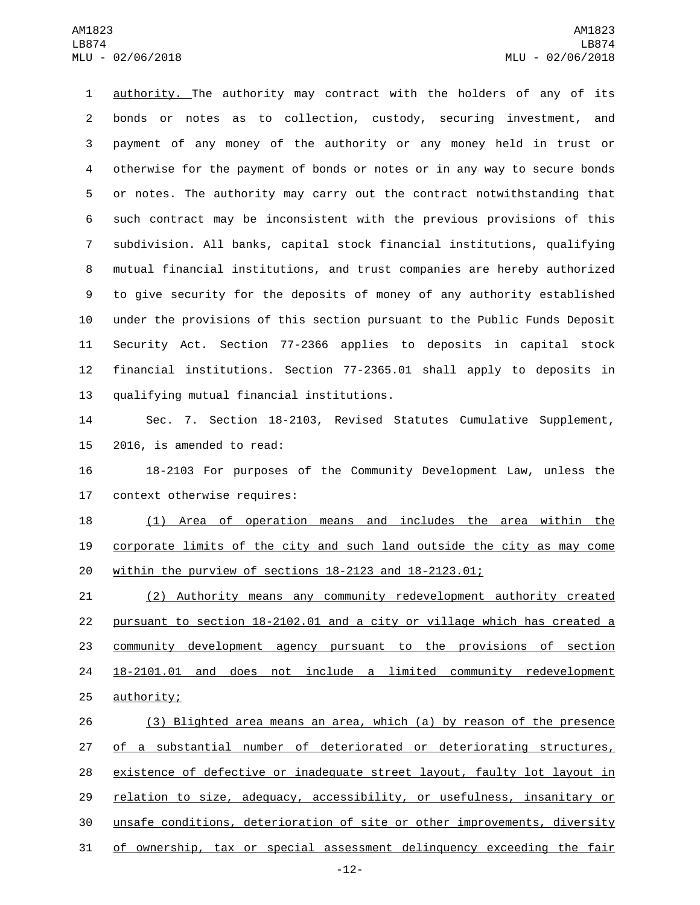authority. The authority may contract with the holders of any of its bonds or notes as to collection, custody, securing investment, and payment of any money of the authority or any money held in trust or otherwise for the payment of bonds or notes or in any way to secure bonds or notes. The authority may carry out the contract notwithstanding that such contract may be inconsistent with the previous provisions of this subdivision. All banks, capital stock financial institutions, qualifying mutual financial institutions, and trust companies are hereby authorized to give security for the deposits of money of any authority established under the provisions of this section pursuant to the Public Funds Deposit Security Act. Section 77-2366 applies to deposits in capital stock financial institutions. Section 77-2365.01 shall apply to deposits in qualifying mutual financial institutions.

Sec. 7. Section 18-2103, Revised Statutes Cumulative Supplement, 2016, is amended to read:

18-2103 For purposes of the Community Development Law, unless the context otherwise requires:

(1) Area of operation means and includes the area within the corporate limits of the city and such land outside the city as may come within the purview of sections 18-2123 and 18-2123.01;

(2) Authority means any community redevelopment authority created pursuant to section 18-2102.01 and a city or village which has created a community development agency pursuant to the provisions of section 18-2101.01 and does not include a limited community redevelopment authority;

(3) Blighted area means an area, which (a) by reason of the presence of a substantial number of deteriorated or deteriorating structures, existence of defective or inadequate street layout, faulty lot layout in relation to size, adequacy, accessibility, or usefulness, insanitary or unsafe conditions, deterioration of site or other improvements, diversity of ownership, tax or special assessment delinquency exceeding the fair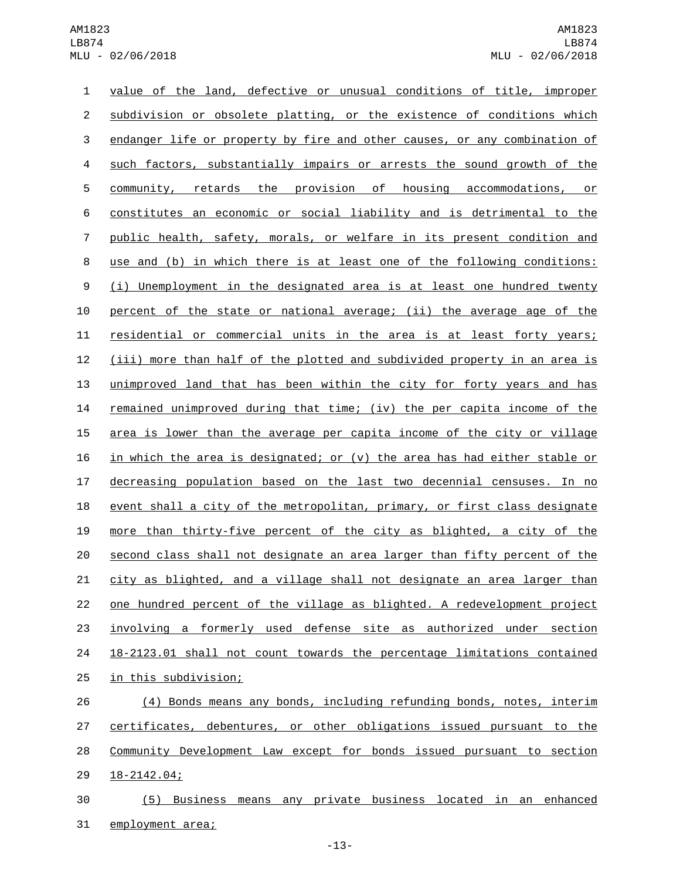value of the land, defective or unusual conditions of title, improper subdivision or obsolete platting, or the existence of conditions which endanger life or property by fire and other causes, or any combination of such factors, substantially impairs or arrests the sound growth of the community, retards the provision of housing accommodations, or constitutes an economic or social liability and is detrimental to the public health, safety, morals, or welfare in its present condition and use and (b) in which there is at least one of the following conditions: (i) Unemployment in the designated area is at least one hundred twenty percent of the state or national average; (ii) the average age of the residential or commercial units in the area is at least forty years; (iii) more than half of the plotted and subdivided property in an area is unimproved land that has been within the city for forty years and has remained unimproved during that time; (iv) the per capita income of the area is lower than the average per capita income of the city or village in which the area is designated; or (v) the area has had either stable or decreasing population based on the last two decennial censuses. In no event shall a city of the metropolitan, primary, or first class designate more than thirty-five percent of the city as blighted, a city of the second class shall not designate an area larger than fifty percent of the city as blighted, and a village shall not designate an area larger than one hundred percent of the village as blighted. A redevelopment project involving a formerly used defense site as authorized under section 18-2123.01 shall not count towards the percentage limitations contained in this subdivision;

(4) Bonds means any bonds, including refunding bonds, notes, interim certificates, debentures, or other obligations issued pursuant to the Community Development Law except for bonds issued pursuant to section 18-2142.04;

(5) Business means any private business located in an enhanced employment area;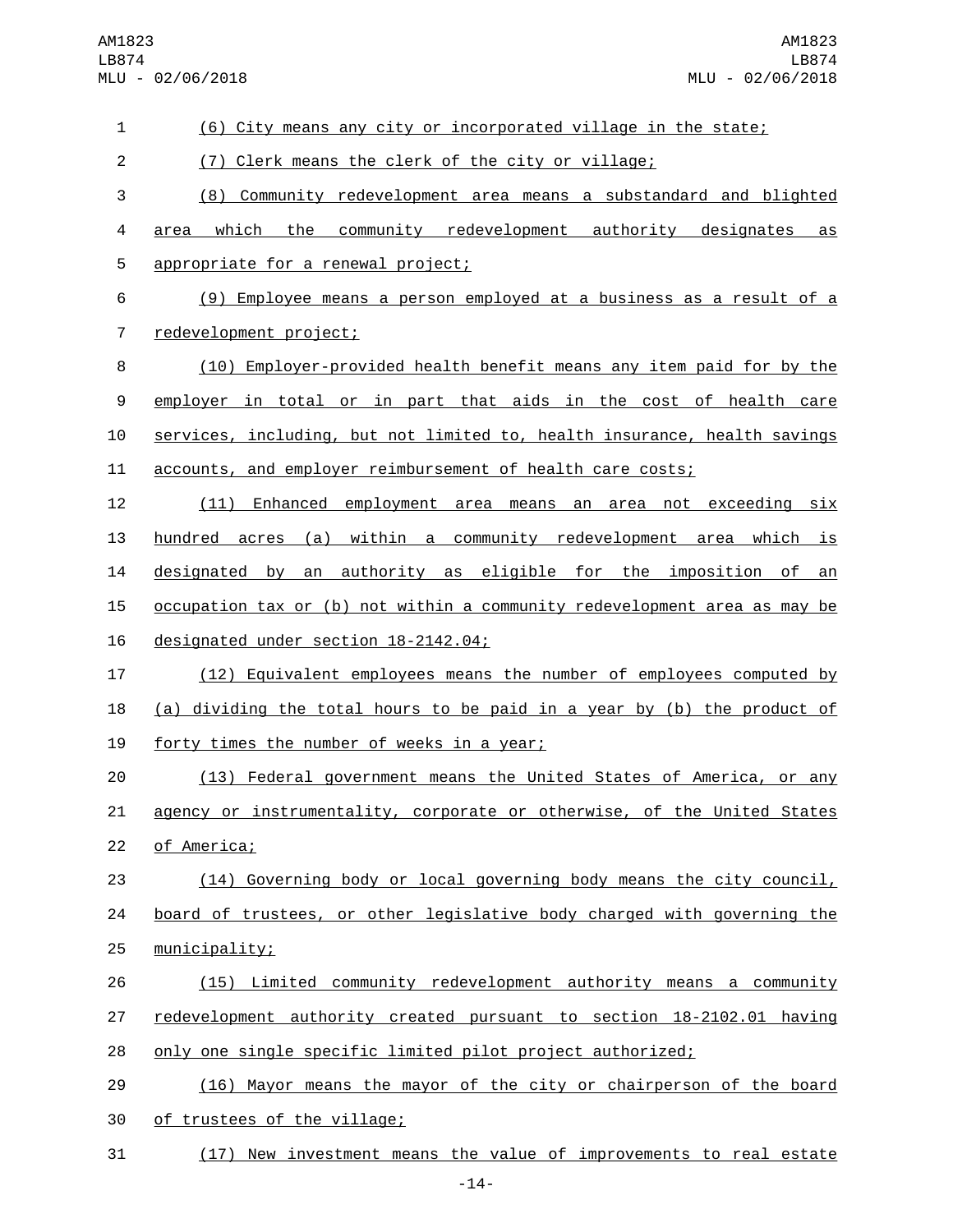(6) City means any city or incorporated village in the state;

(7) Clerk means the clerk of the city or village;

(8) Community redevelopment area means a substandard and blighted area which the community redevelopment authority designates as appropriate for a renewal project;

(9) Employee means a person employed at a business as a result of a redevelopment project;

(10) Employer-provided health benefit means any item paid for by the employer in total or in part that aids in the cost of health care services, including, but not limited to, health insurance, health savings accounts, and employer reimbursement of health care costs;

(11) Enhanced employment area means an area not exceeding six hundred acres (a) within a community redevelopment area which is designated by an authority as eligible for the imposition of an occupation tax or (b) not within a community redevelopment area as may be designated under section 18-2142.04;

(12) Equivalent employees means the number of employees computed by (a) dividing the total hours to be paid in a year by (b) the product of forty times the number of weeks in a year;

(13) Federal government means the United States of America, or any agency or instrumentality, corporate or otherwise, of the United States of America;

(14) Governing body or local governing body means the city council, board of trustees, or other legislative body charged with governing the municipality;

(15) Limited community redevelopment authority means a community redevelopment authority created pursuant to section 18-2102.01 having only one single specific limited pilot project authorized;

(16) Mayor means the mayor of the city or chairperson of the board of trustees of the village;

(17) New investment means the value of improvements to real estate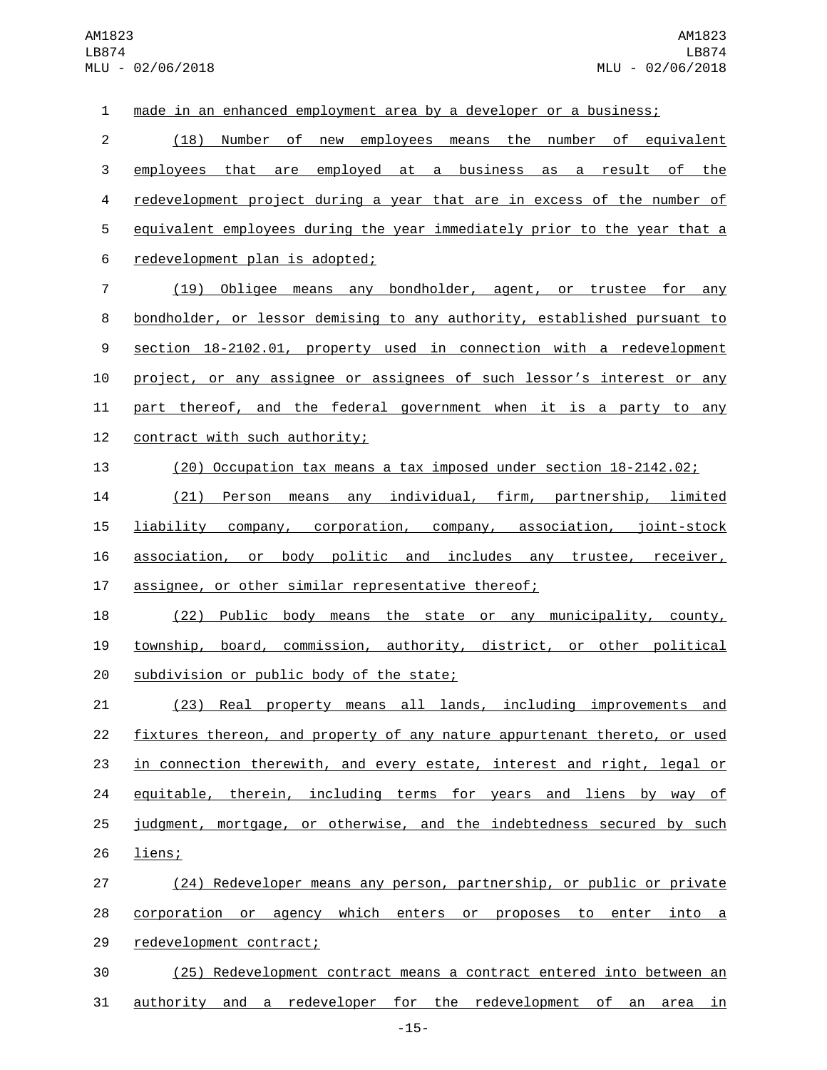made in an enhanced employment area by a developer or a business;

(18) Number of new employees means the number of equivalent employees that are employed at a business as a result of the redevelopment project during a year that are in excess of the number of equivalent employees during the year immediately prior to the year that a redevelopment plan is adopted;

(19) Obligee means any bondholder, agent, or trustee for any bondholder, or lessor demising to any authority, established pursuant to section 18-2102.01, property used in connection with a redevelopment project, or any assignee or assignees of such lessor's interest or any part thereof, and the federal government when it is a party to any contract with such authority;

(20) Occupation tax means a tax imposed under section 18-2142.02;

(21) Person means any individual, firm, partnership, limited liability company, corporation, company, association, joint-stock association, or body politic and includes any trustee, receiver, assignee, or other similar representative thereof;

(22) Public body means the state or any municipality, county, township, board, commission, authority, district, or other political subdivision or public body of the state;

(23) Real property means all lands, including improvements and fixtures thereon, and property of any nature appurtenant thereto, or used in connection therewith, and every estate, interest and right, legal or equitable, therein, including terms for years and liens by way of judgment, mortgage, or otherwise, and the indebtedness secured by such liens;

(24) Redeveloper means any person, partnership, or public or private corporation or agency which enters or proposes to enter into a redevelopment contract;

(25) Redevelopment contract means a contract entered into between an authority and a redeveloper for the redevelopment of an area in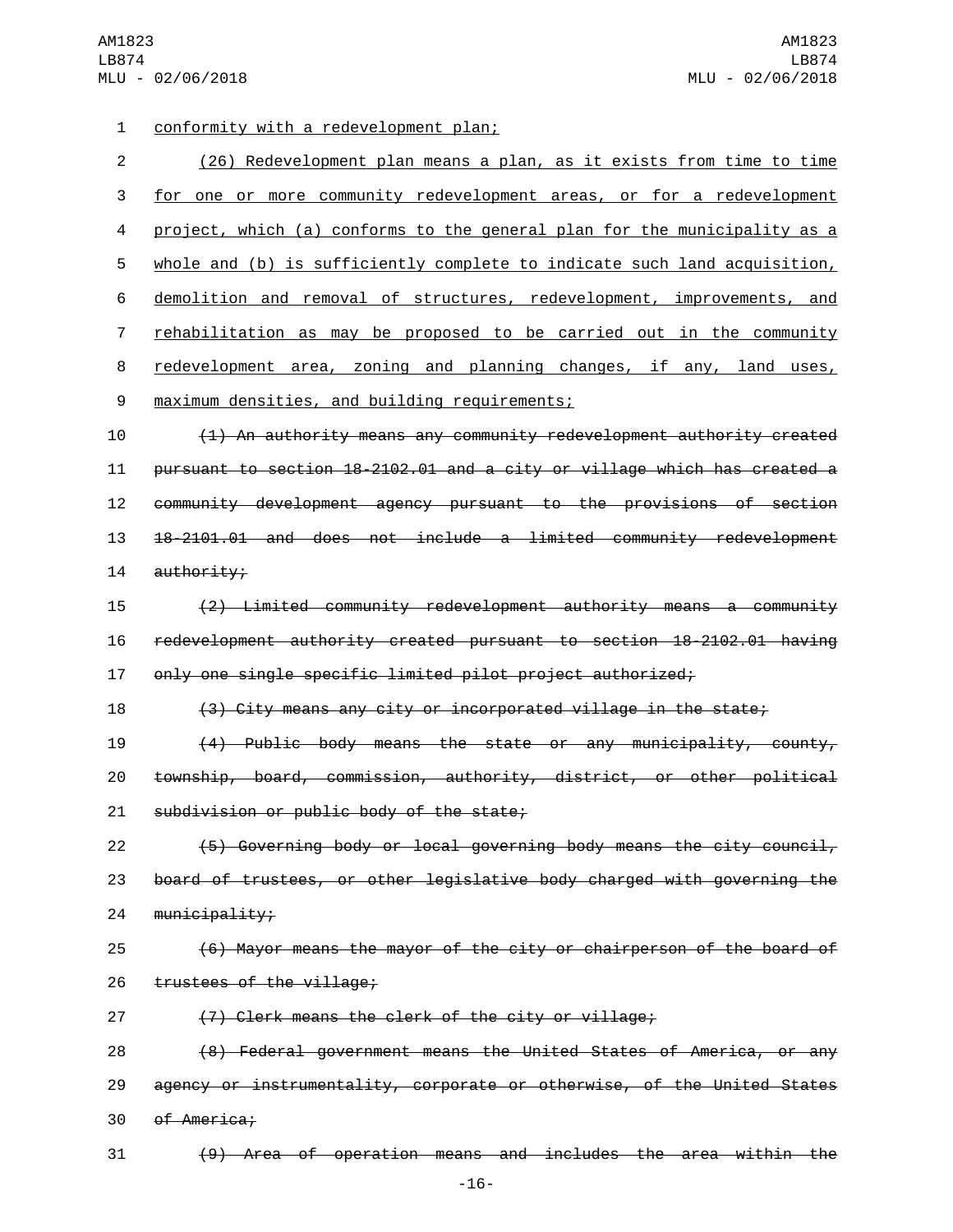conformity with a redevelopment plan;

(26) Redevelopment plan means a plan, as it exists from time to time for one or more community redevelopment areas, or for a redevelopment project, which (a) conforms to the general plan for the municipality as a whole and (b) is sufficiently complete to indicate such land acquisition, demolition and removal of structures, redevelopment, improvements, and rehabilitation as may be proposed to be carried out in the community redevelopment area, zoning and planning changes, if any, land uses, maximum densities, and building requirements;

~~(1) An authority means any community redevelopment authority created pursuant to section 18-2102.01 and a city or village which has created a community development agency pursuant to the provisions of section 18-2101.01 and does not include a limited community redevelopment authority;~~

~~(2) Limited community redevelopment authority means a community redevelopment authority created pursuant to section 18-2102.01 having only one single specific limited pilot project authorized;~~

~~(3) City means any city or incorporated village in the state;~~

~~(4) Public body means the state or any municipality, county, township, board, commission, authority, district, or other political subdivision or public body of the state;~~

~~(5) Governing body or local governing body means the city council, board of trustees, or other legislative body charged with governing the municipality;~~

~~(6) Mayor means the mayor of the city or chairperson of the board of trustees of the village;~~

~~(7) Clerk means the clerk of the city or village;~~

~~(8) Federal government means the United States of America, or any agency or instrumentality, corporate or otherwise, of the United States of America;~~

~~(9) Area of operation means and includes the area within the~~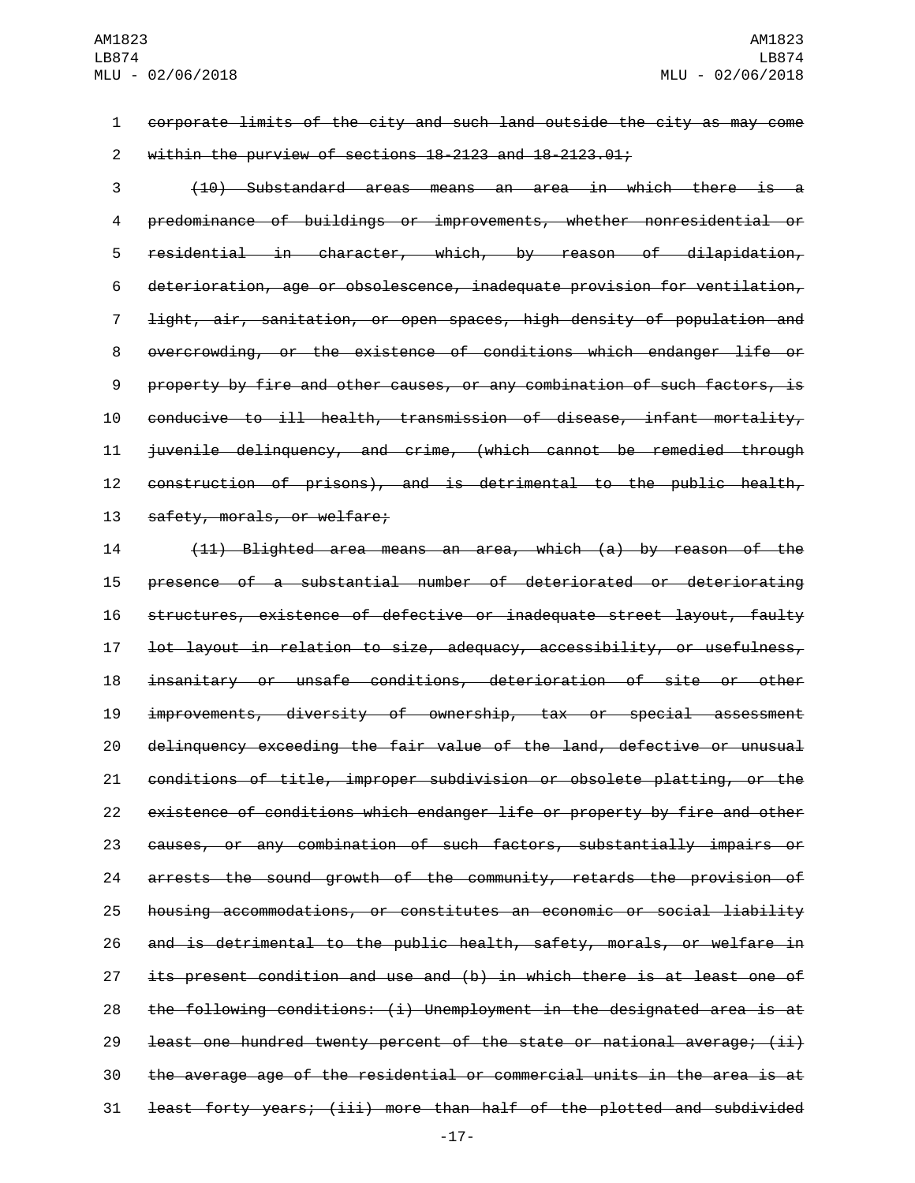corporate limits of the city and such land outside the city as may come within the purview of sections 18-2123 and 18-2123.01;

(10) Substandard areas means an area in which there is a predominance of buildings or improvements, whether nonresidential or residential in character, which, by reason of dilapidation, deterioration, age or obsolescence, inadequate provision for ventilation, light, air, sanitation, or open spaces, high density of population and overcrowding, or the existence of conditions which endanger life or property by fire and other causes, or any combination of such factors, is conducive to ill health, transmission of disease, infant mortality, juvenile delinquency, and crime, (which cannot be remedied through construction of prisons), and is detrimental to the public health, safety, morals, or welfare;

(11) Blighted area means an area, which (a) by reason of the presence of a substantial number of deteriorated or deteriorating structures, existence of defective or inadequate street layout, faulty lot layout in relation to size, adequacy, accessibility, or usefulness, insanitary or unsafe conditions, deterioration of site or other improvements, diversity of ownership, tax or special assessment delinquency exceeding the fair value of the land, defective or unusual conditions of title, improper subdivision or obsolete platting, or the existence of conditions which endanger life or property by fire and other causes, or any combination of such factors, substantially impairs or arrests the sound growth of the community, retards the provision of housing accommodations, or constitutes an economic or social liability and is detrimental to the public health, safety, morals, or welfare in its present condition and use and (b) in which there is at least one of the following conditions: (i) Unemployment in the designated area is at least one hundred twenty percent of the state or national average; (ii) the average age of the residential or commercial units in the area is at least forty years; (iii) more than half of the plotted and subdivided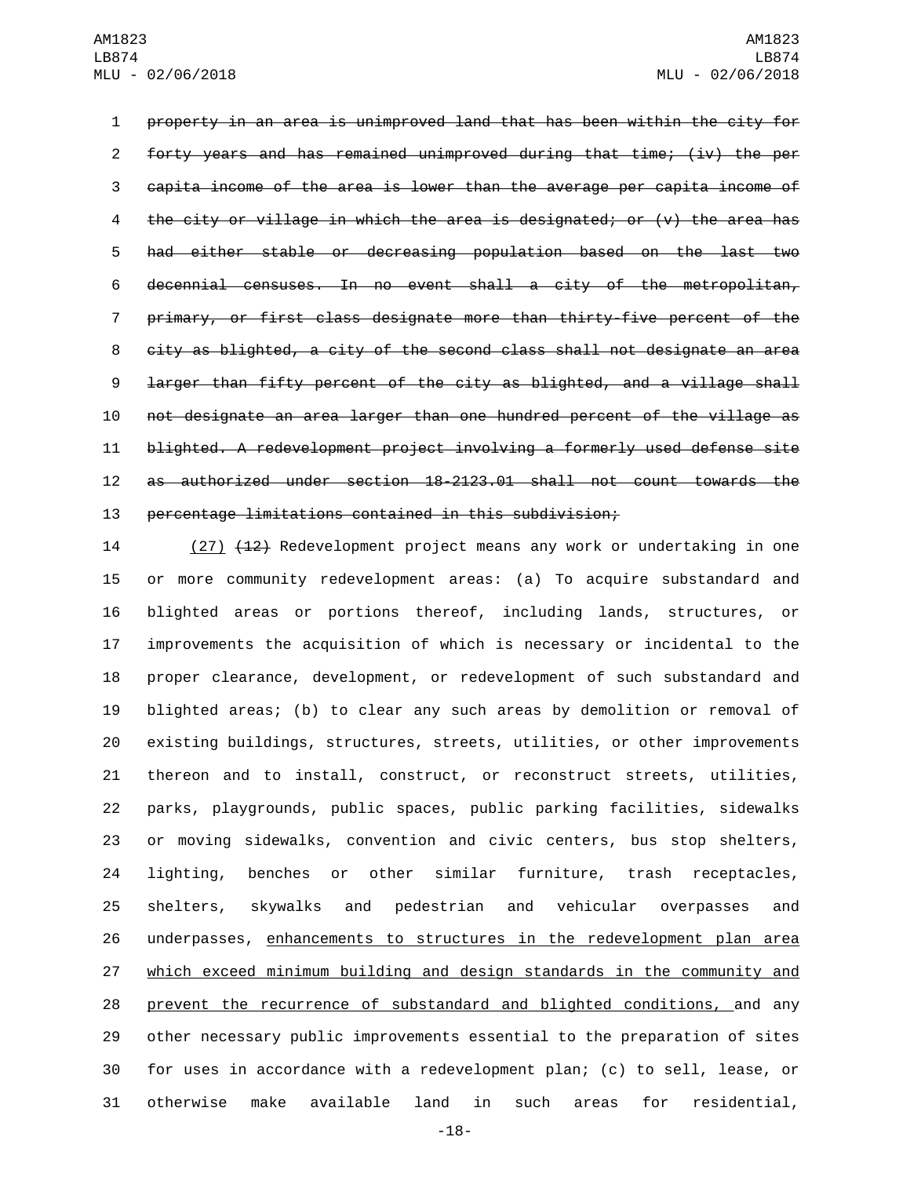~~property in an area is unimproved land that has been within the city for forty years and has remained unimproved during that time; (iv) the per capita income of the area is lower than the average per capita income of the city or village in which the area is designated; or (v) the area has had either stable or decreasing population based on the last two decennial censuses. In no event shall a city of the metropolitan, primary, or first class designate more than thirty-five percent of the city as blighted, a city of the second class shall not designate an area larger than fifty percent of the city as blighted, and a village shall not designate an area larger than one hundred percent of the village as blighted. A redevelopment project involving a formerly used defense site as authorized under section 18-2123.01 shall not count towards the percentage limitations contained in this subdivision;~~

<u>(27)</u> ~~(12)~~ Redevelopment project means any work or undertaking in one or more community redevelopment areas: (a) To acquire substandard and blighted areas or portions thereof, including lands, structures, or improvements the acquisition of which is necessary or incidental to the proper clearance, development, or redevelopment of such substandard and blighted areas; (b) to clear any such areas by demolition or removal of existing buildings, structures, streets, utilities, or other improvements thereon and to install, construct, or reconstruct streets, utilities, parks, playgrounds, public spaces, public parking facilities, sidewalks or moving sidewalks, convention and civic centers, bus stop shelters, lighting, benches or other similar furniture, trash receptacles, shelters, skywalks and pedestrian and vehicular overpasses and underpasses, <u>enhancements to structures in the redevelopment plan area which exceed minimum building and design standards in the community and prevent the recurrence of substandard and blighted conditions,</u> and any other necessary public improvements essential to the preparation of sites for uses in accordance with a redevelopment plan; (c) to sell, lease, or otherwise make available land in such areas for residential,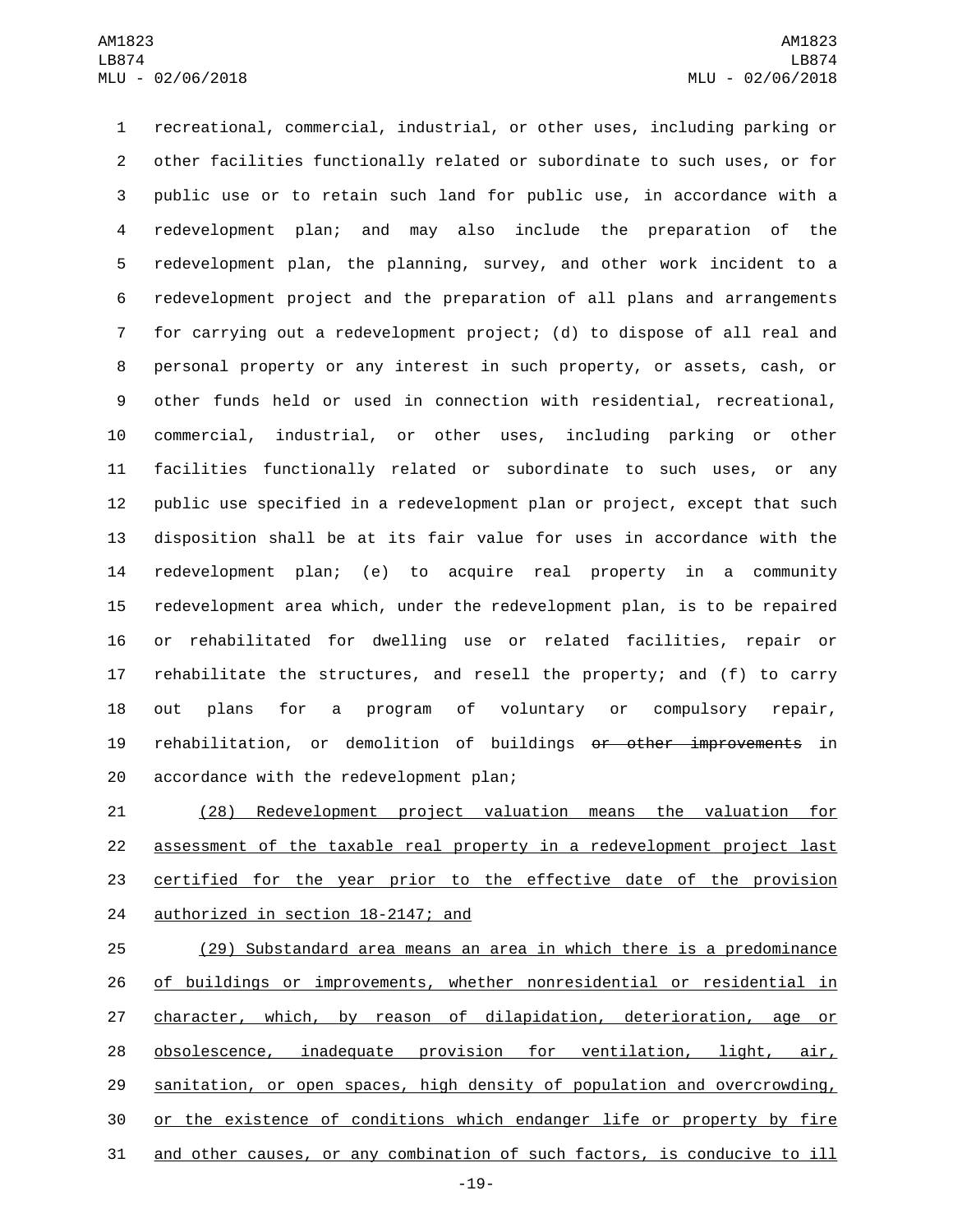recreational, commercial, industrial, or other uses, including parking or other facilities functionally related or subordinate to such uses, or for public use or to retain such land for public use, in accordance with a redevelopment plan; and may also include the preparation of the redevelopment plan, the planning, survey, and other work incident to a redevelopment project and the preparation of all plans and arrangements for carrying out a redevelopment project; (d) to dispose of all real and personal property or any interest in such property, or assets, cash, or other funds held or used in connection with residential, recreational, commercial, industrial, or other uses, including parking or other facilities functionally related or subordinate to such uses, or any public use specified in a redevelopment plan or project, except that such disposition shall be at its fair value for uses in accordance with the redevelopment plan; (e) to acquire real property in a community redevelopment area which, under the redevelopment plan, is to be repaired or rehabilitated for dwelling use or related facilities, repair or rehabilitate the structures, and resell the property; and (f) to carry out plans for a program of voluntary or compulsory repair, rehabilitation, or demolition of buildings ~~or other improvements~~ in accordance with the redevelopment plan;

(28) Redevelopment project valuation means the valuation for assessment of the taxable real property in a redevelopment project last certified for the year prior to the effective date of the provision authorized in section 18-2147; and

(29) Substandard area means an area in which there is a predominance of buildings or improvements, whether nonresidential or residential in character, which, by reason of dilapidation, deterioration, age or obsolescence, inadequate provision for ventilation, light, air, sanitation, or open spaces, high density of population and overcrowding, or the existence of conditions which endanger life or property by fire and other causes, or any combination of such factors, is conducive to ill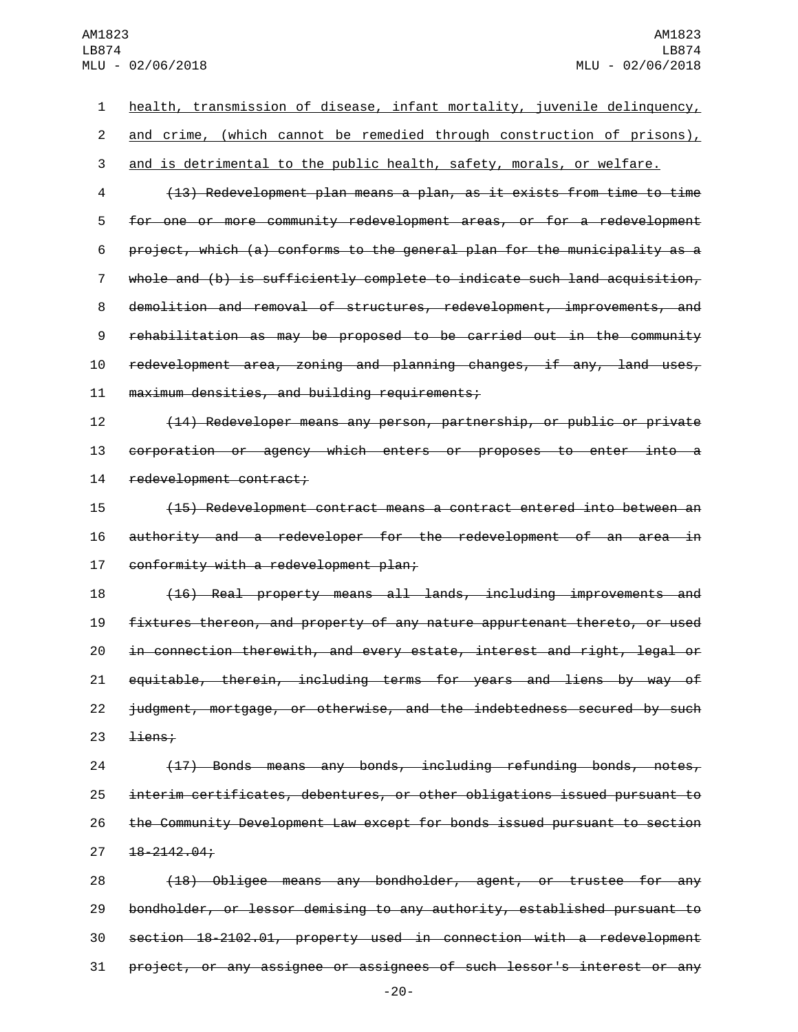health, transmission of disease, infant mortality, juvenile delinquency, and crime, (which cannot be remedied through construction of prisons), and is detrimental to the public health, safety, morals, or welfare.

~~(13) Redevelopment plan means a plan, as it exists from time to time for one or more community redevelopment areas, or for a redevelopment project, which (a) conforms to the general plan for the municipality as a whole and (b) is sufficiently complete to indicate such land acquisition, demolition and removal of structures, redevelopment, improvements, and rehabilitation as may be proposed to be carried out in the community redevelopment area, zoning and planning changes, if any, land uses, maximum densities, and building requirements;~~

~~(14) Redeveloper means any person, partnership, or public or private corporation or agency which enters or proposes to enter into a redevelopment contract;~~

~~(15) Redevelopment contract means a contract entered into between an authority and a redeveloper for the redevelopment of an area in conformity with a redevelopment plan;~~

~~(16) Real property means all lands, including improvements and fixtures thereon, and property of any nature appurtenant thereto, or used in connection therewith, and every estate, interest and right, legal or equitable, therein, including terms for years and liens by way of judgment, mortgage, or otherwise, and the indebtedness secured by such liens;~~

~~(17) Bonds means any bonds, including refunding bonds, notes, interim certificates, debentures, or other obligations issued pursuant to the Community Development Law except for bonds issued pursuant to section 18-2142.04;~~

~~(18) Obligee means any bondholder, agent, or trustee for any bondholder, or lessor demising to any authority, established pursuant to section 18-2102.01, property used in connection with a redevelopment project, or any assignee or assignees of such lessor's interest or any~~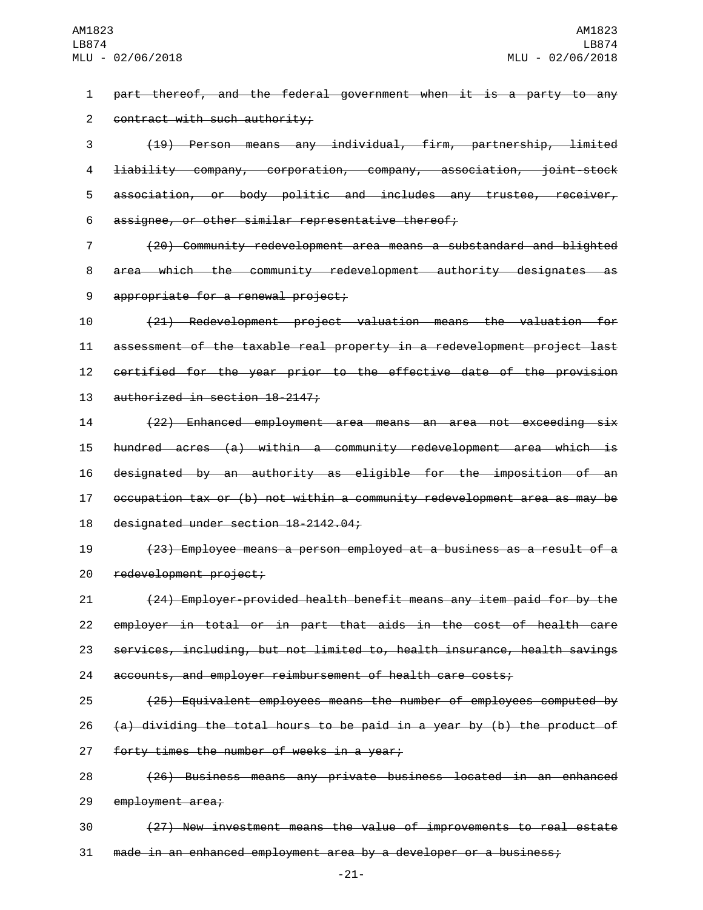~~part thereof, and the federal government when it is a party to any contract with such authority;~~

~~(19) Person means any individual, firm, partnership, limited liability company, corporation, company, association, joint-stock association, or body politic and includes any trustee, receiver, assignee, or other similar representative thereof;~~

~~(20) Community redevelopment area means a substandard and blighted area which the community redevelopment authority designates as appropriate for a renewal project;~~

~~(21) Redevelopment project valuation means the valuation for assessment of the taxable real property in a redevelopment project last certified for the year prior to the effective date of the provision authorized in section 18-2147;~~

~~(22) Enhanced employment area means an area not exceeding six hundred acres (a) within a community redevelopment area which is designated by an authority as eligible for the imposition of an occupation tax or (b) not within a community redevelopment area as may be designated under section 18-2142.04;~~

~~(23) Employee means a person employed at a business as a result of a redevelopment project;~~

~~(24) Employer-provided health benefit means any item paid for by the employer in total or in part that aids in the cost of health care services, including, but not limited to, health insurance, health savings accounts, and employer reimbursement of health care costs;~~

~~(25) Equivalent employees means the number of employees computed by (a) dividing the total hours to be paid in a year by (b) the product of forty times the number of weeks in a year;~~

~~(26) Business means any private business located in an enhanced employment area;~~

~~(27) New investment means the value of improvements to real estate made in an enhanced employment area by a developer or a business;~~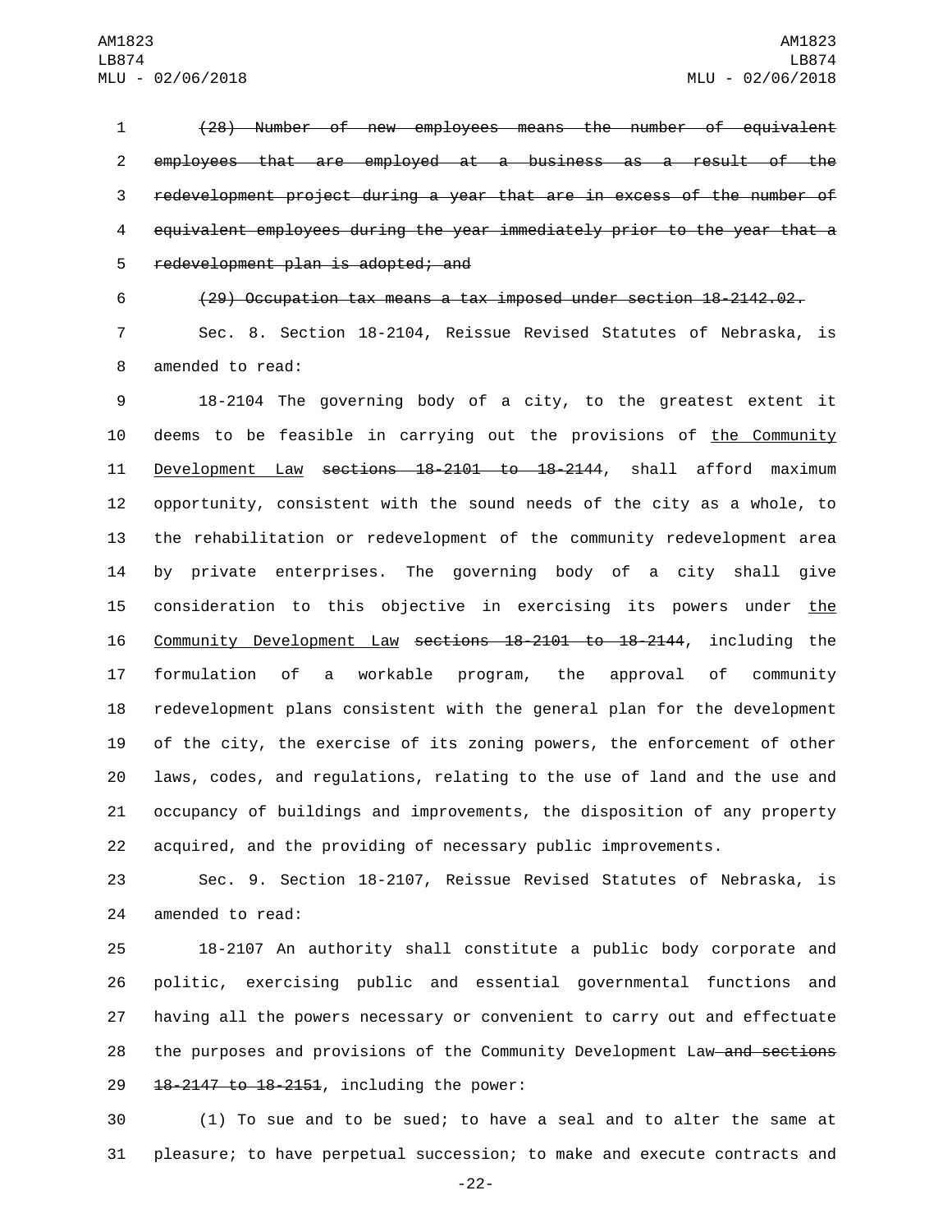~~(28) Number of new employees means the number of equivalent employees that are employed at a business as a result of the redevelopment project during a year that are in excess of the number of equivalent employees during the year immediately prior to the year that a redevelopment plan is adopted; and~~

~~(29) Occupation tax means a tax imposed under section 18-2142.02.~~

Sec. 8. Section 18-2104, Reissue Revised Statutes of Nebraska, is amended to read:

18-2104 The governing body of a city, to the greatest extent it deems to be feasible in carrying out the provisions of <u>the Community Development Law</u> ~~sections 18-2101 to 18-2144~~, shall afford maximum opportunity, consistent with the sound needs of the city as a whole, to the rehabilitation or redevelopment of the community redevelopment area by private enterprises. The governing body of a city shall give consideration to this objective in exercising its powers under <u>the Community Development Law</u> ~~sections 18-2101 to 18-2144~~, including the formulation of a workable program, the approval of community redevelopment plans consistent with the general plan for the development of the city, the exercise of its zoning powers, the enforcement of other laws, codes, and regulations, relating to the use of land and the use and occupancy of buildings and improvements, the disposition of any property acquired, and the providing of necessary public improvements.

Sec. 9. Section 18-2107, Reissue Revised Statutes of Nebraska, is amended to read:

18-2107 An authority shall constitute a public body corporate and politic, exercising public and essential governmental functions and having all the powers necessary or convenient to carry out and effectuate the purposes and provisions of the Community Development Law~~ and sections 18-2147 to 18-2151~~, including the power:

(1) To sue and to be sued; to have a seal and to alter the same at pleasure; to have perpetual succession; to make and execute contracts and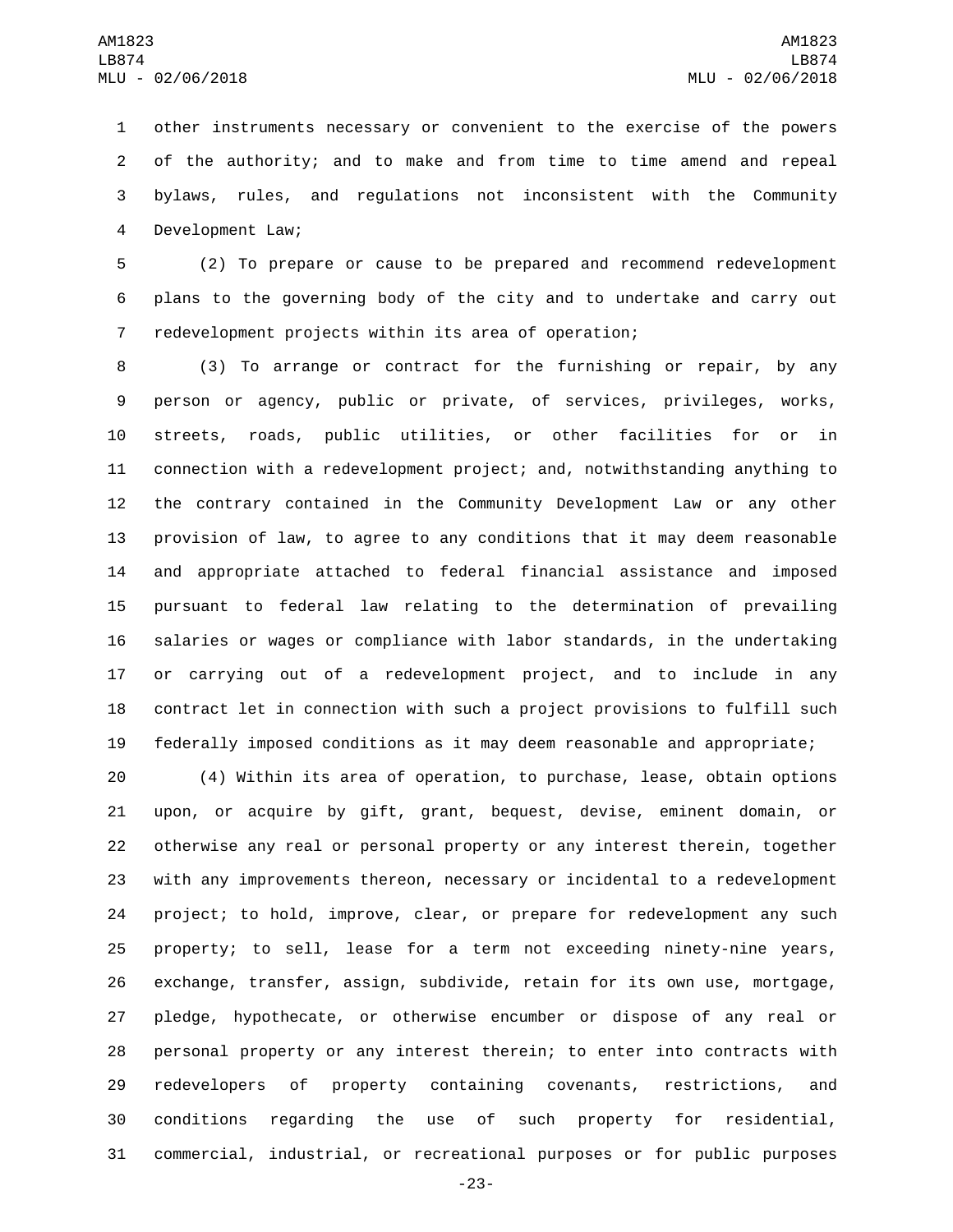other instruments necessary or convenient to the exercise of the powers of the authority; and to make and from time to time amend and repeal bylaws, rules, and regulations not inconsistent with the Community Development Law;

(2) To prepare or cause to be prepared and recommend redevelopment plans to the governing body of the city and to undertake and carry out redevelopment projects within its area of operation;

(3) To arrange or contract for the furnishing or repair, by any person or agency, public or private, of services, privileges, works, streets, roads, public utilities, or other facilities for or in connection with a redevelopment project; and, notwithstanding anything to the contrary contained in the Community Development Law or any other provision of law, to agree to any conditions that it may deem reasonable and appropriate attached to federal financial assistance and imposed pursuant to federal law relating to the determination of prevailing salaries or wages or compliance with labor standards, in the undertaking or carrying out of a redevelopment project, and to include in any contract let in connection with such a project provisions to fulfill such federally imposed conditions as it may deem reasonable and appropriate;

(4) Within its area of operation, to purchase, lease, obtain options upon, or acquire by gift, grant, bequest, devise, eminent domain, or otherwise any real or personal property or any interest therein, together with any improvements thereon, necessary or incidental to a redevelopment project; to hold, improve, clear, or prepare for redevelopment any such property; to sell, lease for a term not exceeding ninety-nine years, exchange, transfer, assign, subdivide, retain for its own use, mortgage, pledge, hypothecate, or otherwise encumber or dispose of any real or personal property or any interest therein; to enter into contracts with redevelopers of property containing covenants, restrictions, and conditions regarding the use of such property for residential, commercial, industrial, or recreational purposes or for public purposes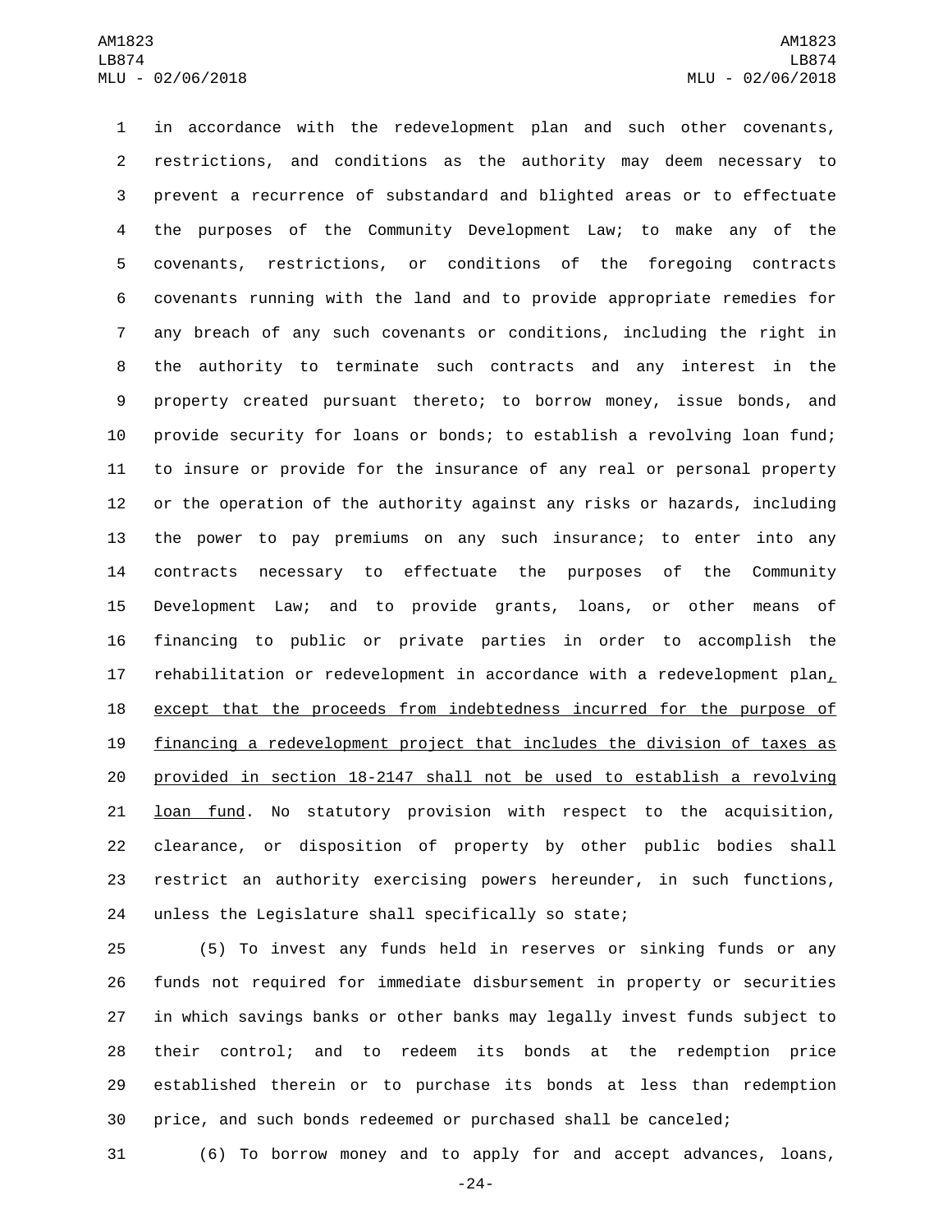in accordance with the redevelopment plan and such other covenants, restrictions, and conditions as the authority may deem necessary to prevent a recurrence of substandard and blighted areas or to effectuate the purposes of the Community Development Law; to make any of the covenants, restrictions, or conditions of the foregoing contracts covenants running with the land and to provide appropriate remedies for any breach of any such covenants or conditions, including the right in the authority to terminate such contracts and any interest in the property created pursuant thereto; to borrow money, issue bonds, and provide security for loans or bonds; to establish a revolving loan fund; to insure or provide for the insurance of any real or personal property or the operation of the authority against any risks or hazards, including the power to pay premiums on any such insurance; to enter into any contracts necessary to effectuate the purposes of the Community Development Law; and to provide grants, loans, or other means of financing to public or private parties in order to accomplish the rehabilitation or redevelopment in accordance with a redevelopment plan<u>, except that the proceeds from indebtedness incurred for the purpose of financing a redevelopment project that includes the division of taxes as provided in section 18-2147 shall not be used to establish a revolving loan fund</u>. No statutory provision with respect to the acquisition, clearance, or disposition of property by other public bodies shall restrict an authority exercising powers hereunder, in such functions, unless the Legislature shall specifically so state;

(5) To invest any funds held in reserves or sinking funds or any funds not required for immediate disbursement in property or securities in which savings banks or other banks may legally invest funds subject to their control; and to redeem its bonds at the redemption price established therein or to purchase its bonds at less than redemption price, and such bonds redeemed or purchased shall be canceled;

(6) To borrow money and to apply for and accept advances, loans,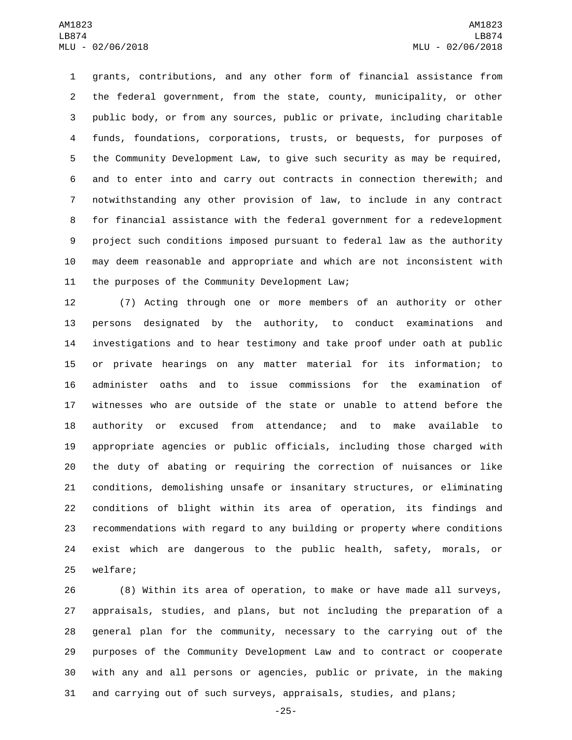grants, contributions, and any other form of financial assistance from the federal government, from the state, county, municipality, or other public body, or from any sources, public or private, including charitable funds, foundations, corporations, trusts, or bequests, for purposes of the Community Development Law, to give such security as may be required, and to enter into and carry out contracts in connection therewith; and notwithstanding any other provision of law, to include in any contract for financial assistance with the federal government for a redevelopment project such conditions imposed pursuant to federal law as the authority may deem reasonable and appropriate and which are not inconsistent with the purposes of the Community Development Law;

(7) Acting through one or more members of an authority or other persons designated by the authority, to conduct examinations and investigations and to hear testimony and take proof under oath at public or private hearings on any matter material for its information; to administer oaths and to issue commissions for the examination of witnesses who are outside of the state or unable to attend before the authority or excused from attendance; and to make available to appropriate agencies or public officials, including those charged with the duty of abating or requiring the correction of nuisances or like conditions, demolishing unsafe or insanitary structures, or eliminating conditions of blight within its area of operation, its findings and recommendations with regard to any building or property where conditions exist which are dangerous to the public health, safety, morals, or welfare;

(8) Within its area of operation, to make or have made all surveys, appraisals, studies, and plans, but not including the preparation of a general plan for the community, necessary to the carrying out of the purposes of the Community Development Law and to contract or cooperate with any and all persons or agencies, public or private, in the making and carrying out of such surveys, appraisals, studies, and plans;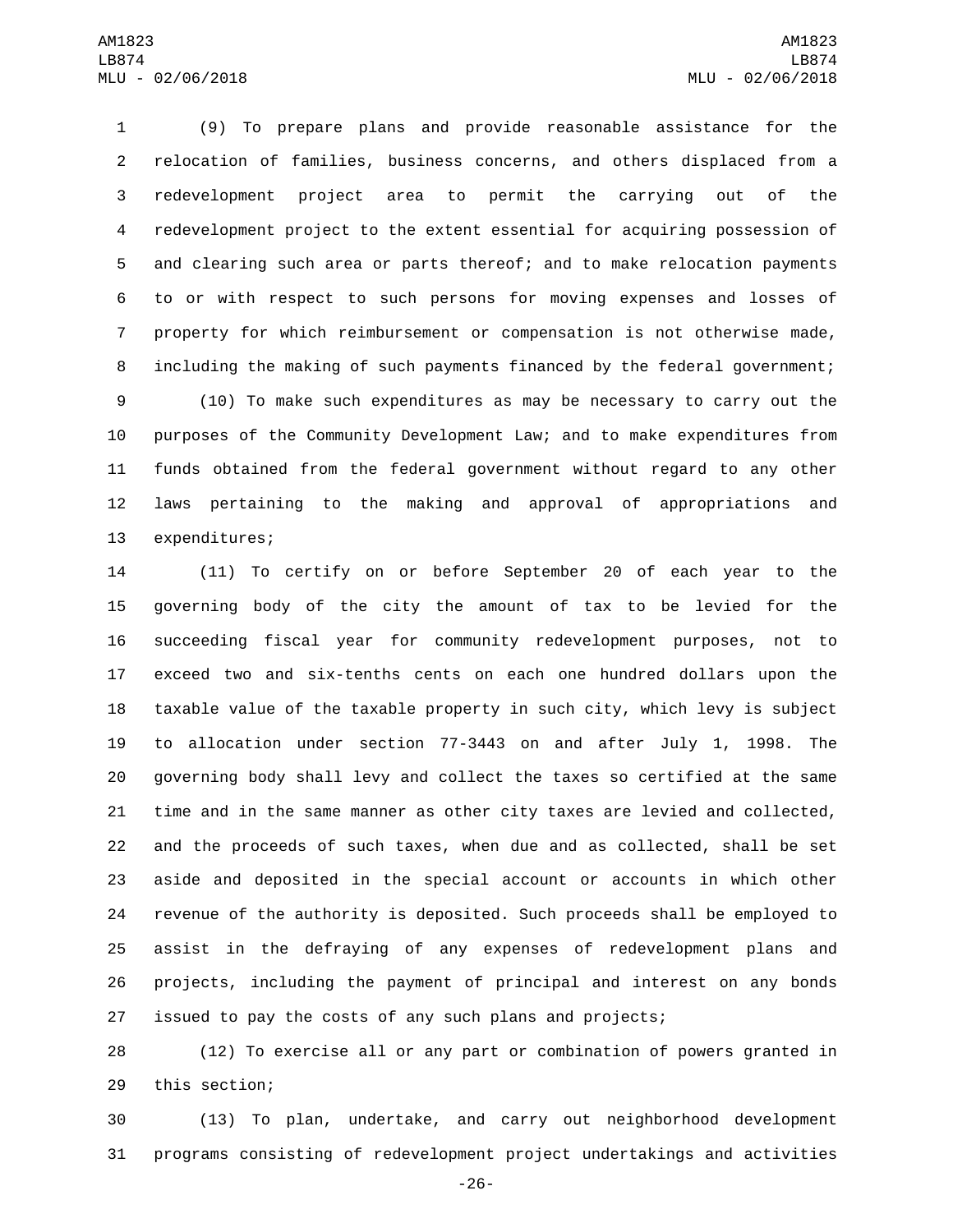(9) To prepare plans and provide reasonable assistance for the relocation of families, business concerns, and others displaced from a redevelopment project area to permit the carrying out of the redevelopment project to the extent essential for acquiring possession of and clearing such area or parts thereof; and to make relocation payments to or with respect to such persons for moving expenses and losses of property for which reimbursement or compensation is not otherwise made, including the making of such payments financed by the federal government;

(10) To make such expenditures as may be necessary to carry out the purposes of the Community Development Law; and to make expenditures from funds obtained from the federal government without regard to any other laws pertaining to the making and approval of appropriations and expenditures;

(11) To certify on or before September 20 of each year to the governing body of the city the amount of tax to be levied for the succeeding fiscal year for community redevelopment purposes, not to exceed two and six-tenths cents on each one hundred dollars upon the taxable value of the taxable property in such city, which levy is subject to allocation under section 77-3443 on and after July 1, 1998. The governing body shall levy and collect the taxes so certified at the same time and in the same manner as other city taxes are levied and collected, and the proceeds of such taxes, when due and as collected, shall be set aside and deposited in the special account or accounts in which other revenue of the authority is deposited. Such proceeds shall be employed to assist in the defraying of any expenses of redevelopment plans and projects, including the payment of principal and interest on any bonds issued to pay the costs of any such plans and projects;

(12) To exercise all or any part or combination of powers granted in this section;

(13) To plan, undertake, and carry out neighborhood development programs consisting of redevelopment project undertakings and activities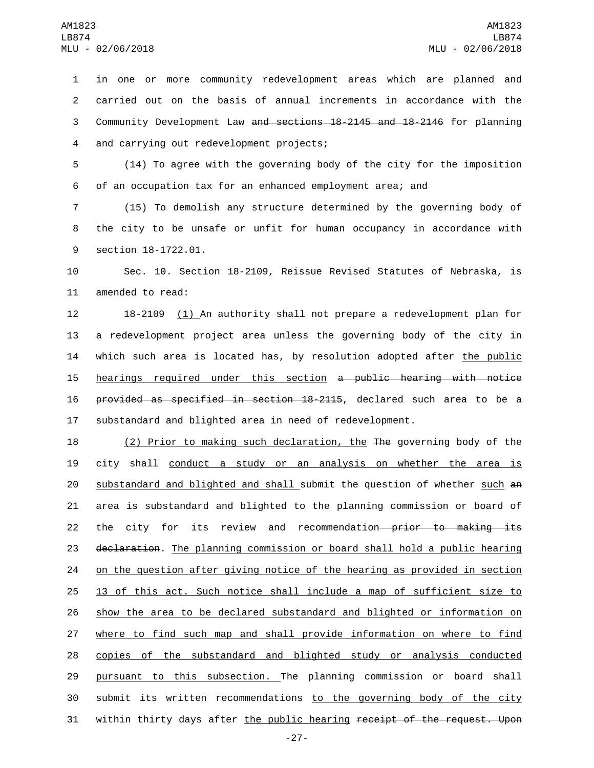in one or more community redevelopment areas which are planned and carried out on the basis of annual increments in accordance with the Community Development Law ~~and sections 18-2145 and 18-2146~~ for planning and carrying out redevelopment projects;

(14) To agree with the governing body of the city for the imposition of an occupation tax for an enhanced employment area; and

(15) To demolish any structure determined by the governing body of the city to be unsafe or unfit for human occupancy in accordance with section 18-1722.01.

Sec. 10. Section 18-2109, Reissue Revised Statutes of Nebraska, is amended to read:

18-2109 <u>(1)</u> An authority shall not prepare a redevelopment plan for a redevelopment project area unless the governing body of the city in which such area is located has, by resolution adopted after <u>the public hearings required under this section</u> ~~a public hearing with notice provided as specified in section 18-2115~~, declared such area to be a substandard and blighted area in need of redevelopment.

<u>(2) Prior to making such declaration, the</u> ~~The~~ governing body of the city shall <u>conduct a study or an analysis on whether the area is substandard and blighted and shall</u> submit the question of whether <u>such</u> ~~an~~ area is substandard and blighted to the planning commission or board of the city for its review and recommendation ~~prior to making its declaration~~. <u>The planning commission or board shall hold a public hearing on the question after giving notice of the hearing as provided in section 13 of this act. Such notice shall include a map of sufficient size to show the area to be declared substandard and blighted or information on where to find such map and shall provide information on where to find copies of the substandard and blighted study or analysis conducted pursuant to this subsection.</u> The planning commission or board shall submit its written recommendations <u>to the governing body of the city</u> within thirty days after <u>the public hearing</u> ~~receipt of the request. Upon~~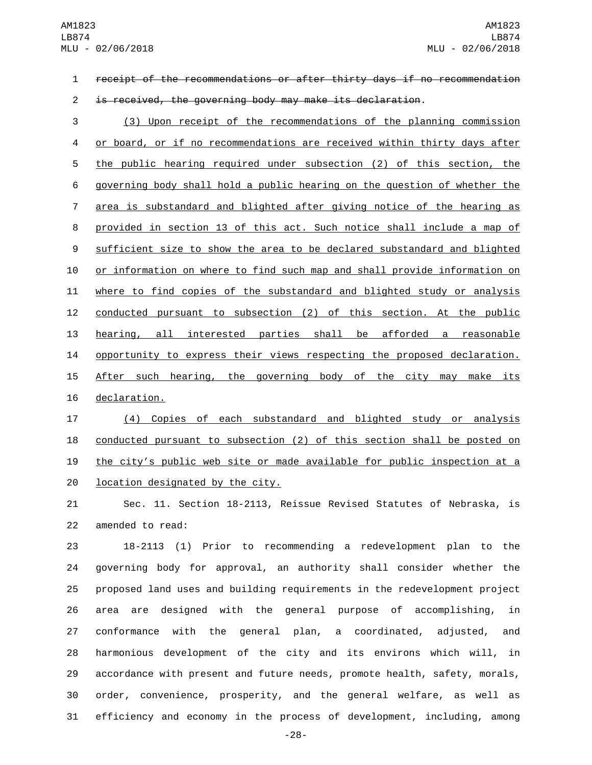~~receipt of the recommendations or after thirty days if no recommendation is received, the governing body may make its declaration~~.

(3) Upon receipt of the recommendations of the planning commission or board, or if no recommendations are received within thirty days after the public hearing required under subsection (2) of this section, the governing body shall hold a public hearing on the question of whether the area is substandard and blighted after giving notice of the hearing as provided in section 13 of this act. Such notice shall include a map of sufficient size to show the area to be declared substandard and blighted or information on where to find such map and shall provide information on where to find copies of the substandard and blighted study or analysis conducted pursuant to subsection (2) of this section. At the public hearing, all interested parties shall be afforded a reasonable opportunity to express their views respecting the proposed declaration. After such hearing, the governing body of the city may make its declaration.

(4) Copies of each substandard and blighted study or analysis conducted pursuant to subsection (2) of this section shall be posted on the city's public web site or made available for public inspection at a location designated by the city.

Sec. 11. Section 18-2113, Reissue Revised Statutes of Nebraska, is amended to read:

18-2113 (1) Prior to recommending a redevelopment plan to the governing body for approval, an authority shall consider whether the proposed land uses and building requirements in the redevelopment project area are designed with the general purpose of accomplishing, in conformance with the general plan, a coordinated, adjusted, and harmonious development of the city and its environs which will, in accordance with present and future needs, promote health, safety, morals, order, convenience, prosperity, and the general welfare, as well as efficiency and economy in the process of development, including, among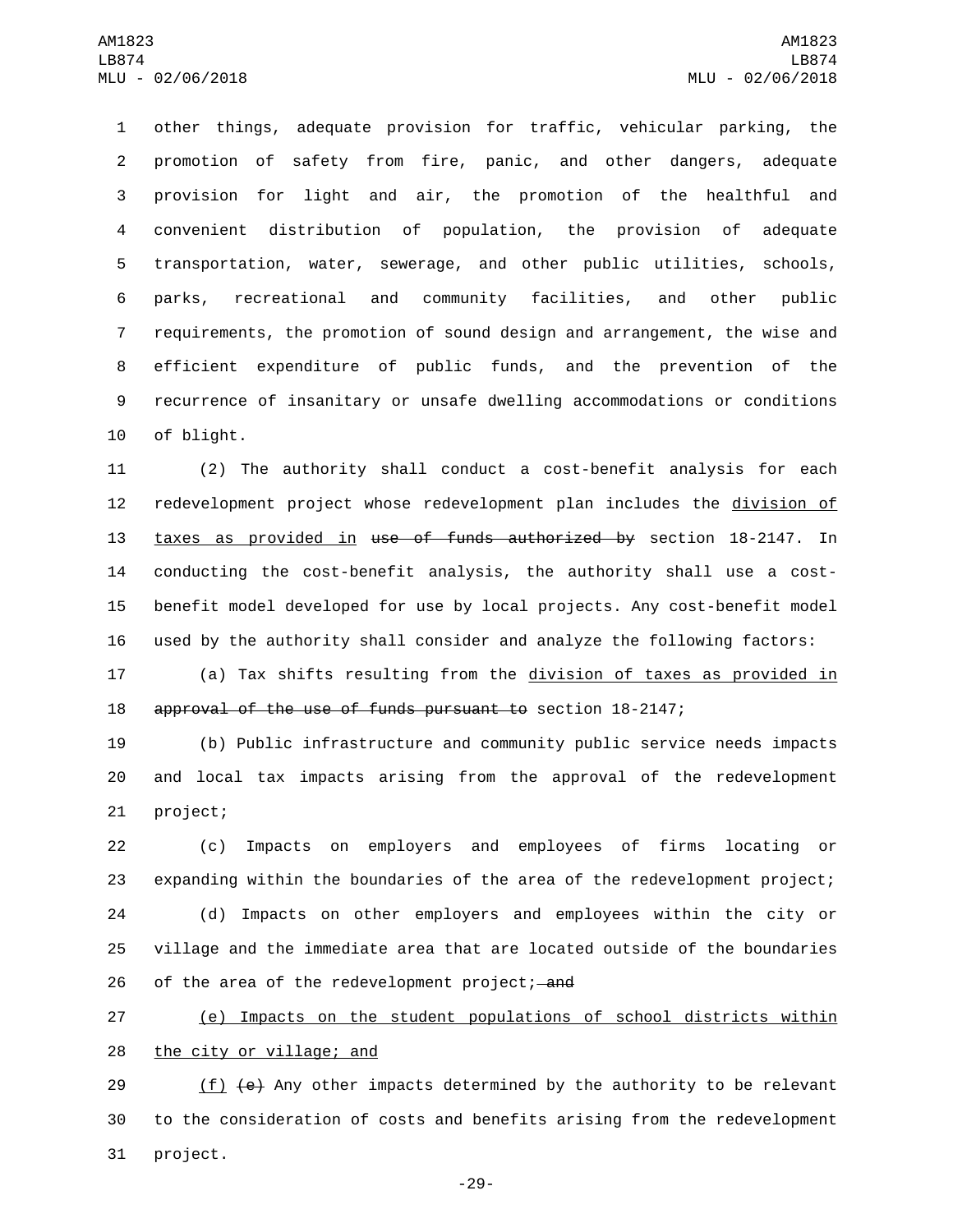other things, adequate provision for traffic, vehicular parking, the promotion of safety from fire, panic, and other dangers, adequate provision for light and air, the promotion of the healthful and convenient distribution of population, the provision of adequate transportation, water, sewerage, and other public utilities, schools, parks, recreational and community facilities, and other public requirements, the promotion of sound design and arrangement, the wise and efficient expenditure of public funds, and the prevention of the recurrence of insanitary or unsafe dwelling accommodations or conditions of blight.

(2) The authority shall conduct a cost-benefit analysis for each redevelopment project whose redevelopment plan includes the division of taxes as provided in ~~use of funds authorized by~~ section 18-2147. In conducting the cost-benefit analysis, the authority shall use a cost-benefit model developed for use by local projects. Any cost-benefit model used by the authority shall consider and analyze the following factors:

(a) Tax shifts resulting from the division of taxes as provided in ~~approval of the use of funds pursuant to~~ section 18-2147;

(b) Public infrastructure and community public service needs impacts and local tax impacts arising from the approval of the redevelopment project;

(c) Impacts on employers and employees of firms locating or expanding within the boundaries of the area of the redevelopment project;

(d) Impacts on other employers and employees within the city or village and the immediate area that are located outside of the boundaries of the area of the redevelopment project; ~~and~~

(e) Impacts on the student populations of school districts within the city or village; and

(f) ~~(e)~~ Any other impacts determined by the authority to be relevant to the consideration of costs and benefits arising from the redevelopment project.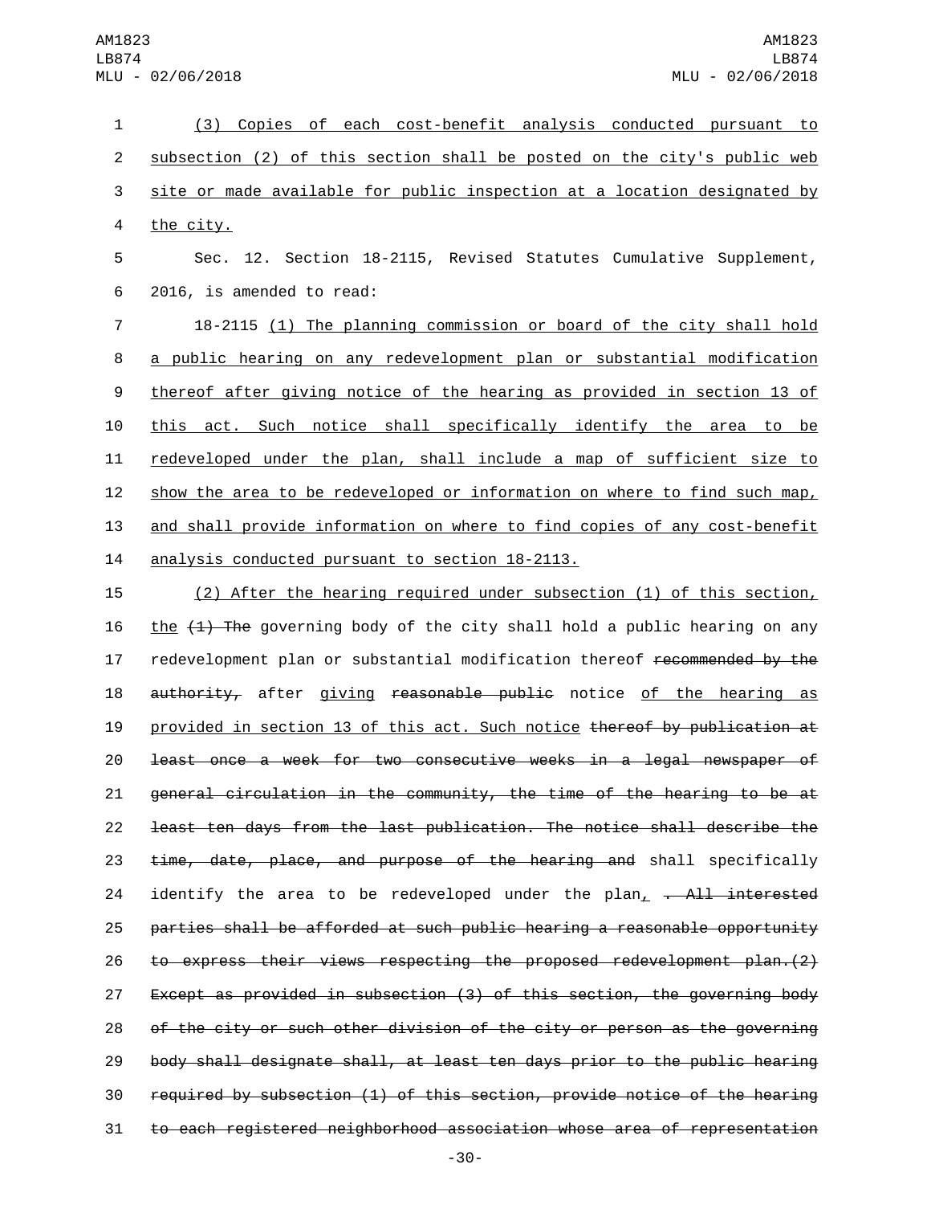(3) Copies of each cost-benefit analysis conducted pursuant to subsection (2) of this section shall be posted on the city's public web site or made available for public inspection at a location designated by the city.

Sec. 12. Section 18-2115, Revised Statutes Cumulative Supplement, 2016, is amended to read:

18-2115 (1) The planning commission or board of the city shall hold a public hearing on any redevelopment plan or substantial modification thereof after giving notice of the hearing as provided in section 13 of this act. Such notice shall specifically identify the area to be redeveloped under the plan, shall include a map of sufficient size to show the area to be redeveloped or information on where to find such map, and shall provide information on where to find copies of any cost-benefit analysis conducted pursuant to section 18-2113.

(2) After the hearing required under subsection (1) of this section, the ~~(1) The~~ governing body of the city shall hold a public hearing on any redevelopment plan or substantial modification thereof ~~recommended by the authority,~~ after giving ~~reasonable public~~ notice of the hearing as provided in section 13 of this act. Such notice ~~thereof by publication at least once a week for two consecutive weeks in a legal newspaper of general circulation in the community, the time of the hearing to be at least ten days from the last publication. The notice shall describe the time, date, place, and purpose of the hearing and~~ shall specifically identify the area to be redeveloped under the plan, ~~. All interested parties shall be afforded at such public hearing a reasonable opportunity to express their views respecting the proposed redevelopment plan.(2) Except as provided in subsection (3) of this section, the governing body of the city or such other division of the city or person as the governing body shall designate shall, at least ten days prior to the public hearing required by subsection (1) of this section, provide notice of the hearing to each registered neighborhood association whose area of representation~~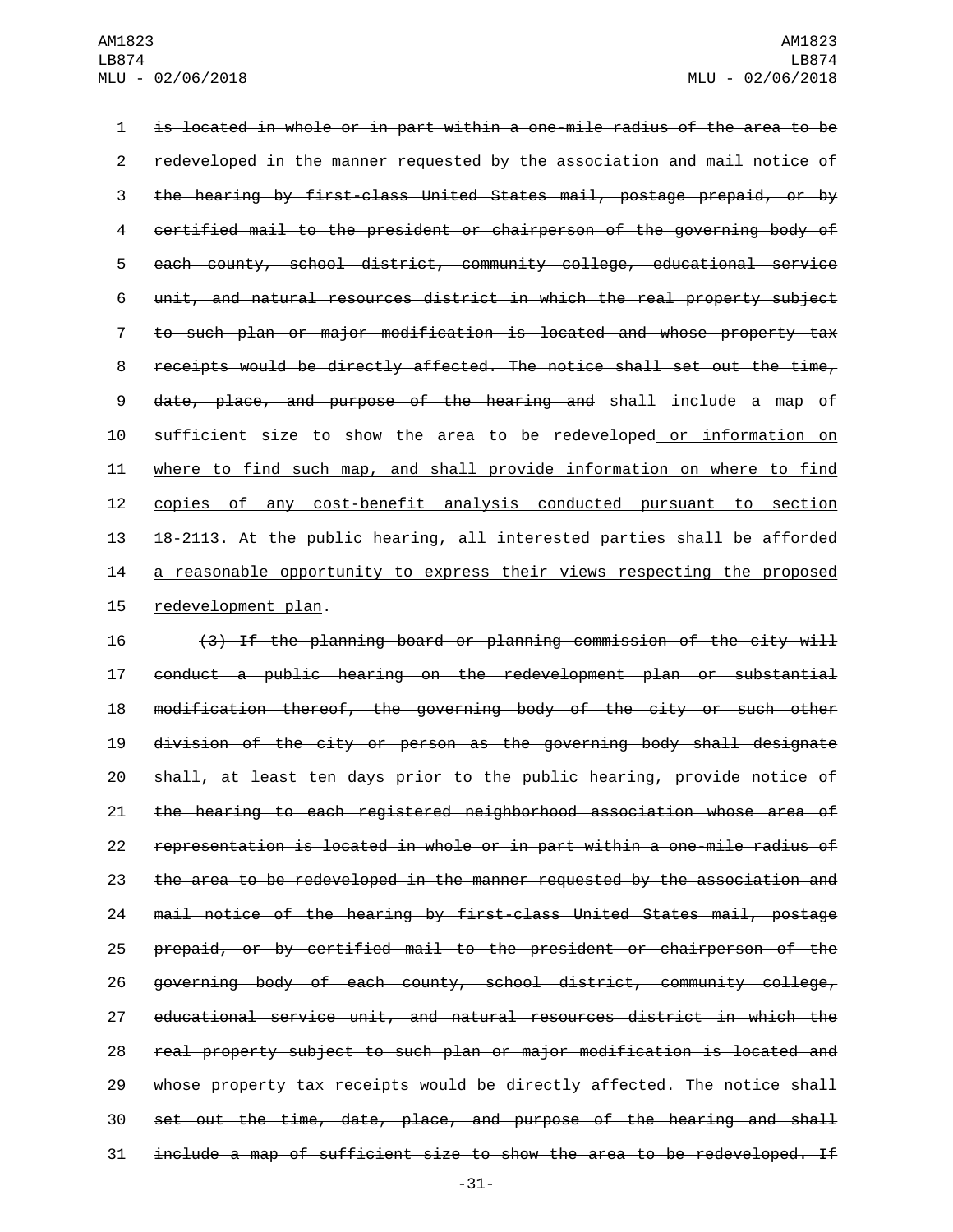~~is located in whole or in part within a one-mile radius of the area to be redeveloped in the manner requested by the association and mail notice of the hearing by first-class United States mail, postage prepaid, or by certified mail to the president or chairperson of the governing body of each county, school district, community college, educational service unit, and natural resources district in which the real property subject to such plan or major modification is located and whose property tax receipts would be directly affected. The notice shall set out the time, date, place, and purpose of the hearing and~~ shall include a map of sufficient size to show the area to be redeveloped <u>or information on where to find such map, and shall provide information on where to find copies of any cost-benefit analysis conducted pursuant to section 18-2113. At the public hearing, all interested parties shall be afforded a reasonable opportunity to express their views respecting the proposed redevelopment plan</u>.

~~(3) If the planning board or planning commission of the city will conduct a public hearing on the redevelopment plan or substantial modification thereof, the governing body of the city or such other division of the city or person as the governing body shall designate shall, at least ten days prior to the public hearing, provide notice of the hearing to each registered neighborhood association whose area of representation is located in whole or in part within a one-mile radius of the area to be redeveloped in the manner requested by the association and mail notice of the hearing by first-class United States mail, postage prepaid, or by certified mail to the president or chairperson of the governing body of each county, school district, community college, educational service unit, and natural resources district in which the real property subject to such plan or major modification is located and whose property tax receipts would be directly affected. The notice shall set out the time, date, place, and purpose of the hearing and shall include a map of sufficient size to show the area to be redeveloped. If~~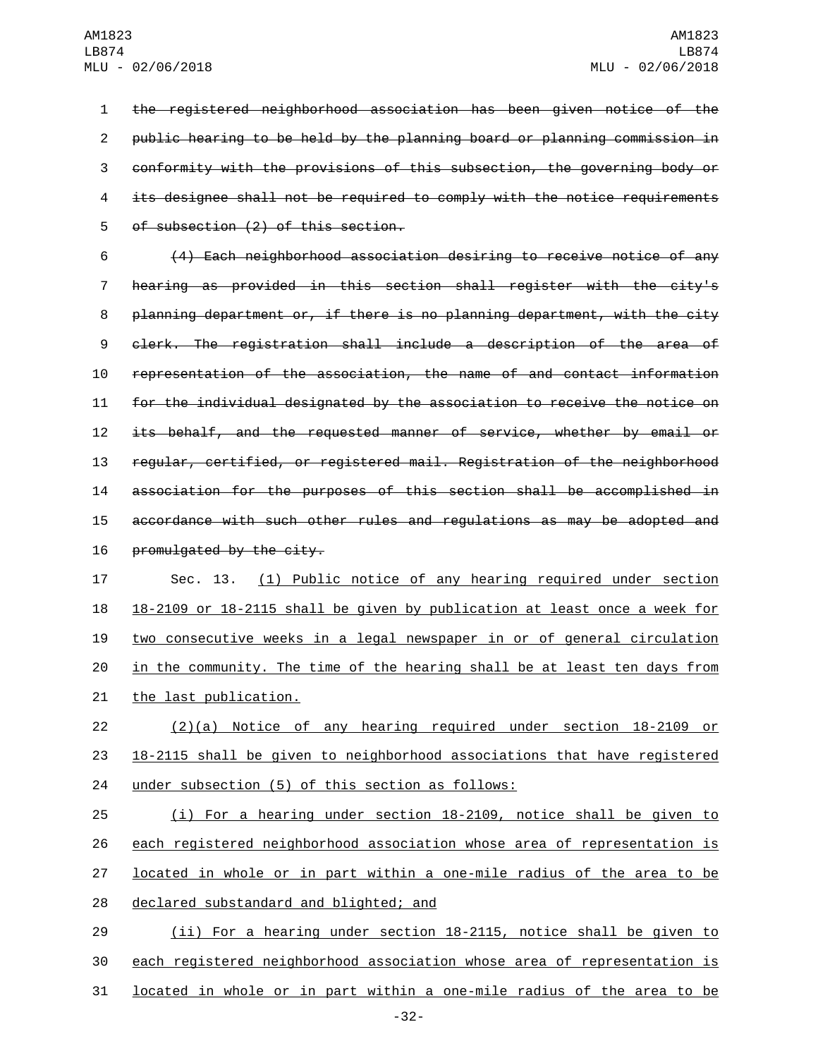~~the registered neighborhood association has been given notice of the public hearing to be held by the planning board or planning commission in conformity with the provisions of this subsection, the governing body or its designee shall not be required to comply with the notice requirements of subsection (2) of this section.~~

~~(4) Each neighborhood association desiring to receive notice of any hearing as provided in this section shall register with the city's planning department or, if there is no planning department, with the city clerk. The registration shall include a description of the area of representation of the association, the name of and contact information for the individual designated by the association to receive the notice on its behalf, and the requested manner of service, whether by email or regular, certified, or registered mail. Registration of the neighborhood association for the purposes of this section shall be accomplished in accordance with such other rules and regulations as may be adopted and promulgated by the city.~~

Sec. 13. <u>(1) Public notice of any hearing required under section 18-2109 or 18-2115 shall be given by publication at least once a week for two consecutive weeks in a legal newspaper in or of general circulation in the community. The time of the hearing shall be at least ten days from the last publication.</u>

<u>(2)(a) Notice of any hearing required under section 18-2109 or 18-2115 shall be given to neighborhood associations that have registered under subsection (5) of this section as follows:</u>

<u>(i) For a hearing under section 18-2109, notice shall be given to each registered neighborhood association whose area of representation is located in whole or in part within a one-mile radius of the area to be declared substandard and blighted; and</u>

<u>(ii) For a hearing under section 18-2115, notice shall be given to each registered neighborhood association whose area of representation is located in whole or in part within a one-mile radius of the area to be</u>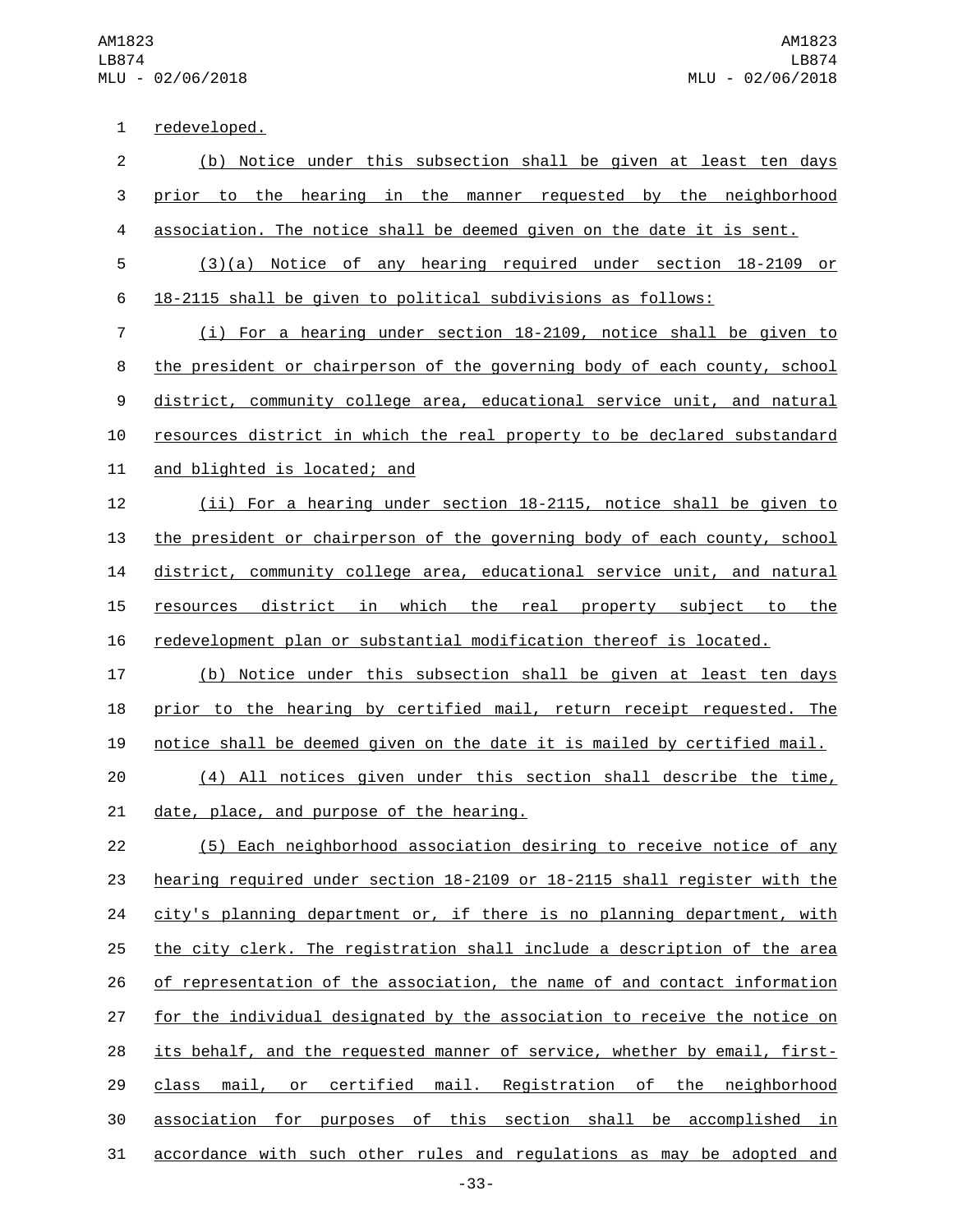redeveloped.

(b) Notice under this subsection shall be given at least ten days prior to the hearing in the manner requested by the neighborhood association. The notice shall be deemed given on the date it is sent.

(3)(a) Notice of any hearing required under section 18-2109 or 18-2115 shall be given to political subdivisions as follows:

(i) For a hearing under section 18-2109, notice shall be given to the president or chairperson of the governing body of each county, school district, community college area, educational service unit, and natural resources district in which the real property to be declared substandard and blighted is located; and

(ii) For a hearing under section 18-2115, notice shall be given to the president or chairperson of the governing body of each county, school district, community college area, educational service unit, and natural resources district in which the real property subject to the redevelopment plan or substantial modification thereof is located.

(b) Notice under this subsection shall be given at least ten days prior to the hearing by certified mail, return receipt requested. The notice shall be deemed given on the date it is mailed by certified mail.

(4) All notices given under this section shall describe the time, date, place, and purpose of the hearing.

(5) Each neighborhood association desiring to receive notice of any hearing required under section 18-2109 or 18-2115 shall register with the city's planning department or, if there is no planning department, with the city clerk. The registration shall include a description of the area of representation of the association, the name of and contact information for the individual designated by the association to receive the notice on its behalf, and the requested manner of service, whether by email, first-class mail, or certified mail. Registration of the neighborhood association for purposes of this section shall be accomplished in accordance with such other rules and regulations as may be adopted and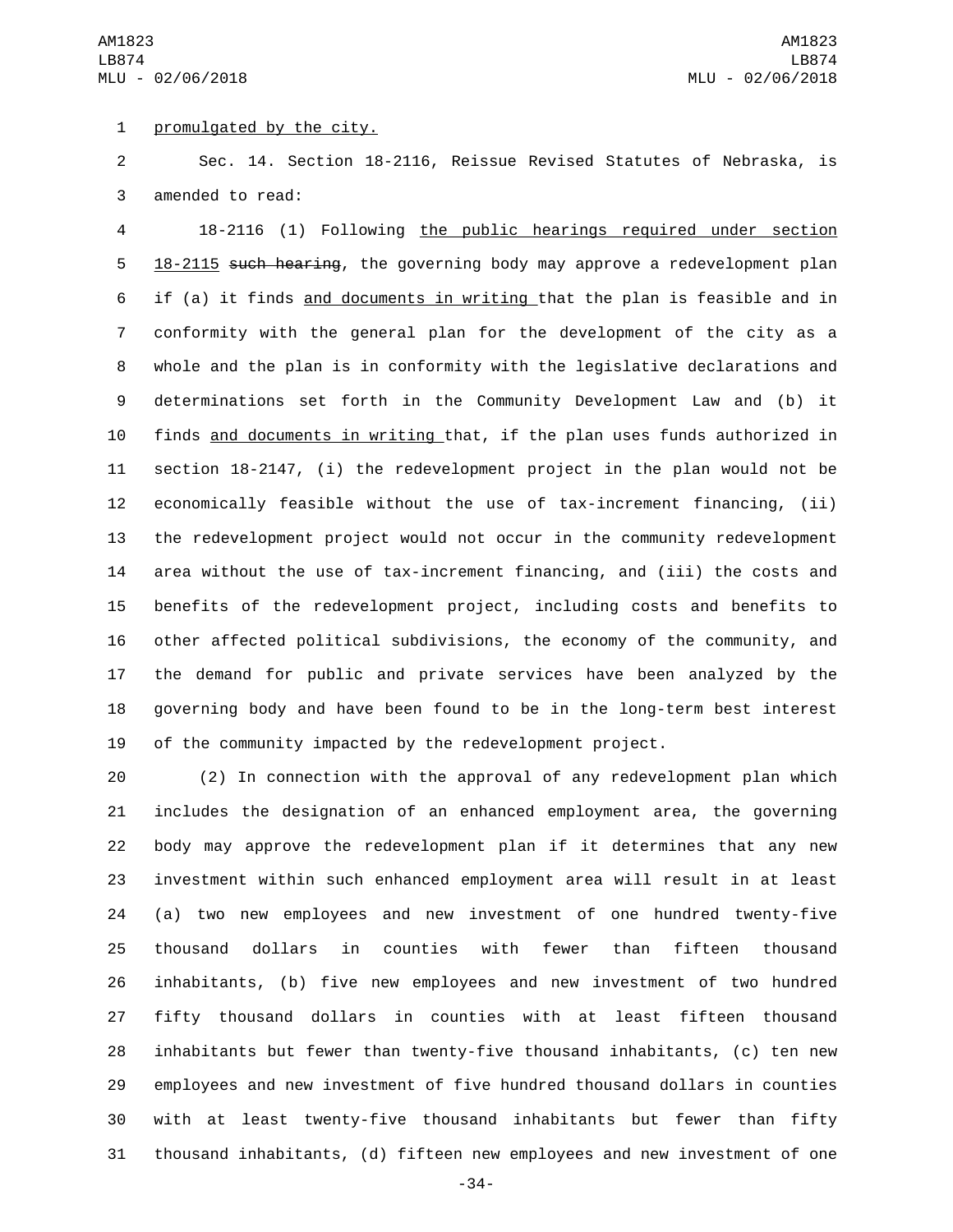promulgated by the city.

Sec. 14. Section 18-2116, Reissue Revised Statutes of Nebraska, is amended to read:

18-2116 (1) Following the public hearings required under section 18-2115 ~~such hearing~~, the governing body may approve a redevelopment plan if (a) it finds and documents in writing that the plan is feasible and in conformity with the general plan for the development of the city as a whole and the plan is in conformity with the legislative declarations and determinations set forth in the Community Development Law and (b) it finds and documents in writing that, if the plan uses funds authorized in section 18-2147, (i) the redevelopment project in the plan would not be economically feasible without the use of tax-increment financing, (ii) the redevelopment project would not occur in the community redevelopment area without the use of tax-increment financing, and (iii) the costs and benefits of the redevelopment project, including costs and benefits to other affected political subdivisions, the economy of the community, and the demand for public and private services have been analyzed by the governing body and have been found to be in the long-term best interest of the community impacted by the redevelopment project.

(2) In connection with the approval of any redevelopment plan which includes the designation of an enhanced employment area, the governing body may approve the redevelopment plan if it determines that any new investment within such enhanced employment area will result in at least (a) two new employees and new investment of one hundred twenty-five thousand dollars in counties with fewer than fifteen thousand inhabitants, (b) five new employees and new investment of two hundred fifty thousand dollars in counties with at least fifteen thousand inhabitants but fewer than twenty-five thousand inhabitants, (c) ten new employees and new investment of five hundred thousand dollars in counties with at least twenty-five thousand inhabitants but fewer than fifty thousand inhabitants, (d) fifteen new employees and new investment of one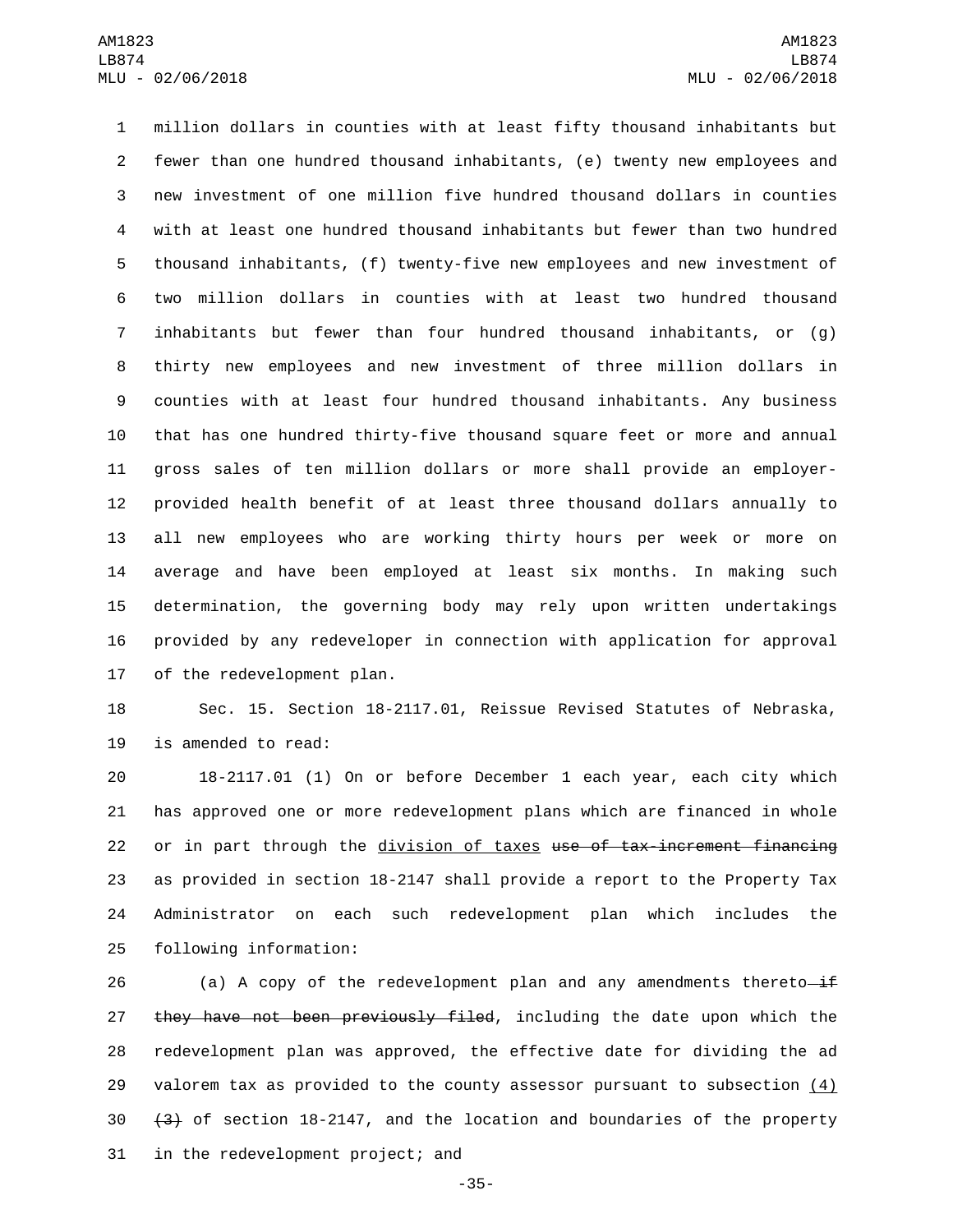million dollars in counties with at least fifty thousand inhabitants but fewer than one hundred thousand inhabitants, (e) twenty new employees and new investment of one million five hundred thousand dollars in counties with at least one hundred thousand inhabitants but fewer than two hundred thousand inhabitants, (f) twenty-five new employees and new investment of two million dollars in counties with at least two hundred thousand inhabitants but fewer than four hundred thousand inhabitants, or (g) thirty new employees and new investment of three million dollars in counties with at least four hundred thousand inhabitants. Any business that has one hundred thirty-five thousand square feet or more and annual gross sales of ten million dollars or more shall provide an employer-provided health benefit of at least three thousand dollars annually to all new employees who are working thirty hours per week or more on average and have been employed at least six months. In making such determination, the governing body may rely upon written undertakings provided by any redeveloper in connection with application for approval of the redevelopment plan.

Sec. 15. Section 18-2117.01, Reissue Revised Statutes of Nebraska, is amended to read:

18-2117.01 (1) On or before December 1 each year, each city which has approved one or more redevelopment plans which are financed in whole or in part through the division of taxes ~~use of tax-increment financing~~ as provided in section 18-2147 shall provide a report to the Property Tax Administrator on each such redevelopment plan which includes the following information:

(a) A copy of the redevelopment plan and any amendments thereto ~~if they have not been previously filed~~, including the date upon which the redevelopment plan was approved, the effective date for dividing the ad valorem tax as provided to the county assessor pursuant to subsection (4) ~~(3)~~ of section 18-2147, and the location and boundaries of the property in the redevelopment project; and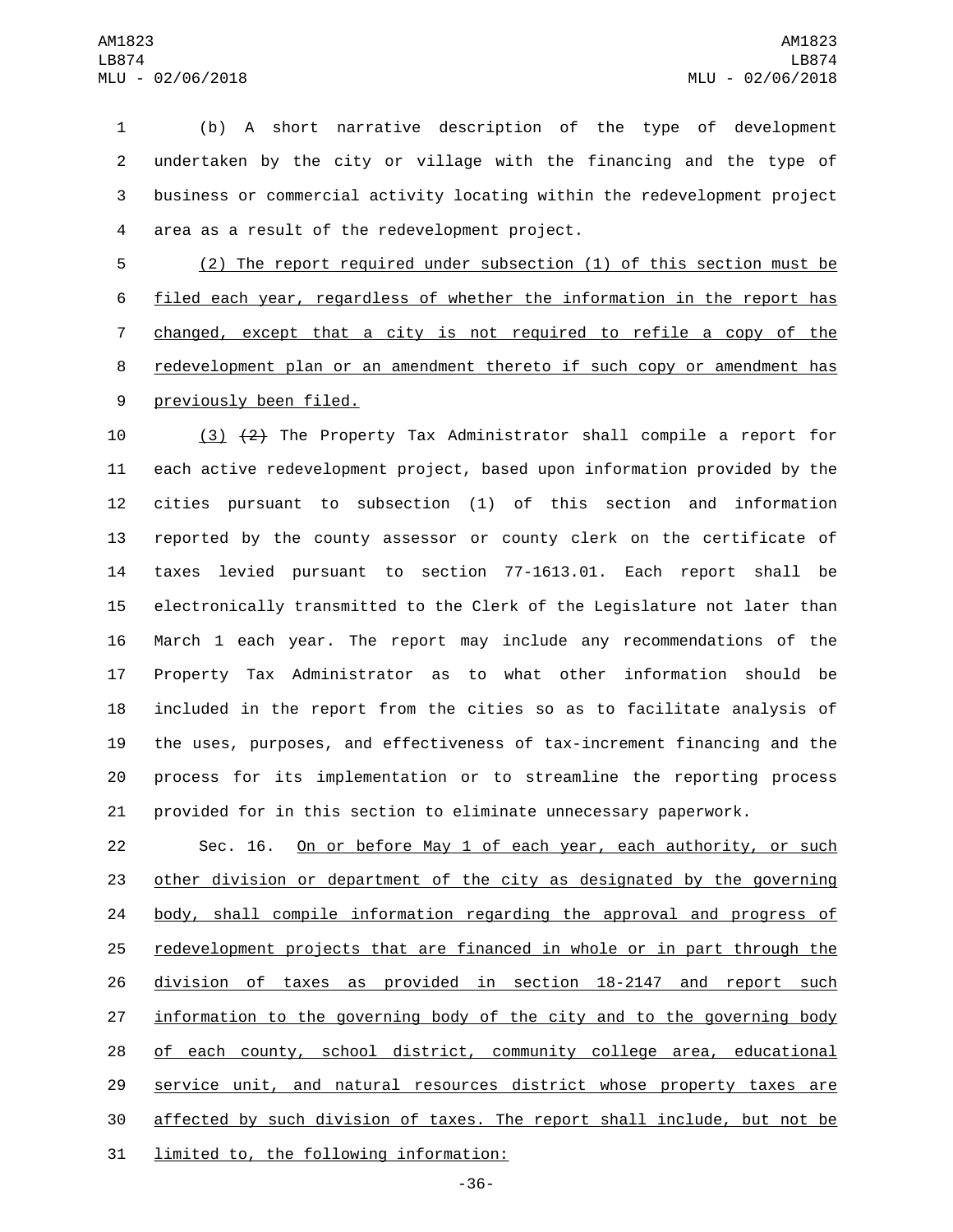(b) A short narrative description of the type of development undertaken by the city or village with the financing and the type of business or commercial activity locating within the redevelopment project area as a result of the redevelopment project.

(2) The report required under subsection (1) of this section must be filed each year, regardless of whether the information in the report has changed, except that a city is not required to refile a copy of the redevelopment plan or an amendment thereto if such copy or amendment has previously been filed.

(3) ~~(2)~~ The Property Tax Administrator shall compile a report for each active redevelopment project, based upon information provided by the cities pursuant to subsection (1) of this section and information reported by the county assessor or county clerk on the certificate of taxes levied pursuant to section 77-1613.01. Each report shall be electronically transmitted to the Clerk of the Legislature not later than March 1 each year. The report may include any recommendations of the Property Tax Administrator as to what other information should be included in the report from the cities so as to facilitate analysis of the uses, purposes, and effectiveness of tax-increment financing and the process for its implementation or to streamline the reporting process provided for in this section to eliminate unnecessary paperwork.

Sec. 16. On or before May 1 of each year, each authority, or such other division or department of the city as designated by the governing body, shall compile information regarding the approval and progress of redevelopment projects that are financed in whole or in part through the division of taxes as provided in section 18-2147 and report such information to the governing body of the city and to the governing body of each county, school district, community college area, educational service unit, and natural resources district whose property taxes are affected by such division of taxes. The report shall include, but not be limited to, the following information: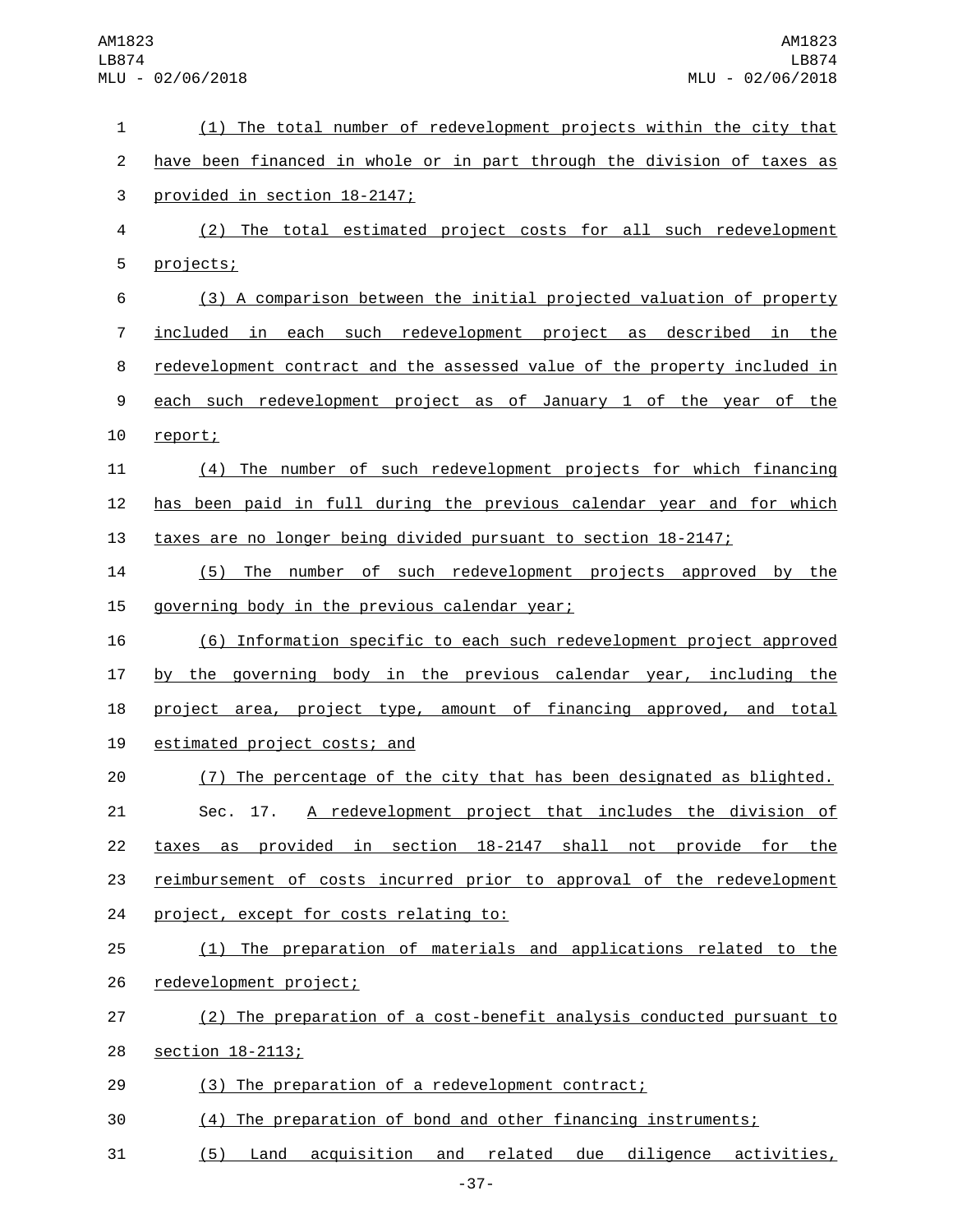(1) The total number of redevelopment projects within the city that have been financed in whole or in part through the division of taxes as provided in section 18-2147;

(2) The total estimated project costs for all such redevelopment projects;

(3) A comparison between the initial projected valuation of property included in each such redevelopment project as described in the redevelopment contract and the assessed value of the property included in each such redevelopment project as of January 1 of the year of the report;

(4) The number of such redevelopment projects for which financing has been paid in full during the previous calendar year and for which taxes are no longer being divided pursuant to section 18-2147;

(5) The number of such redevelopment projects approved by the governing body in the previous calendar year;

(6) Information specific to each such redevelopment project approved by the governing body in the previous calendar year, including the project area, project type, amount of financing approved, and total estimated project costs; and

(7) The percentage of the city that has been designated as blighted.

Sec. 17. A redevelopment project that includes the division of taxes as provided in section 18-2147 shall not provide for the reimbursement of costs incurred prior to approval of the redevelopment project, except for costs relating to:

(1) The preparation of materials and applications related to the redevelopment project;

(2) The preparation of a cost-benefit analysis conducted pursuant to section 18-2113;

(3) The preparation of a redevelopment contract;

(4) The preparation of bond and other financing instruments;

(5) Land acquisition and related due diligence activities,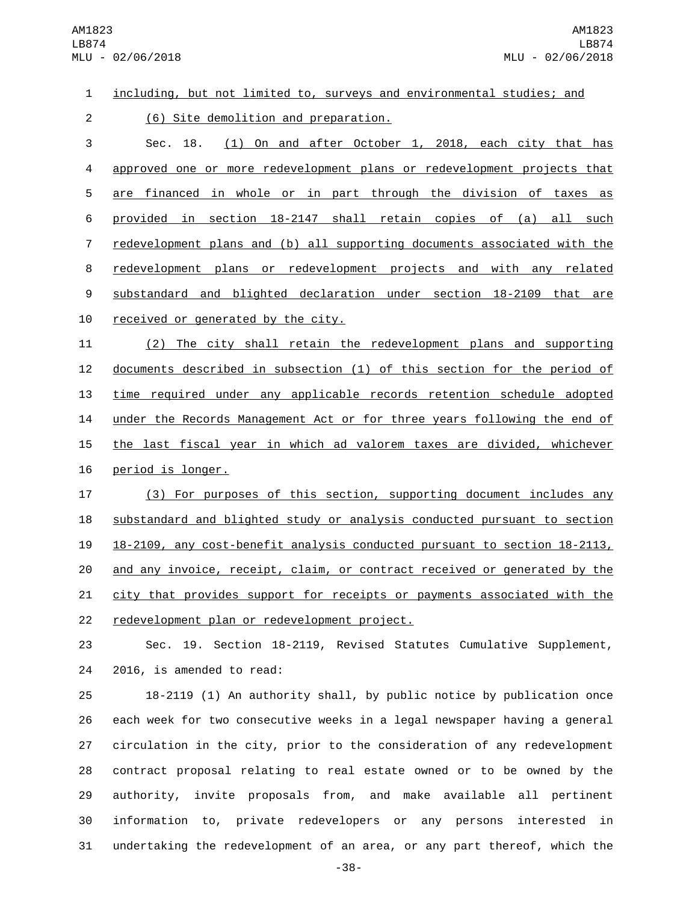including, but not limited to, surveys and environmental studies; and

(6) Site demolition and preparation.

Sec. 18. (1) On and after October 1, 2018, each city that has approved one or more redevelopment plans or redevelopment projects that are financed in whole or in part through the division of taxes as provided in section 18-2147 shall retain copies of (a) all such redevelopment plans and (b) all supporting documents associated with the redevelopment plans or redevelopment projects and with any related substandard and blighted declaration under section 18-2109 that are received or generated by the city.

(2) The city shall retain the redevelopment plans and supporting documents described in subsection (1) of this section for the period of time required under any applicable records retention schedule adopted under the Records Management Act or for three years following the end of the last fiscal year in which ad valorem taxes are divided, whichever period is longer.

(3) For purposes of this section, supporting document includes any substandard and blighted study or analysis conducted pursuant to section 18-2109, any cost-benefit analysis conducted pursuant to section 18-2113, and any invoice, receipt, claim, or contract received or generated by the city that provides support for receipts or payments associated with the redevelopment plan or redevelopment project.

Sec. 19. Section 18-2119, Revised Statutes Cumulative Supplement, 2016, is amended to read:

18-2119 (1) An authority shall, by public notice by publication once each week for two consecutive weeks in a legal newspaper having a general circulation in the city, prior to the consideration of any redevelopment contract proposal relating to real estate owned or to be owned by the authority, invite proposals from, and make available all pertinent information to, private redevelopers or any persons interested in undertaking the redevelopment of an area, or any part thereof, which the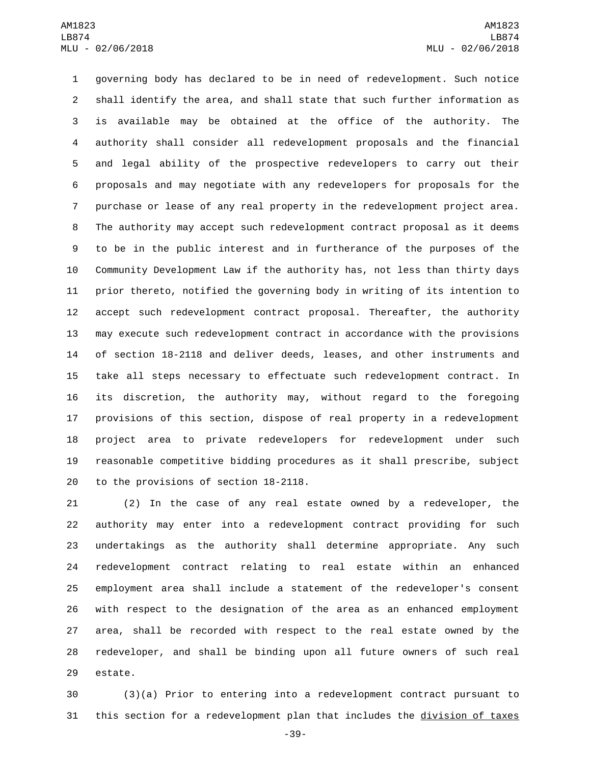governing body has declared to be in need of redevelopment. Such notice shall identify the area, and shall state that such further information as is available may be obtained at the office of the authority. The authority shall consider all redevelopment proposals and the financial and legal ability of the prospective redevelopers to carry out their proposals and may negotiate with any redevelopers for proposals for the purchase or lease of any real property in the redevelopment project area. The authority may accept such redevelopment contract proposal as it deems to be in the public interest and in furtherance of the purposes of the Community Development Law if the authority has, not less than thirty days prior thereto, notified the governing body in writing of its intention to accept such redevelopment contract proposal. Thereafter, the authority may execute such redevelopment contract in accordance with the provisions of section 18-2118 and deliver deeds, leases, and other instruments and take all steps necessary to effectuate such redevelopment contract. In its discretion, the authority may, without regard to the foregoing provisions of this section, dispose of real property in a redevelopment project area to private redevelopers for redevelopment under such reasonable competitive bidding procedures as it shall prescribe, subject to the provisions of section 18-2118.

(2) In the case of any real estate owned by a redeveloper, the authority may enter into a redevelopment contract providing for such undertakings as the authority shall determine appropriate. Any such redevelopment contract relating to real estate within an enhanced employment area shall include a statement of the redeveloper's consent with respect to the designation of the area as an enhanced employment area, shall be recorded with respect to the real estate owned by the redeveloper, and shall be binding upon all future owners of such real estate.

(3)(a) Prior to entering into a redevelopment contract pursuant to this section for a redevelopment plan that includes the division of taxes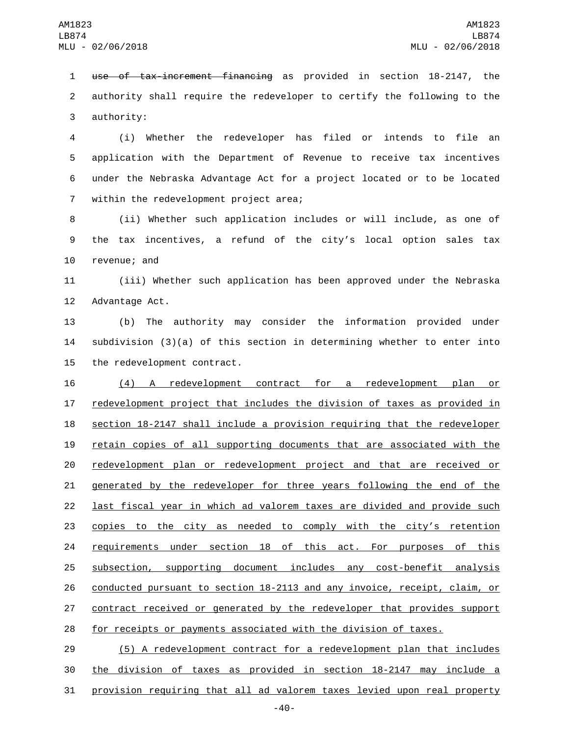~~use of tax-increment financing~~ as provided in section 18-2147, the authority shall require the redeveloper to certify the following to the authority:

(i) Whether the redeveloper has filed or intends to file an application with the Department of Revenue to receive tax incentives under the Nebraska Advantage Act for a project located or to be located within the redevelopment project area;

(ii) Whether such application includes or will include, as one of the tax incentives, a refund of the city's local option sales tax revenue; and

(iii) Whether such application has been approved under the Nebraska Advantage Act.

(b) The authority may consider the information provided under subdivision (3)(a) of this section in determining whether to enter into the redevelopment contract.

<u>(4) A redevelopment contract for a redevelopment plan or redevelopment project that includes the division of taxes as provided in section 18-2147 shall include a provision requiring that the redeveloper retain copies of all supporting documents that are associated with the redevelopment plan or redevelopment project and that are received or generated by the redeveloper for three years following the end of the last fiscal year in which ad valorem taxes are divided and provide such copies to the city as needed to comply with the city's retention requirements under section 18 of this act. For purposes of this subsection, supporting document includes any cost-benefit analysis conducted pursuant to section 18-2113 and any invoice, receipt, claim, or contract received or generated by the redeveloper that provides support for receipts or payments associated with the division of taxes.</u>

<u>(5) A redevelopment contract for a redevelopment plan that includes the division of taxes as provided in section 18-2147 may include a provision requiring that all ad valorem taxes levied upon real property</u>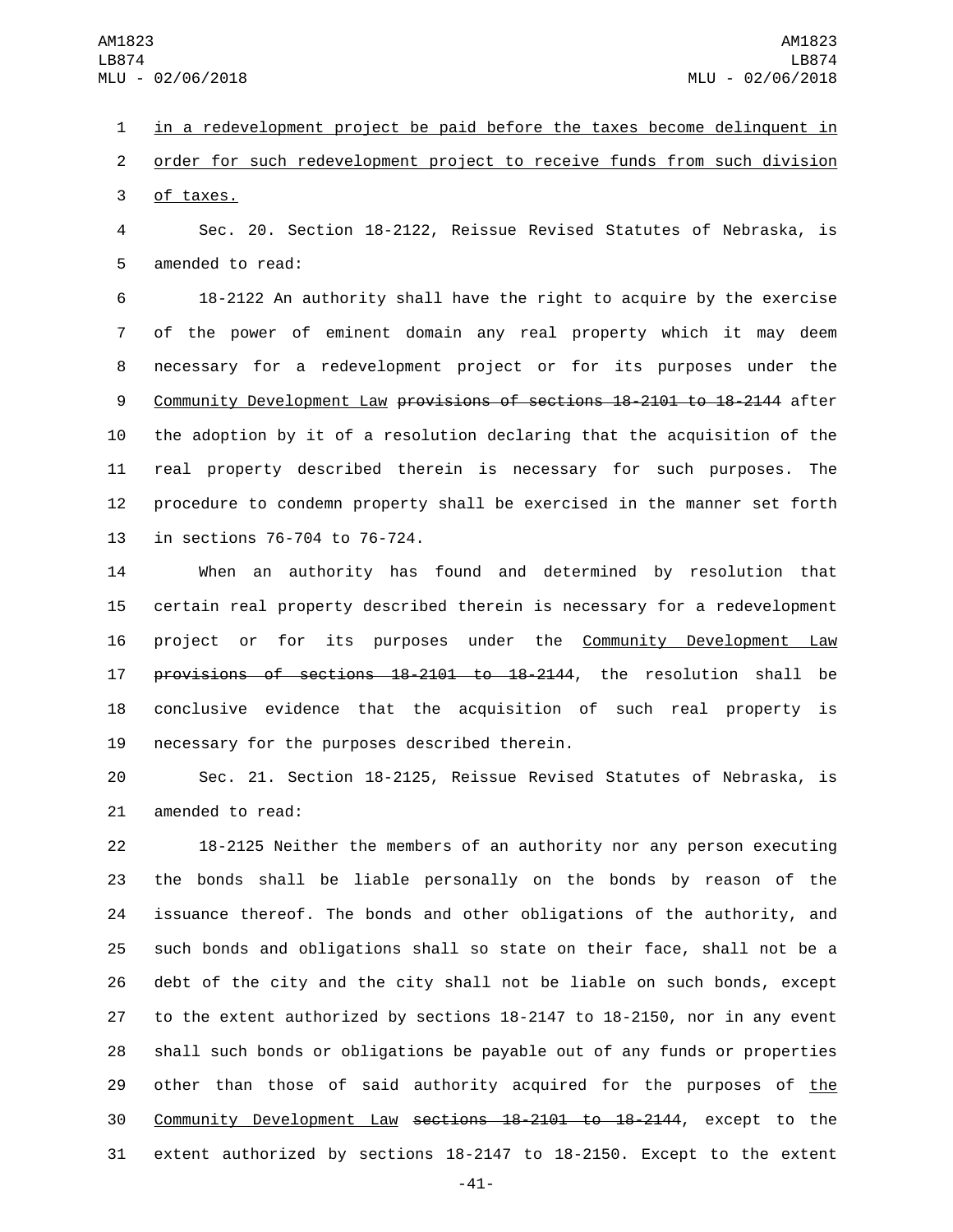in a redevelopment project be paid before the taxes become delinquent in order for such redevelopment project to receive funds from such division of taxes.

Sec. 20. Section 18-2122, Reissue Revised Statutes of Nebraska, is amended to read:

18-2122 An authority shall have the right to acquire by the exercise of the power of eminent domain any real property which it may deem necessary for a redevelopment project or for its purposes under the Community Development Law ~~provisions of sections 18-2101 to 18-2144~~ after the adoption by it of a resolution declaring that the acquisition of the real property described therein is necessary for such purposes. The procedure to condemn property shall be exercised in the manner set forth in sections 76-704 to 76-724.

When an authority has found and determined by resolution that certain real property described therein is necessary for a redevelopment project or for its purposes under the Community Development Law ~~provisions of sections 18-2101 to 18-2144~~, the resolution shall be conclusive evidence that the acquisition of such real property is necessary for the purposes described therein.

Sec. 21. Section 18-2125, Reissue Revised Statutes of Nebraska, is amended to read:

18-2125 Neither the members of an authority nor any person executing the bonds shall be liable personally on the bonds by reason of the issuance thereof. The bonds and other obligations of the authority, and such bonds and obligations shall so state on their face, shall not be a debt of the city and the city shall not be liable on such bonds, except to the extent authorized by sections 18-2147 to 18-2150, nor in any event shall such bonds or obligations be payable out of any funds or properties other than those of said authority acquired for the purposes of the Community Development Law ~~sections 18-2101 to 18-2144~~, except to the extent authorized by sections 18-2147 to 18-2150. Except to the extent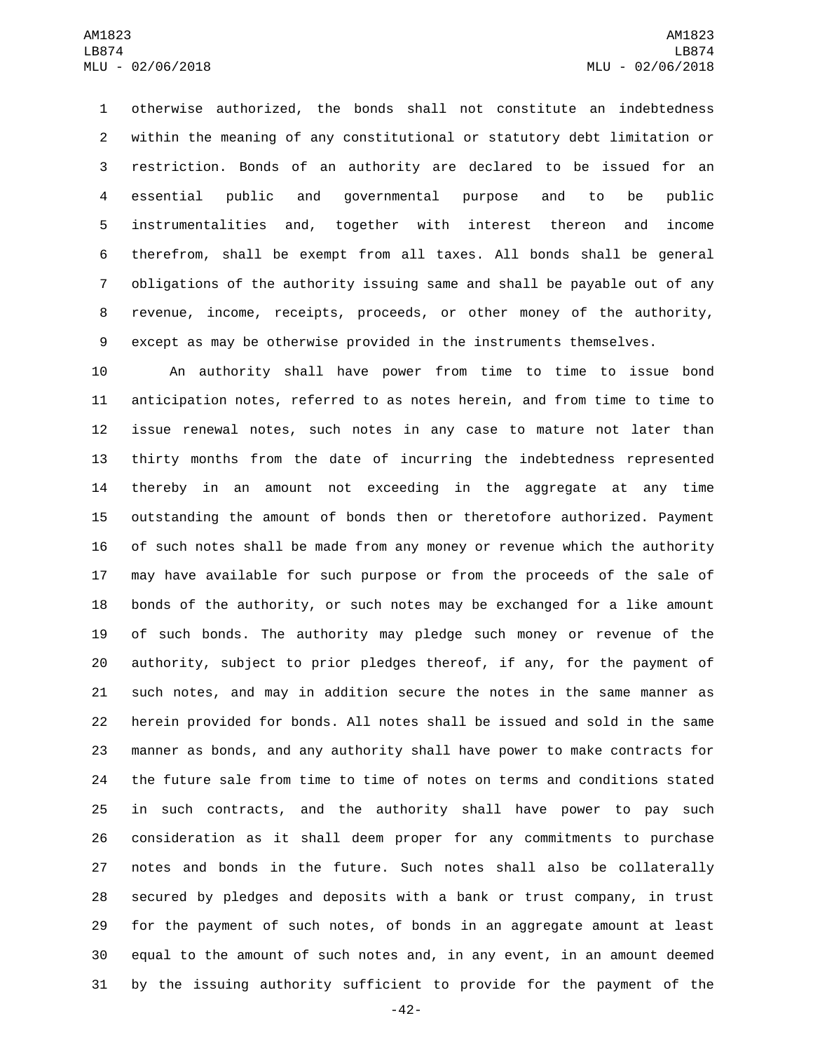otherwise authorized, the bonds shall not constitute an indebtedness within the meaning of any constitutional or statutory debt limitation or restriction. Bonds of an authority are declared to be issued for an essential public and governmental purpose and to be public instrumentalities and, together with interest thereon and income therefrom, shall be exempt from all taxes. All bonds shall be general obligations of the authority issuing same and shall be payable out of any revenue, income, receipts, proceeds, or other money of the authority, except as may be otherwise provided in the instruments themselves.

An authority shall have power from time to time to issue bond anticipation notes, referred to as notes herein, and from time to time to issue renewal notes, such notes in any case to mature not later than thirty months from the date of incurring the indebtedness represented thereby in an amount not exceeding in the aggregate at any time outstanding the amount of bonds then or theretofore authorized. Payment of such notes shall be made from any money or revenue which the authority may have available for such purpose or from the proceeds of the sale of bonds of the authority, or such notes may be exchanged for a like amount of such bonds. The authority may pledge such money or revenue of the authority, subject to prior pledges thereof, if any, for the payment of such notes, and may in addition secure the notes in the same manner as herein provided for bonds. All notes shall be issued and sold in the same manner as bonds, and any authority shall have power to make contracts for the future sale from time to time of notes on terms and conditions stated in such contracts, and the authority shall have power to pay such consideration as it shall deem proper for any commitments to purchase notes and bonds in the future. Such notes shall also be collaterally secured by pledges and deposits with a bank or trust company, in trust for the payment of such notes, of bonds in an aggregate amount at least equal to the amount of such notes and, in any event, in an amount deemed by the issuing authority sufficient to provide for the payment of the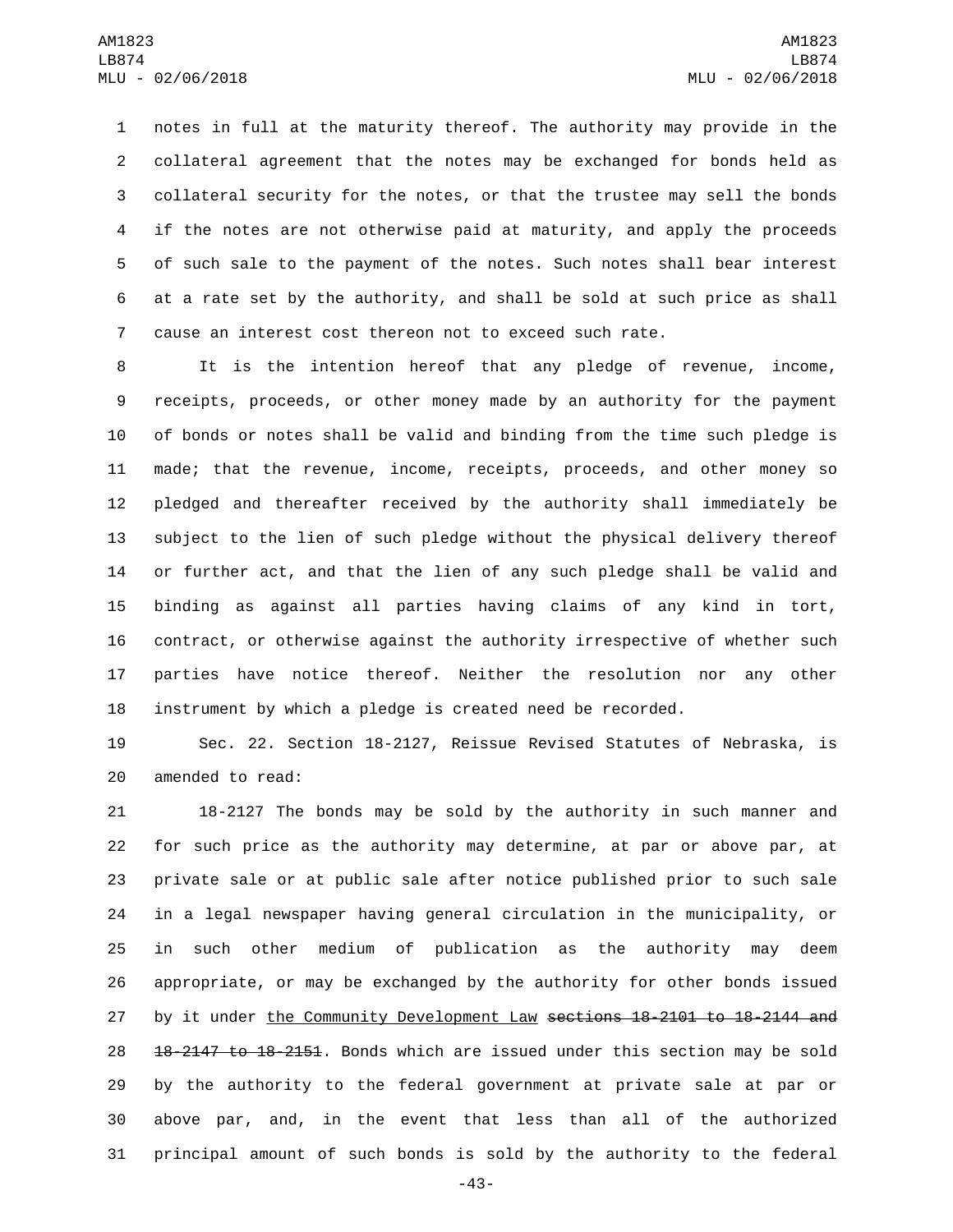notes in full at the maturity thereof. The authority may provide in the collateral agreement that the notes may be exchanged for bonds held as collateral security for the notes, or that the trustee may sell the bonds if the notes are not otherwise paid at maturity, and apply the proceeds of such sale to the payment of the notes. Such notes shall bear interest at a rate set by the authority, and shall be sold at such price as shall cause an interest cost thereon not to exceed such rate.

It is the intention hereof that any pledge of revenue, income, receipts, proceeds, or other money made by an authority for the payment of bonds or notes shall be valid and binding from the time such pledge is made; that the revenue, income, receipts, proceeds, and other money so pledged and thereafter received by the authority shall immediately be subject to the lien of such pledge without the physical delivery thereof or further act, and that the lien of any such pledge shall be valid and binding as against all parties having claims of any kind in tort, contract, or otherwise against the authority irrespective of whether such parties have notice thereof. Neither the resolution nor any other instrument by which a pledge is created need be recorded.

Sec. 22. Section 18-2127, Reissue Revised Statutes of Nebraska, is amended to read:

18-2127 The bonds may be sold by the authority in such manner and for such price as the authority may determine, at par or above par, at private sale or at public sale after notice published prior to such sale in a legal newspaper having general circulation in the municipality, or in such other medium of publication as the authority may deem appropriate, or may be exchanged by the authority for other bonds issued by it under <u>the Community Development Law</u> ~~sections 18-2101 to 18-2144 and 18-2147 to 18-2151~~. Bonds which are issued under this section may be sold by the authority to the federal government at private sale at par or above par, and, in the event that less than all of the authorized principal amount of such bonds is sold by the authority to the federal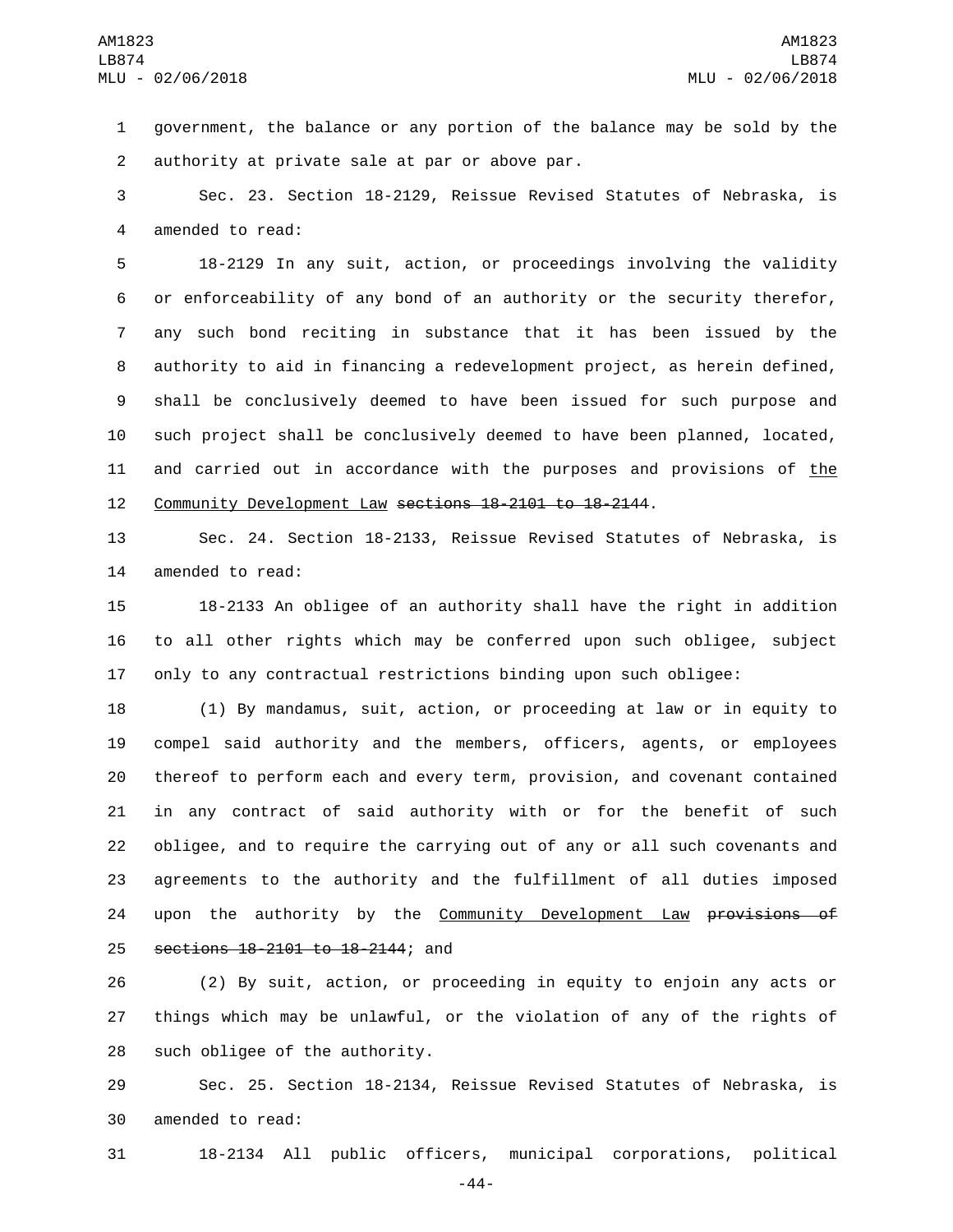government, the balance or any portion of the balance may be sold by the authority at private sale at par or above par.

Sec. 23. Section 18-2129, Reissue Revised Statutes of Nebraska, is amended to read:

18-2129 In any suit, action, or proceedings involving the validity or enforceability of any bond of an authority or the security therefor, any such bond reciting in substance that it has been issued by the authority to aid in financing a redevelopment project, as herein defined, shall be conclusively deemed to have been issued for such purpose and such project shall be conclusively deemed to have been planned, located, and carried out in accordance with the purposes and provisions of the Community Development Law ~~sections 18-2101 to 18-2144~~.

Sec. 24. Section 18-2133, Reissue Revised Statutes of Nebraska, is amended to read:

18-2133 An obligee of an authority shall have the right in addition to all other rights which may be conferred upon such obligee, subject only to any contractual restrictions binding upon such obligee:

(1) By mandamus, suit, action, or proceeding at law or in equity to compel said authority and the members, officers, agents, or employees thereof to perform each and every term, provision, and covenant contained in any contract of said authority with or for the benefit of such obligee, and to require the carrying out of any or all such covenants and agreements to the authority and the fulfillment of all duties imposed upon the authority by the Community Development Law ~~provisions of sections 18-2101 to 18-2144~~; and

(2) By suit, action, or proceeding in equity to enjoin any acts or things which may be unlawful, or the violation of any of the rights of such obligee of the authority.

Sec. 25. Section 18-2134, Reissue Revised Statutes of Nebraska, is amended to read:

18-2134 All public officers, municipal corporations, political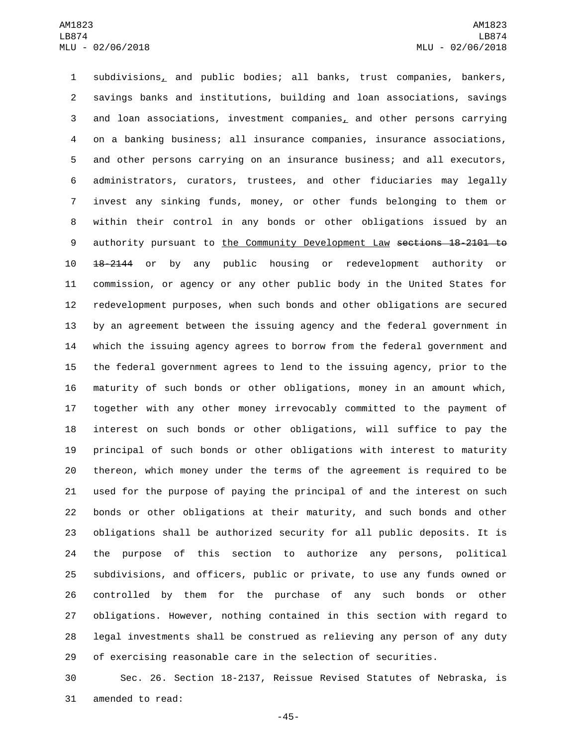subdivisions, and public bodies; all banks, trust companies, bankers, savings banks and institutions, building and loan associations, savings and loan associations, investment companies, and other persons carrying on a banking business; all insurance companies, insurance associations, and other persons carrying on an insurance business; and all executors, administrators, curators, trustees, and other fiduciaries may legally invest any sinking funds, money, or other funds belonging to them or within their control in any bonds or other obligations issued by an authority pursuant to the Community Development Law ~~sections 18-2101 to 18-2144~~ or by any public housing or redevelopment authority or commission, or agency or any other public body in the United States for redevelopment purposes, when such bonds and other obligations are secured by an agreement between the issuing agency and the federal government in which the issuing agency agrees to borrow from the federal government and the federal government agrees to lend to the issuing agency, prior to the maturity of such bonds or other obligations, money in an amount which, together with any other money irrevocably committed to the payment of interest on such bonds or other obligations, will suffice to pay the principal of such bonds or other obligations with interest to maturity thereon, which money under the terms of the agreement is required to be used for the purpose of paying the principal of and the interest on such bonds or other obligations at their maturity, and such bonds and other obligations shall be authorized security for all public deposits. It is the purpose of this section to authorize any persons, political subdivisions, and officers, public or private, to use any funds owned or controlled by them for the purchase of any such bonds or other obligations. However, nothing contained in this section with regard to legal investments shall be construed as relieving any person of any duty of exercising reasonable care in the selection of securities.

Sec. 26. Section 18-2137, Reissue Revised Statutes of Nebraska, is amended to read: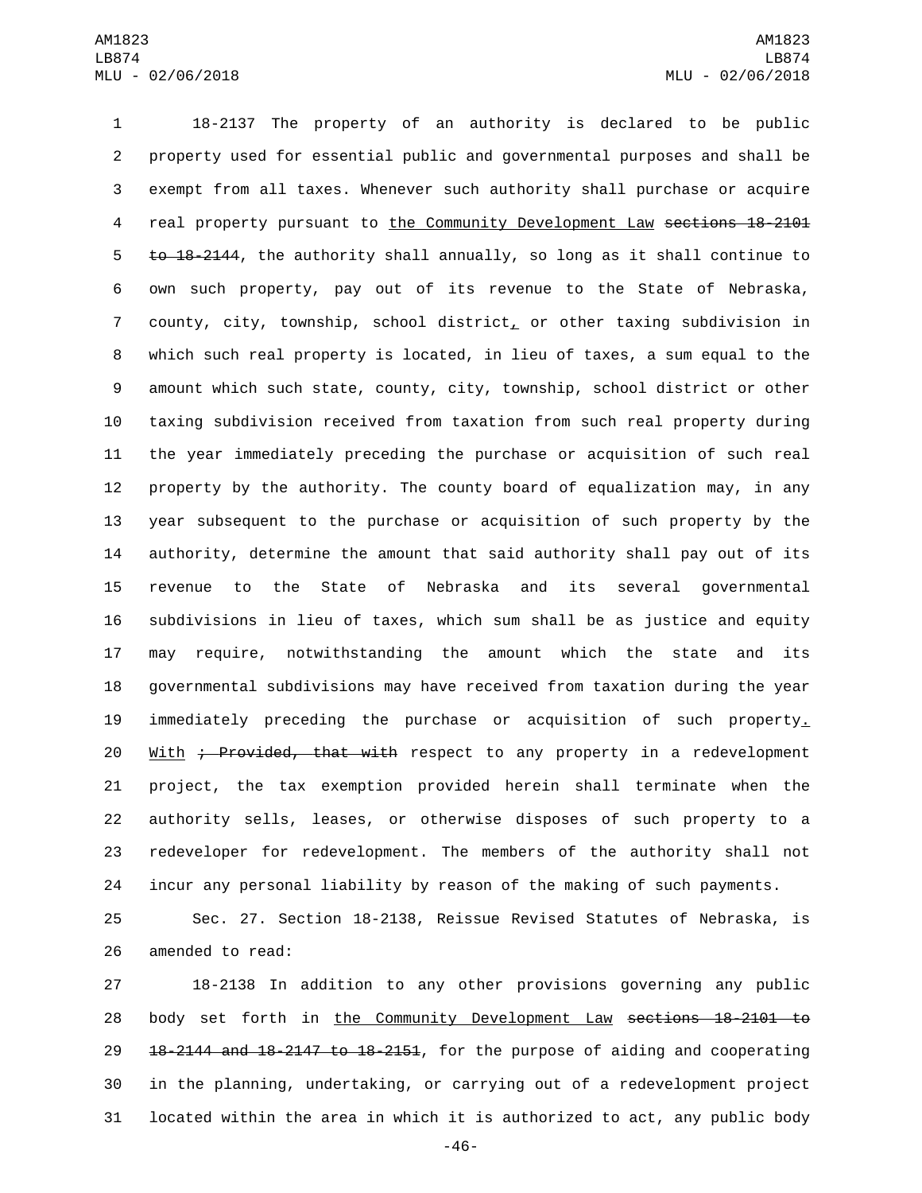18-2137 The property of an authority is declared to be public property used for essential public and governmental purposes and shall be exempt from all taxes. Whenever such authority shall purchase or acquire real property pursuant to the Community Development Law ~~sections 18-2101 to 18-2144~~, the authority shall annually, so long as it shall continue to own such property, pay out of its revenue to the State of Nebraska, county, city, township, school district, or other taxing subdivision in which such real property is located, in lieu of taxes, a sum equal to the amount which such state, county, city, township, school district or other taxing subdivision received from taxation from such real property during the year immediately preceding the purchase or acquisition of such real property by the authority. The county board of equalization may, in any year subsequent to the purchase or acquisition of such property by the authority, determine the amount that said authority shall pay out of its revenue to the State of Nebraska and its several governmental subdivisions in lieu of taxes, which sum shall be as justice and equity may require, notwithstanding the amount which the state and its governmental subdivisions may have received from taxation during the year immediately preceding the purchase or acquisition of such property. With ~~; Provided, that with~~ respect to any property in a redevelopment project, the tax exemption provided herein shall terminate when the authority sells, leases, or otherwise disposes of such property to a redeveloper for redevelopment. The members of the authority shall not incur any personal liability by reason of the making of such payments.

Sec. 27. Section 18-2138, Reissue Revised Statutes of Nebraska, is amended to read:

18-2138 In addition to any other provisions governing any public body set forth in the Community Development Law ~~sections 18-2101 to 18-2144 and 18-2147 to 18-2151~~, for the purpose of aiding and cooperating in the planning, undertaking, or carrying out of a redevelopment project located within the area in which it is authorized to act, any public body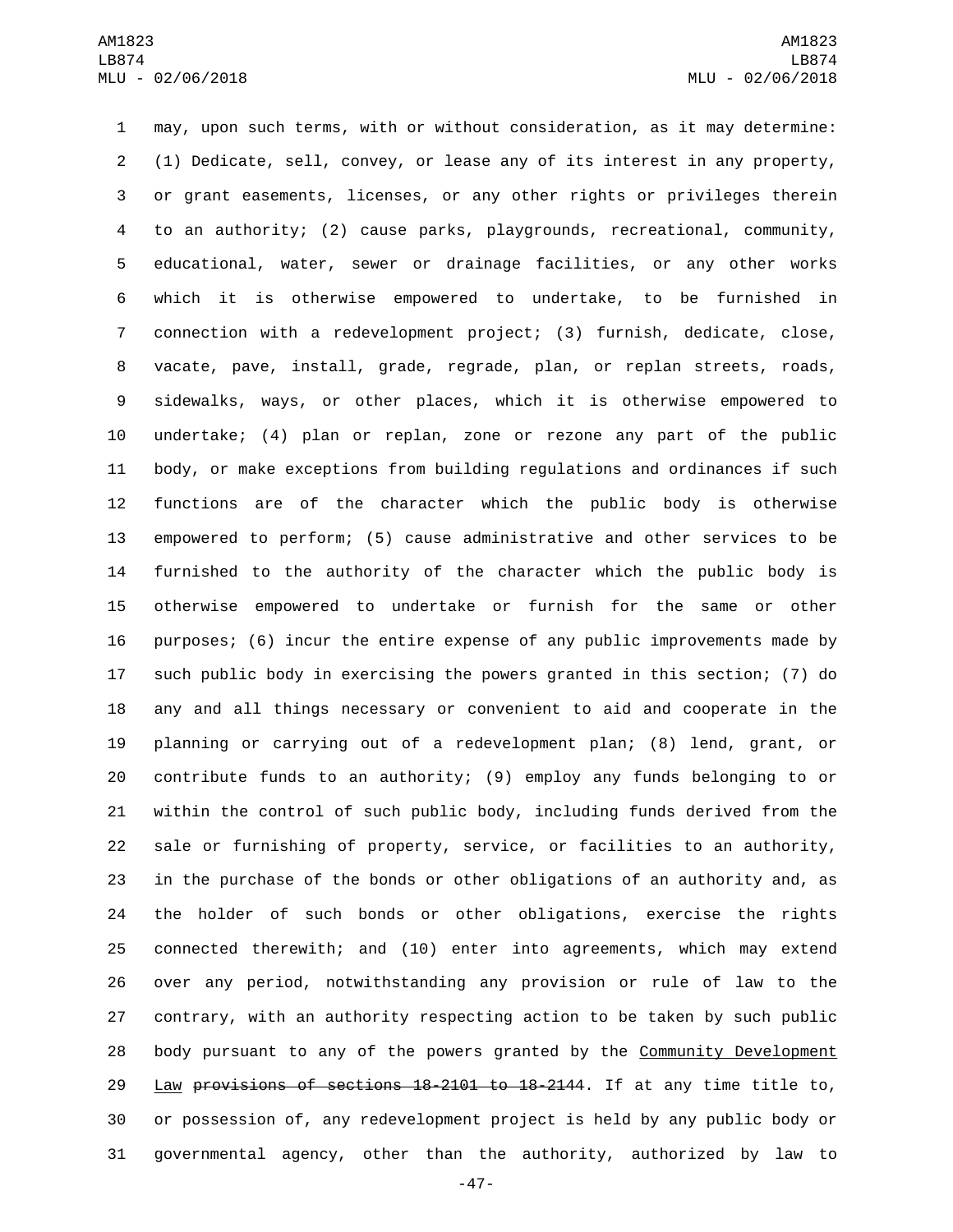may, upon such terms, with or without consideration, as it may determine: (1) Dedicate, sell, convey, or lease any of its interest in any property, or grant easements, licenses, or any other rights or privileges therein to an authority; (2) cause parks, playgrounds, recreational, community, educational, water, sewer or drainage facilities, or any other works which it is otherwise empowered to undertake, to be furnished in connection with a redevelopment project; (3) furnish, dedicate, close, vacate, pave, install, grade, regrade, plan, or replan streets, roads, sidewalks, ways, or other places, which it is otherwise empowered to undertake; (4) plan or replan, zone or rezone any part of the public body, or make exceptions from building regulations and ordinances if such functions are of the character which the public body is otherwise empowered to perform; (5) cause administrative and other services to be furnished to the authority of the character which the public body is otherwise empowered to undertake or furnish for the same or other purposes; (6) incur the entire expense of any public improvements made by such public body in exercising the powers granted in this section; (7) do any and all things necessary or convenient to aid and cooperate in the planning or carrying out of a redevelopment plan; (8) lend, grant, or contribute funds to an authority; (9) employ any funds belonging to or within the control of such public body, including funds derived from the sale or furnishing of property, service, or facilities to an authority, in the purchase of the bonds or other obligations of an authority and, as the holder of such bonds or other obligations, exercise the rights connected therewith; and (10) enter into agreements, which may extend over any period, notwithstanding any provision or rule of law to the contrary, with an authority respecting action to be taken by such public body pursuant to any of the powers granted by the <u>Community Development Law</u> ~~provisions of sections 18-2101 to 18-2144~~. If at any time title to, or possession of, any redevelopment project is held by any public body or governmental agency, other than the authority, authorized by law to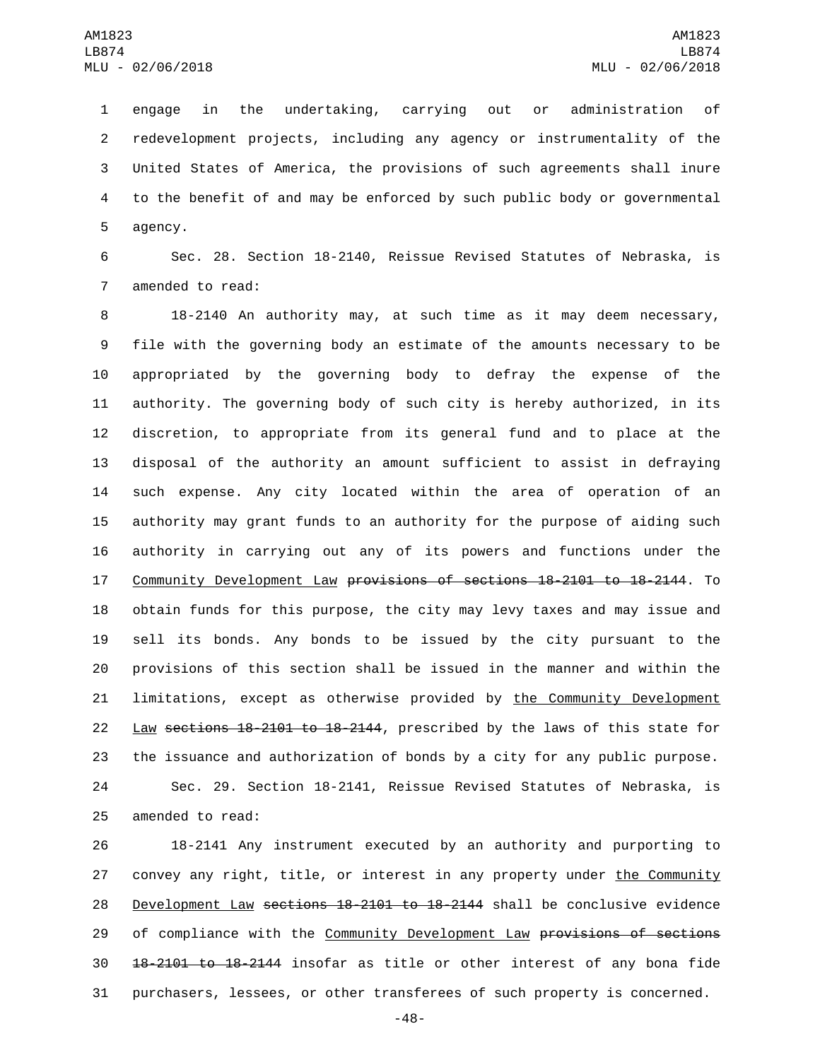engage in the undertaking, carrying out or administration of redevelopment projects, including any agency or instrumentality of the United States of America, the provisions of such agreements shall inure to the benefit of and may be enforced by such public body or governmental agency.

Sec. 28. Section 18-2140, Reissue Revised Statutes of Nebraska, is amended to read:

18-2140 An authority may, at such time as it may deem necessary, file with the governing body an estimate of the amounts necessary to be appropriated by the governing body to defray the expense of the authority. The governing body of such city is hereby authorized, in its discretion, to appropriate from its general fund and to place at the disposal of the authority an amount sufficient to assist in defraying such expense. Any city located within the area of operation of an authority may grant funds to an authority for the purpose of aiding such authority in carrying out any of its powers and functions under the Community Development Law ~~provisions of sections 18-2101 to 18-2144~~. To obtain funds for this purpose, the city may levy taxes and may issue and sell its bonds. Any bonds to be issued by the city pursuant to the provisions of this section shall be issued in the manner and within the limitations, except as otherwise provided by the Community Development Law ~~sections 18-2101 to 18-2144~~, prescribed by the laws of this state for the issuance and authorization of bonds by a city for any public purpose.

Sec. 29. Section 18-2141, Reissue Revised Statutes of Nebraska, is amended to read:

18-2141 Any instrument executed by an authority and purporting to convey any right, title, or interest in any property under the Community Development Law ~~sections 18-2101 to 18-2144~~ shall be conclusive evidence of compliance with the Community Development Law ~~provisions of sections 18-2101 to 18-2144~~ insofar as title or other interest of any bona fide purchasers, lessees, or other transferees of such property is concerned.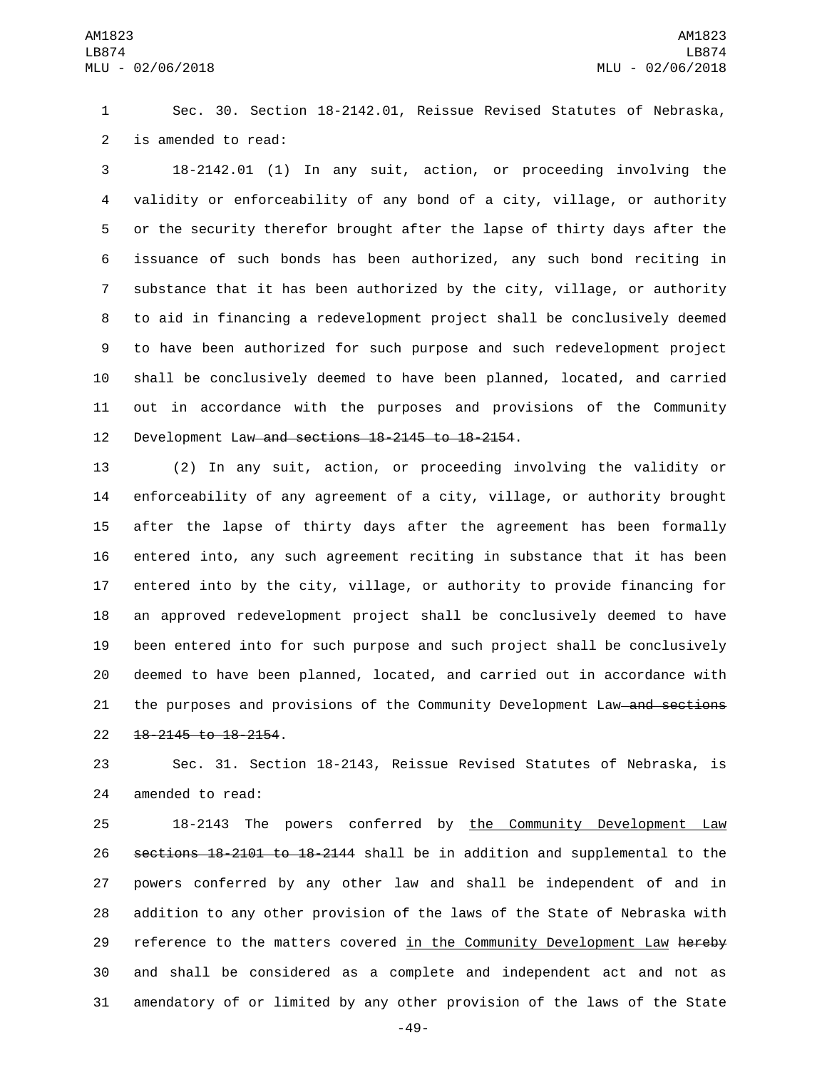Sec. 30. Section 18-2142.01, Reissue Revised Statutes of Nebraska, is amended to read:

18-2142.01 (1) In any suit, action, or proceeding involving the validity or enforceability of any bond of a city, village, or authority or the security therefor brought after the lapse of thirty days after the issuance of such bonds has been authorized, any such bond reciting in substance that it has been authorized by the city, village, or authority to aid in financing a redevelopment project shall be conclusively deemed to have been authorized for such purpose and such redevelopment project shall be conclusively deemed to have been planned, located, and carried out in accordance with the purposes and provisions of the Community Development Law ~~and sections 18-2145 to 18-2154~~.

(2) In any suit, action, or proceeding involving the validity or enforceability of any agreement of a city, village, or authority brought after the lapse of thirty days after the agreement has been formally entered into, any such agreement reciting in substance that it has been entered into by the city, village, or authority to provide financing for an approved redevelopment project shall be conclusively deemed to have been entered into for such purpose and such project shall be conclusively deemed to have been planned, located, and carried out in accordance with the purposes and provisions of the Community Development Law ~~and sections 18-2145 to 18-2154~~.

Sec. 31. Section 18-2143, Reissue Revised Statutes of Nebraska, is amended to read:

18-2143 The powers conferred by <u>the Community Development Law</u> ~~sections 18-2101 to 18-2144~~ shall be in addition and supplemental to the powers conferred by any other law and shall be independent of and in addition to any other provision of the laws of the State of Nebraska with reference to the matters covered <u>in the Community Development Law</u> ~~hereby~~ and shall be considered as a complete and independent act and not as amendatory of or limited by any other provision of the laws of the State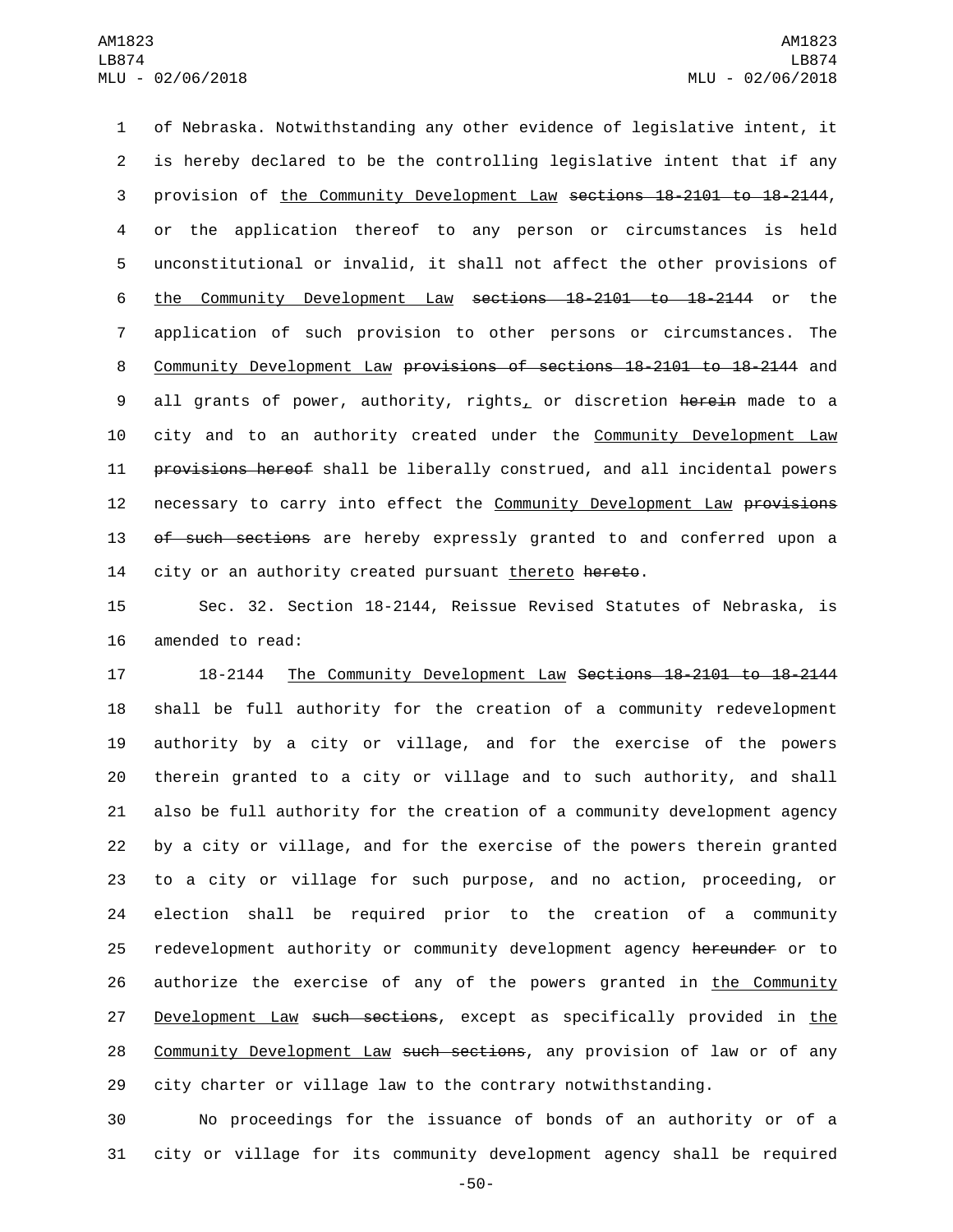of Nebraska. Notwithstanding any other evidence of legislative intent, it is hereby declared to be the controlling legislative intent that if any provision of the Community Development Law ~~sections 18-2101 to 18-2144~~, or the application thereof to any person or circumstances is held unconstitutional or invalid, it shall not affect the other provisions of the Community Development Law ~~sections 18-2101 to 18-2144~~ or the application of such provision to other persons or circumstances. The Community Development Law ~~provisions of sections 18-2101 to 18-2144~~ and all grants of power, authority, rights, or discretion ~~herein~~ made to a city and to an authority created under the Community Development Law ~~provisions hereof~~ shall be liberally construed, and all incidental powers necessary to carry into effect the Community Development Law ~~provisions of such sections~~ are hereby expressly granted to and conferred upon a city or an authority created pursuant thereto ~~hereto~~.

Sec. 32. Section 18-2144, Reissue Revised Statutes of Nebraska, is amended to read:

18-2144 The Community Development Law ~~Sections 18-2101 to 18-2144~~ shall be full authority for the creation of a community redevelopment authority by a city or village, and for the exercise of the powers therein granted to a city or village and to such authority, and shall also be full authority for the creation of a community development agency by a city or village, and for the exercise of the powers therein granted to a city or village for such purpose, and no action, proceeding, or election shall be required prior to the creation of a community redevelopment authority or community development agency ~~hereunder~~ or to authorize the exercise of any of the powers granted in the Community Development Law ~~such sections~~, except as specifically provided in the Community Development Law ~~such sections~~, any provision of law or of any city charter or village law to the contrary notwithstanding.

No proceedings for the issuance of bonds of an authority or of a city or village for its community development agency shall be required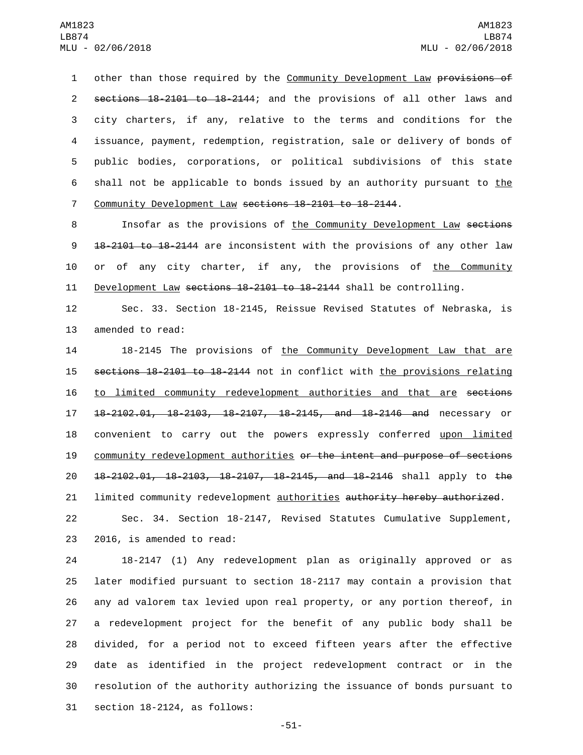other than those required by the <u>Community Development Law</u> ~~provisions of sections 18-2101 to 18-2144~~; and the provisions of all other laws and city charters, if any, relative to the terms and conditions for the issuance, payment, redemption, registration, sale or delivery of bonds of public bodies, corporations, or political subdivisions of this state shall not be applicable to bonds issued by an authority pursuant to <u>the Community Development Law</u> ~~sections 18-2101 to 18-2144~~.

Insofar as the provisions of <u>the Community Development Law</u> ~~sections 18-2101 to 18-2144~~ are inconsistent with the provisions of any other law or of any city charter, if any, the provisions of <u>the Community Development Law</u> ~~sections 18-2101 to 18-2144~~ shall be controlling.

Sec. 33. Section 18-2145, Reissue Revised Statutes of Nebraska, is amended to read:

18-2145 The provisions of <u>the Community Development Law that are</u> ~~sections 18-2101 to 18-2144~~ not in conflict with <u>the provisions relating to limited community redevelopment authorities and that are</u> ~~sections 18-2102.01, 18-2103, 18-2107, 18-2145, and 18-2146 and~~ necessary or convenient to carry out the powers expressly conferred <u>upon limited community redevelopment authorities</u> ~~or the intent and purpose of sections 18-2102.01, 18-2103, 18-2107, 18-2145, and 18-2146~~ shall apply to ~~the~~ limited community redevelopment <u>authorities</u> ~~authority hereby authorized~~.

Sec. 34. Section 18-2147, Revised Statutes Cumulative Supplement, 2016, is amended to read:

18-2147 (1) Any redevelopment plan as originally approved or as later modified pursuant to section 18-2117 may contain a provision that any ad valorem tax levied upon real property, or any portion thereof, in a redevelopment project for the benefit of any public body shall be divided, for a period not to exceed fifteen years after the effective date as identified in the project redevelopment contract or in the resolution of the authority authorizing the issuance of bonds pursuant to section 18-2124, as follows: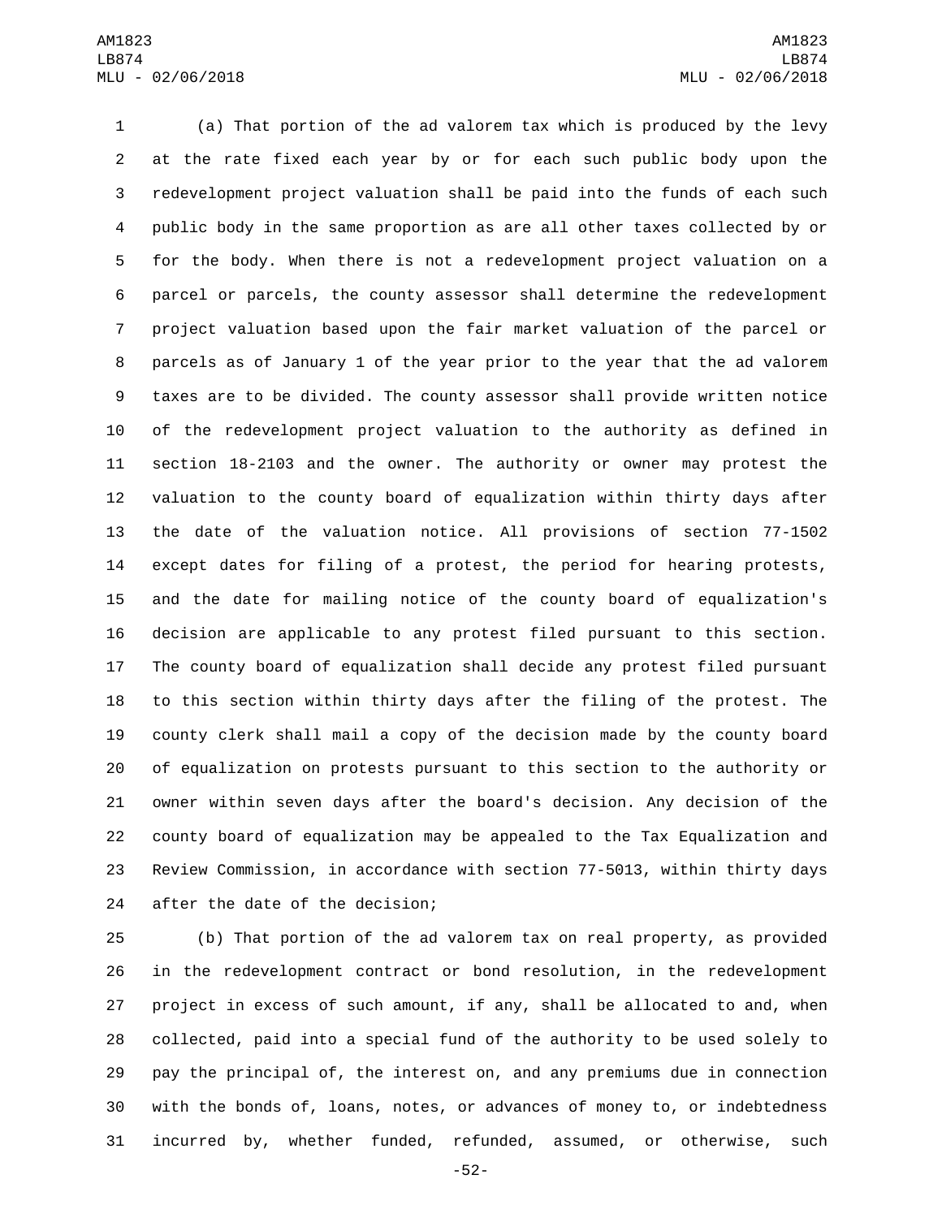(a) That portion of the ad valorem tax which is produced by the levy at the rate fixed each year by or for each such public body upon the redevelopment project valuation shall be paid into the funds of each such public body in the same proportion as are all other taxes collected by or for the body. When there is not a redevelopment project valuation on a parcel or parcels, the county assessor shall determine the redevelopment project valuation based upon the fair market valuation of the parcel or parcels as of January 1 of the year prior to the year that the ad valorem taxes are to be divided. The county assessor shall provide written notice of the redevelopment project valuation to the authority as defined in section 18-2103 and the owner. The authority or owner may protest the valuation to the county board of equalization within thirty days after the date of the valuation notice. All provisions of section 77-1502 except dates for filing of a protest, the period for hearing protests, and the date for mailing notice of the county board of equalization's decision are applicable to any protest filed pursuant to this section. The county board of equalization shall decide any protest filed pursuant to this section within thirty days after the filing of the protest. The county clerk shall mail a copy of the decision made by the county board of equalization on protests pursuant to this section to the authority or owner within seven days after the board's decision. Any decision of the county board of equalization may be appealed to the Tax Equalization and Review Commission, in accordance with section 77-5013, within thirty days after the date of the decision;

(b) That portion of the ad valorem tax on real property, as provided in the redevelopment contract or bond resolution, in the redevelopment project in excess of such amount, if any, shall be allocated to and, when collected, paid into a special fund of the authority to be used solely to pay the principal of, the interest on, and any premiums due in connection with the bonds of, loans, notes, or advances of money to, or indebtedness incurred by, whether funded, refunded, assumed, or otherwise, such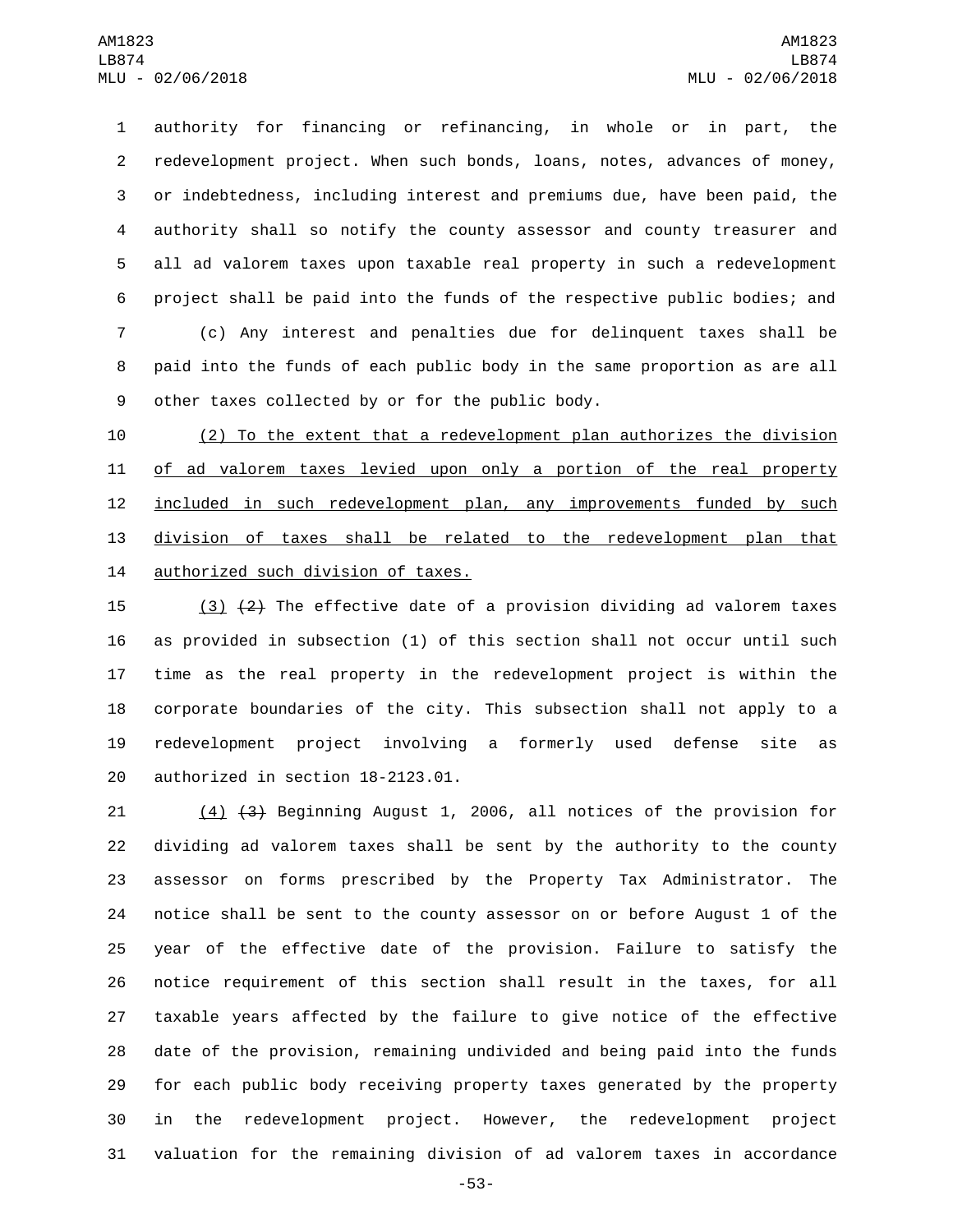authority for financing or refinancing, in whole or in part, the redevelopment project. When such bonds, loans, notes, advances of money, or indebtedness, including interest and premiums due, have been paid, the authority shall so notify the county assessor and county treasurer and all ad valorem taxes upon taxable real property in such a redevelopment project shall be paid into the funds of the respective public bodies; and

(c) Any interest and penalties due for delinquent taxes shall be paid into the funds of each public body in the same proportion as are all other taxes collected by or for the public body.

(2) To the extent that a redevelopment plan authorizes the division of ad valorem taxes levied upon only a portion of the real property included in such redevelopment plan, any improvements funded by such division of taxes shall be related to the redevelopment plan that authorized such division of taxes.

(3) ~~(2)~~ The effective date of a provision dividing ad valorem taxes as provided in subsection (1) of this section shall not occur until such time as the real property in the redevelopment project is within the corporate boundaries of the city. This subsection shall not apply to a redevelopment project involving a formerly used defense site as authorized in section 18-2123.01.

(4) ~~(3)~~ Beginning August 1, 2006, all notices of the provision for dividing ad valorem taxes shall be sent by the authority to the county assessor on forms prescribed by the Property Tax Administrator. The notice shall be sent to the county assessor on or before August 1 of the year of the effective date of the provision. Failure to satisfy the notice requirement of this section shall result in the taxes, for all taxable years affected by the failure to give notice of the effective date of the provision, remaining undivided and being paid into the funds for each public body receiving property taxes generated by the property in the redevelopment project. However, the redevelopment project valuation for the remaining division of ad valorem taxes in accordance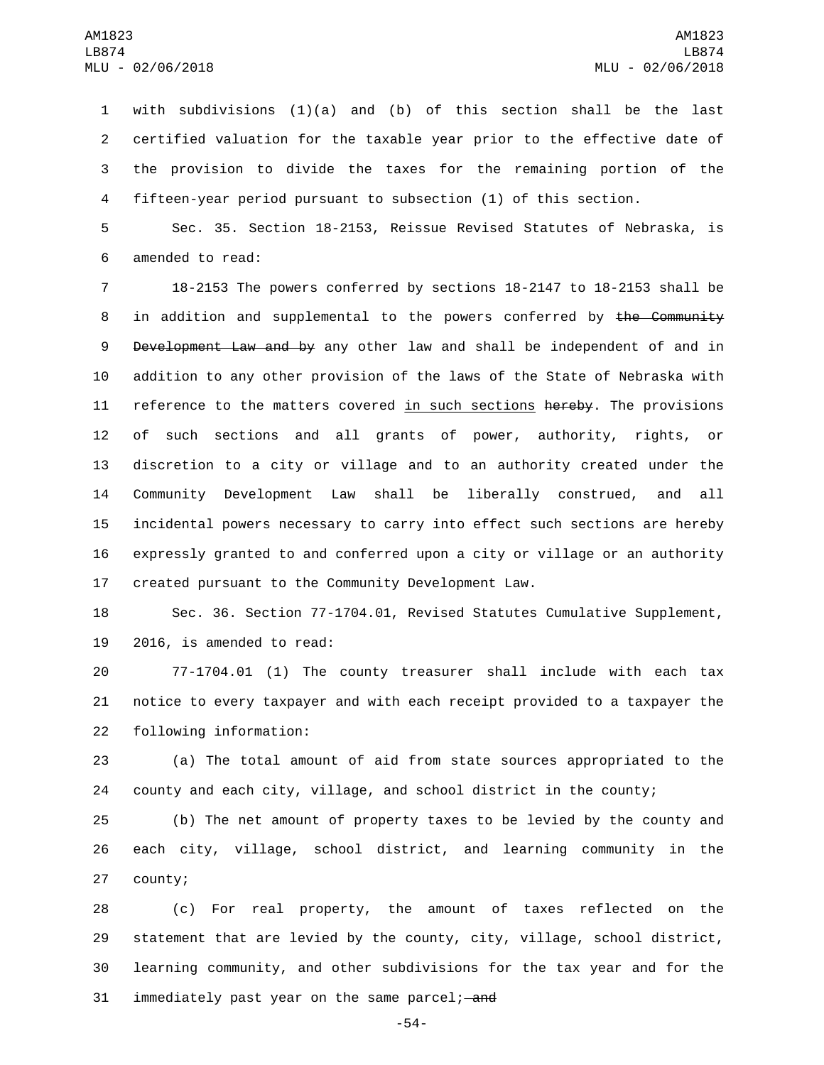with subdivisions (1)(a) and (b) of this section shall be the last certified valuation for the taxable year prior to the effective date of the provision to divide the taxes for the remaining portion of the fifteen-year period pursuant to subsection (1) of this section.

Sec. 35. Section 18-2153, Reissue Revised Statutes of Nebraska, is amended to read:

18-2153 The powers conferred by sections 18-2147 to 18-2153 shall be in addition and supplemental to the powers conferred by ~~the Community Development Law and by~~ any other law and shall be independent of and in addition to any other provision of the laws of the State of Nebraska with reference to the matters covered <u>in such sections</u> ~~hereby~~. The provisions of such sections and all grants of power, authority, rights, or discretion to a city or village and to an authority created under the Community Development Law shall be liberally construed, and all incidental powers necessary to carry into effect such sections are hereby expressly granted to and conferred upon a city or village or an authority created pursuant to the Community Development Law.

Sec. 36. Section 77-1704.01, Revised Statutes Cumulative Supplement, 2016, is amended to read:

77-1704.01 (1) The county treasurer shall include with each tax notice to every taxpayer and with each receipt provided to a taxpayer the following information:

(a) The total amount of aid from state sources appropriated to the county and each city, village, and school district in the county;

(b) The net amount of property taxes to be levied by the county and each city, village, school district, and learning community in the county;

(c) For real property, the amount of taxes reflected on the statement that are levied by the county, city, village, school district, learning community, and other subdivisions for the tax year and for the immediately past year on the same parcel; ~~and~~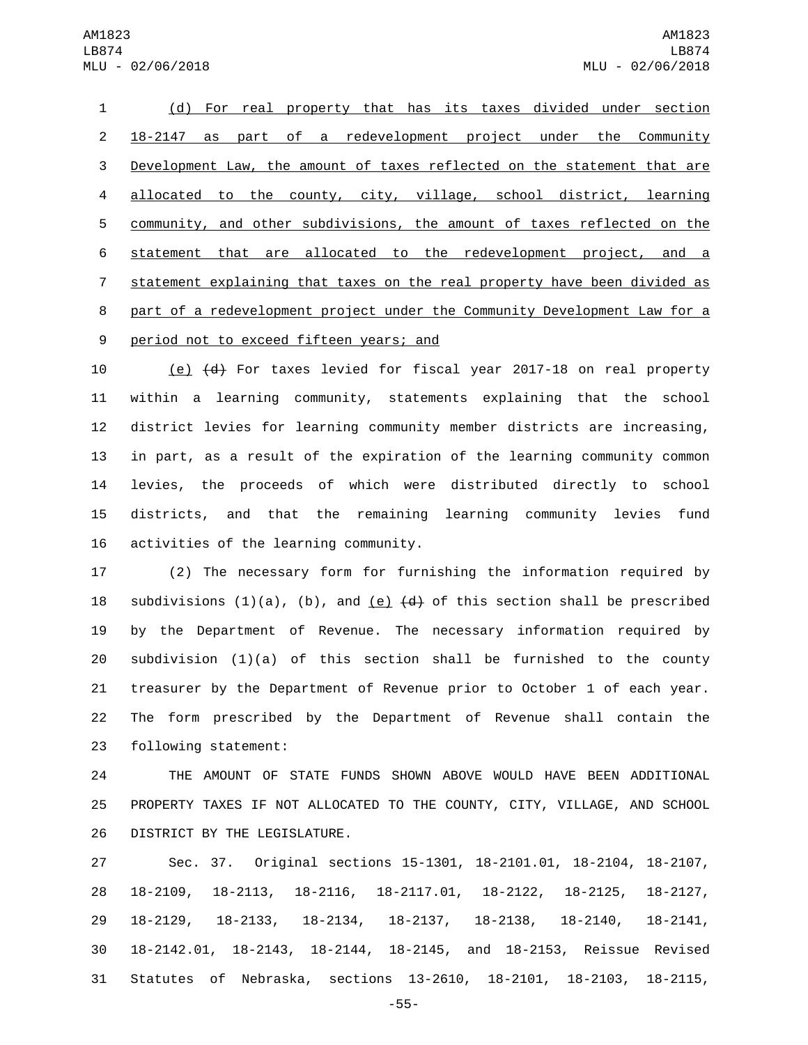(d) For real property that has its taxes divided under section 18-2147 as part of a redevelopment project under the Community Development Law, the amount of taxes reflected on the statement that are allocated to the county, city, village, school district, learning community, and other subdivisions, the amount of taxes reflected on the statement that are allocated to the redevelopment project, and a statement explaining that taxes on the real property have been divided as part of a redevelopment project under the Community Development Law for a period not to exceed fifteen years; and

(e) ~~(d)~~ For taxes levied for fiscal year 2017-18 on real property within a learning community, statements explaining that the school district levies for learning community member districts are increasing, in part, as a result of the expiration of the learning community common levies, the proceeds of which were distributed directly to school districts, and that the remaining learning community levies fund activities of the learning community.

(2) The necessary form for furnishing the information required by subdivisions (1)(a), (b), and (e) ~~(d)~~ of this section shall be prescribed by the Department of Revenue. The necessary information required by subdivision (1)(a) of this section shall be furnished to the county treasurer by the Department of Revenue prior to October 1 of each year. The form prescribed by the Department of Revenue shall contain the following statement:

THE AMOUNT OF STATE FUNDS SHOWN ABOVE WOULD HAVE BEEN ADDITIONAL PROPERTY TAXES IF NOT ALLOCATED TO THE COUNTY, CITY, VILLAGE, AND SCHOOL DISTRICT BY THE LEGISLATURE.

Sec. 37. Original sections 15-1301, 18-2101.01, 18-2104, 18-2107, 18-2109, 18-2113, 18-2116, 18-2117.01, 18-2122, 18-2125, 18-2127, 18-2129, 18-2133, 18-2134, 18-2137, 18-2138, 18-2140, 18-2141, 18-2142.01, 18-2143, 18-2144, 18-2145, and 18-2153, Reissue Revised Statutes of Nebraska, sections 13-2610, 18-2101, 18-2103, 18-2115,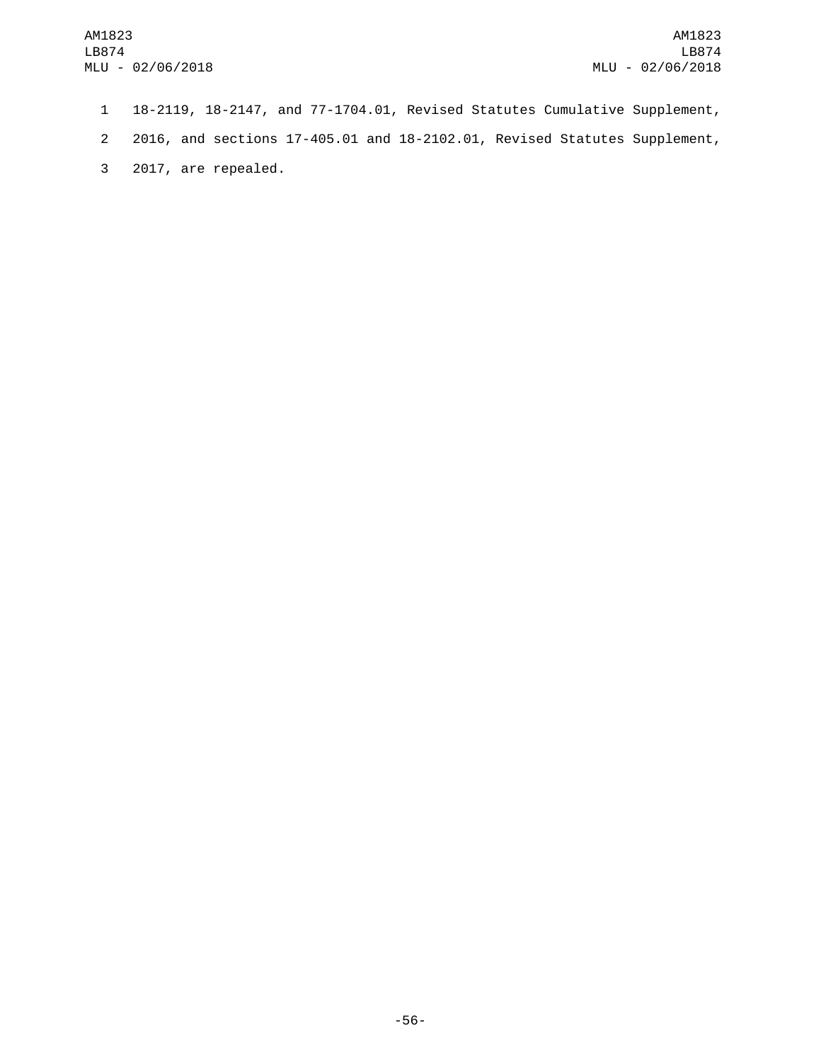18-2119, 18-2147, and 77-1704.01, Revised Statutes Cumulative Supplement, 2016, and sections 17-405.01 and 18-2102.01, Revised Statutes Supplement, 2017, are repealed.